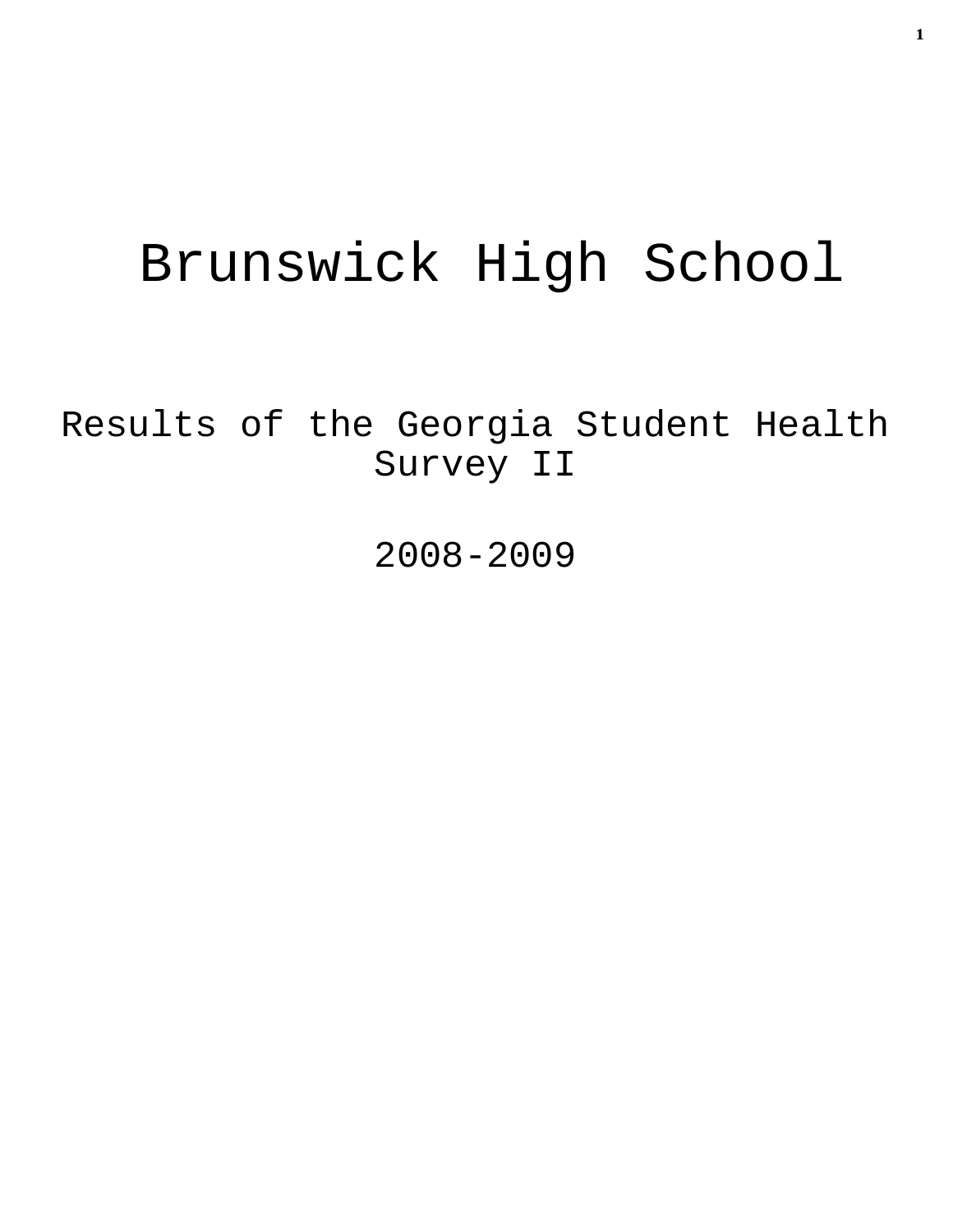# Brunswick High School

## Results of the Georgia Student Health Survey II

## 2008-2009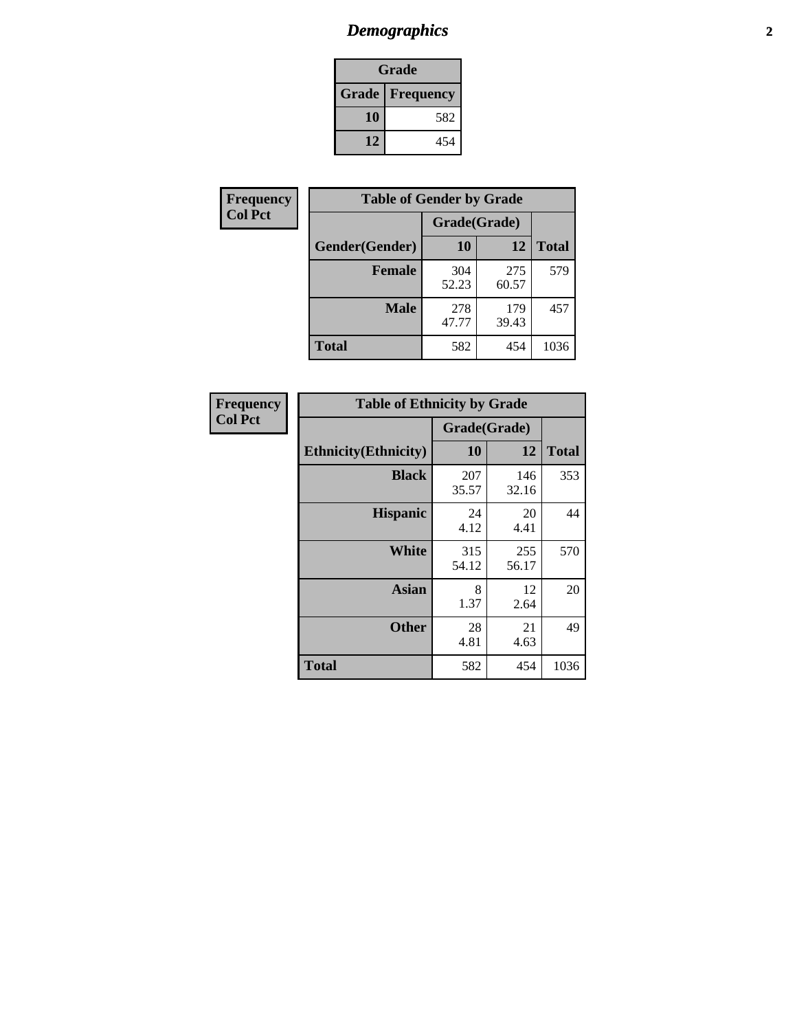## *Demographics*

| Grade | |
|---|---|
| **Grade** | **Frequency** |
| **10** | 582 |
| **12** | 454 |

**Frequency**
**Col Pct**

| Table of Gender by Grade | | | |
|---|---|---|---|
| | Grade(Grade) | | |
| **Gender(Gender)** | **10** | **12** | **Total** |
| **Female** | 304<br>52.23 | 275<br>60.57 | 579 |
| **Male** | 278<br>47.77 | 179<br>39.43 | 457 |
| **Total** | 582 | 454 | 1036 |

**Frequency**
**Col Pct**

| Table of Ethnicity by Grade | | | |
|---|---|---|---|
| | Grade(Grade) | | |
| **Ethnicity(Ethnicity)** | **10** | **12** | **Total** |
| **Black** | 207<br>35.57 | 146<br>32.16 | 353 |
| **Hispanic** | 24<br>4.12 | 20<br>4.41 | 44 |
| **White** | 315<br>54.12 | 255<br>56.17 | 570 |
| **Asian** | 8<br>1.37 | 12<br>2.64 | 20 |
| **Other** | 28<br>4.81 | 21<br>4.63 | 49 |
| **Total** | 582 | 454 | 1036 |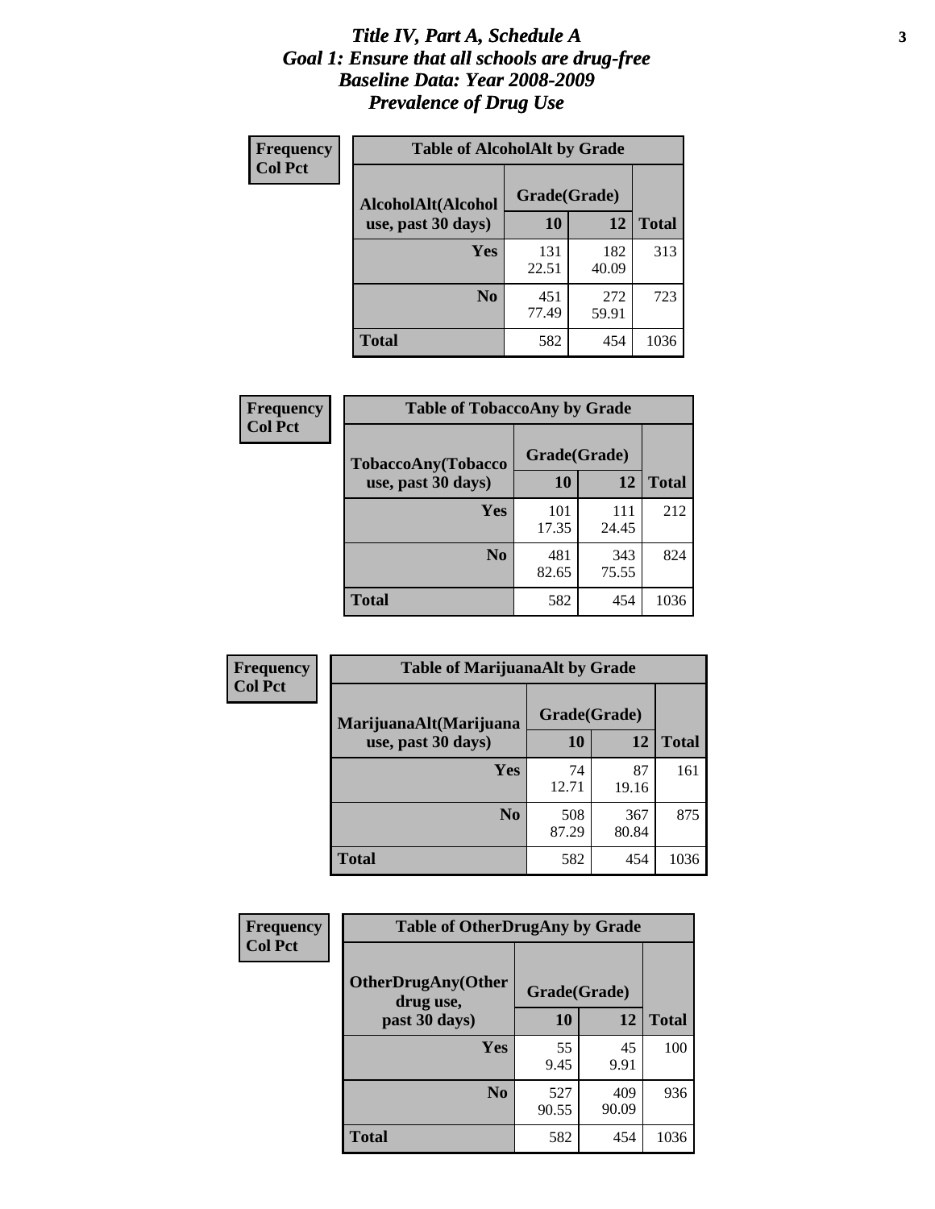# *Title IV, Part A, Schedule A*
# *Goal 1: Ensure that all schools are drug-free*
# *Baseline Data: Year 2008-2009*
# *Prevalence of Drug Use*

**Frequency**
**Col Pct**

**Table of AlcoholAlt by Grade**

| AlcoholAlt(Alcohol use, past 30 days) | Grade(Grade) | | |
|---|---|---|---|
| | 10 | 12 | Total |
| Yes | 131<br>22.51 | 182<br>40.09 | 313 |
| No | 451<br>77.49 | 272<br>59.91 | 723 |
| Total | 582 | 454 | 1036 |

**Frequency**
**Col Pct**

**Table of TobaccoAny by Grade**

| TobaccoAny(Tobacco use, past 30 days) | Grade(Grade) | | |
|---|---|---|---|
| | 10 | 12 | Total |
| Yes | 101<br>17.35 | 111<br>24.45 | 212 |
| No | 481<br>82.65 | 343<br>75.55 | 824 |
| Total | 582 | 454 | 1036 |

**Frequency**
**Col Pct**

**Table of MarijuanaAlt by Grade**

| MarijuanaAlt(Marijuana use, past 30 days) | Grade(Grade) | | |
|---|---|---|---|
| | 10 | 12 | Total |
| Yes | 74<br>12.71 | 87<br>19.16 | 161 |
| No | 508<br>87.29 | 367<br>80.84 | 875 |
| Total | 582 | 454 | 1036 |

**Frequency**
**Col Pct**

**Table of OtherDrugAny by Grade**

| OtherDrugAny(Other drug use, past 30 days) | Grade(Grade) | | |
|---|---|---|---|
| | 10 | 12 | Total |
| Yes | 55<br>9.45 | 45<br>9.91 | 100 |
| No | 527<br>90.55 | 409<br>90.09 | 936 |
| Total | 582 | 454 | 1036 |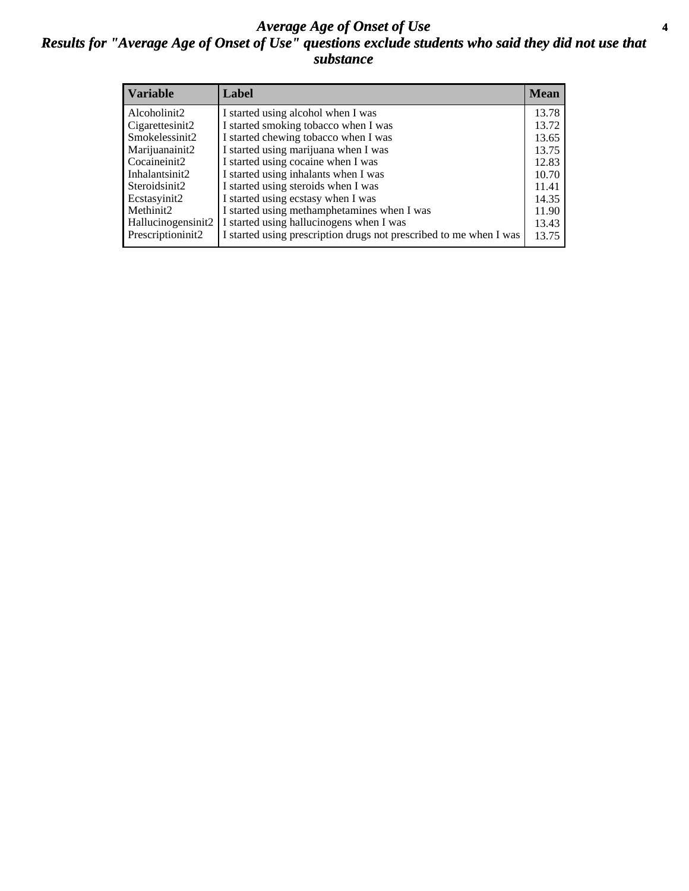# *Average Age of Onset of Use*

## *Results for "Average Age of Onset of Use" questions exclude students who said they did not use that substance*

| Variable | Label | Mean |
|---|---|---|
| Alcoholinit2 | I started using alcohol when I was | 13.78 |
| Cigarettesinit2 | I started smoking tobacco when I was | 13.72 |
| Smokelessinit2 | I started chewing tobacco when I was | 13.65 |
| Marijuanainit2 | I started using marijuana when I was | 13.75 |
| Cocaineinit2 | I started using cocaine when I was | 12.83 |
| Inhalantsinit2 | I started using inhalants when I was | 10.70 |
| Steroidsinit2 | I started using steroids when I was | 11.41 |
| Ecstasyinit2 | I started using ecstasy when I was | 14.35 |
| Methinit2 | I started using methamphetamines when I was | 11.90 |
| Hallucinogensinit2 | I started using hallucinogens when I was | 13.43 |
| Prescriptioninit2 | I started using prescription drugs not prescribed to me when I was | 13.75 |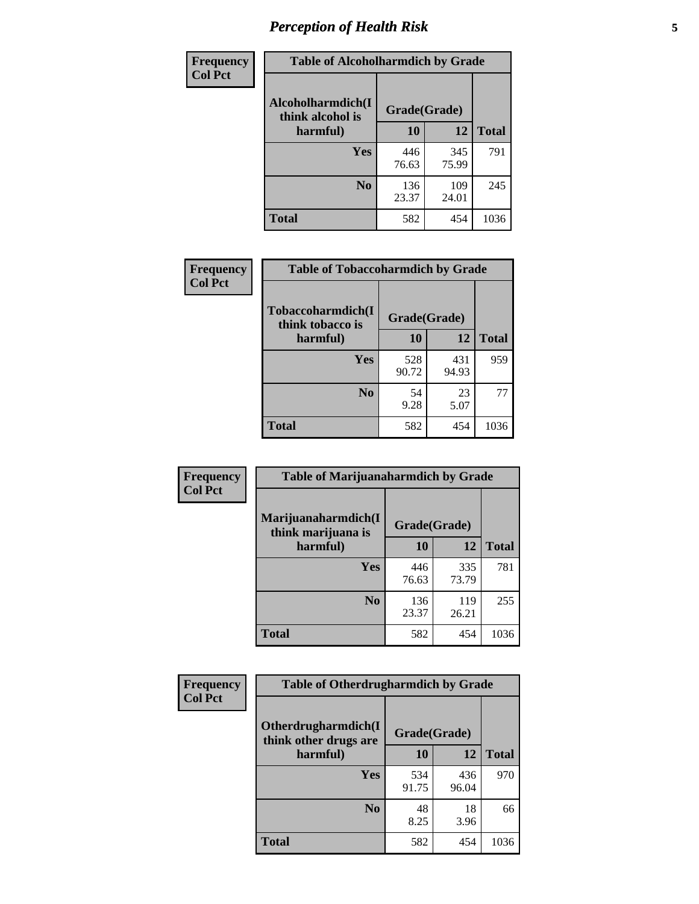# Perception of Health Risk

| Frequency Col Pct | Table of Alcoholharmdich by Grade | | |
|---|---|---|---|
| Alcoholharmdich(I think alcohol is harmful) | Grade(Grade) | | |
| | 10 | 12 | Total |
| Yes | 446<br>76.63 | 345<br>75.99 | 791 |
| No | 136<br>23.37 | 109<br>24.01 | 245 |
| Total | 582 | 454 | 1036 |

| Frequency Col Pct | Table of Tobaccoharmdich by Grade | | |
|---|---|---|---|
| Tobaccoharmdich(I think tobacco is harmful) | Grade(Grade) | | |
| | 10 | 12 | Total |
| Yes | 528<br>90.72 | 431<br>94.93 | 959 |
| No | 54<br>9.28 | 23<br>5.07 | 77 |
| Total | 582 | 454 | 1036 |

| Frequency Col Pct | Table of Marijuanaharmdich by Grade | | |
|---|---|---|---|
| Marijuanaharmdich(I think marijuana is harmful) | Grade(Grade) | | |
| | 10 | 12 | Total |
| Yes | 446<br>76.63 | 335<br>73.79 | 781 |
| No | 136<br>23.37 | 119<br>26.21 | 255 |
| Total | 582 | 454 | 1036 |

| Frequency Col Pct | Table of Otherdrugharmdich by Grade | | |
|---|---|---|---|
| Otherdrugharmdich(I think other drugs are harmful) | Grade(Grade) | | |
| | 10 | 12 | Total |
| Yes | 534<br>91.75 | 436<br>96.04 | 970 |
| No | 48<br>8.25 | 18<br>3.96 | 66 |
| Total | 582 | 454 | 1036 |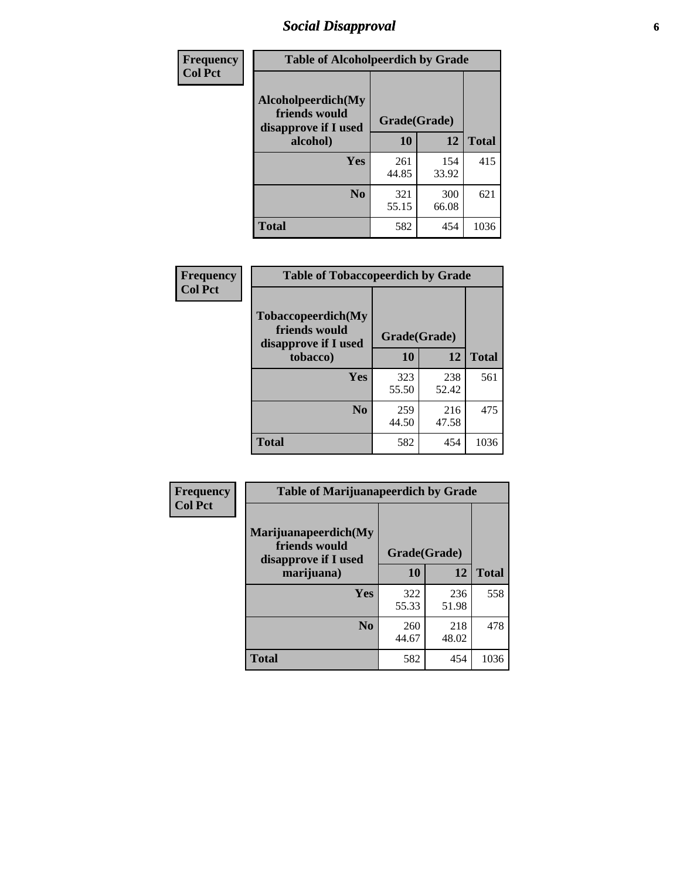# Social Disapproval

| Frequency Col Pct | Table of Alcoholpeerdich by Grade | | |
|---|---|---|---|
| Alcoholpeerdich(My friends would disapprove if I used alcohol) | Grade(Grade) | | |
| | 10 | 12 | Total |
| Yes | 261<br>44.85 | 154<br>33.92 | 415 |
| No | 321<br>55.15 | 300<br>66.08 | 621 |
| Total | 582 | 454 | 1036 |

| Frequency Col Pct | Table of Tobaccopeerdich by Grade | | |
|---|---|---|---|
| Tobaccopeerdich(My friends would disapprove if I used tobacco) | Grade(Grade) | | |
| | 10 | 12 | Total |
| Yes | 323<br>55.50 | 238<br>52.42 | 561 |
| No | 259<br>44.50 | 216<br>47.58 | 475 |
| Total | 582 | 454 | 1036 |

| Frequency Col Pct | Table of Marijuanapeerdich by Grade | | |
|---|---|---|---|
| Marijuanapeerdich(My friends would disapprove if I used marijuana) | Grade(Grade) | | |
| | 10 | 12 | Total |
| Yes | 322<br>55.33 | 236<br>51.98 | 558 |
| No | 260<br>44.67 | 218<br>48.02 | 478 |
| Total | 582 | 454 | 1036 |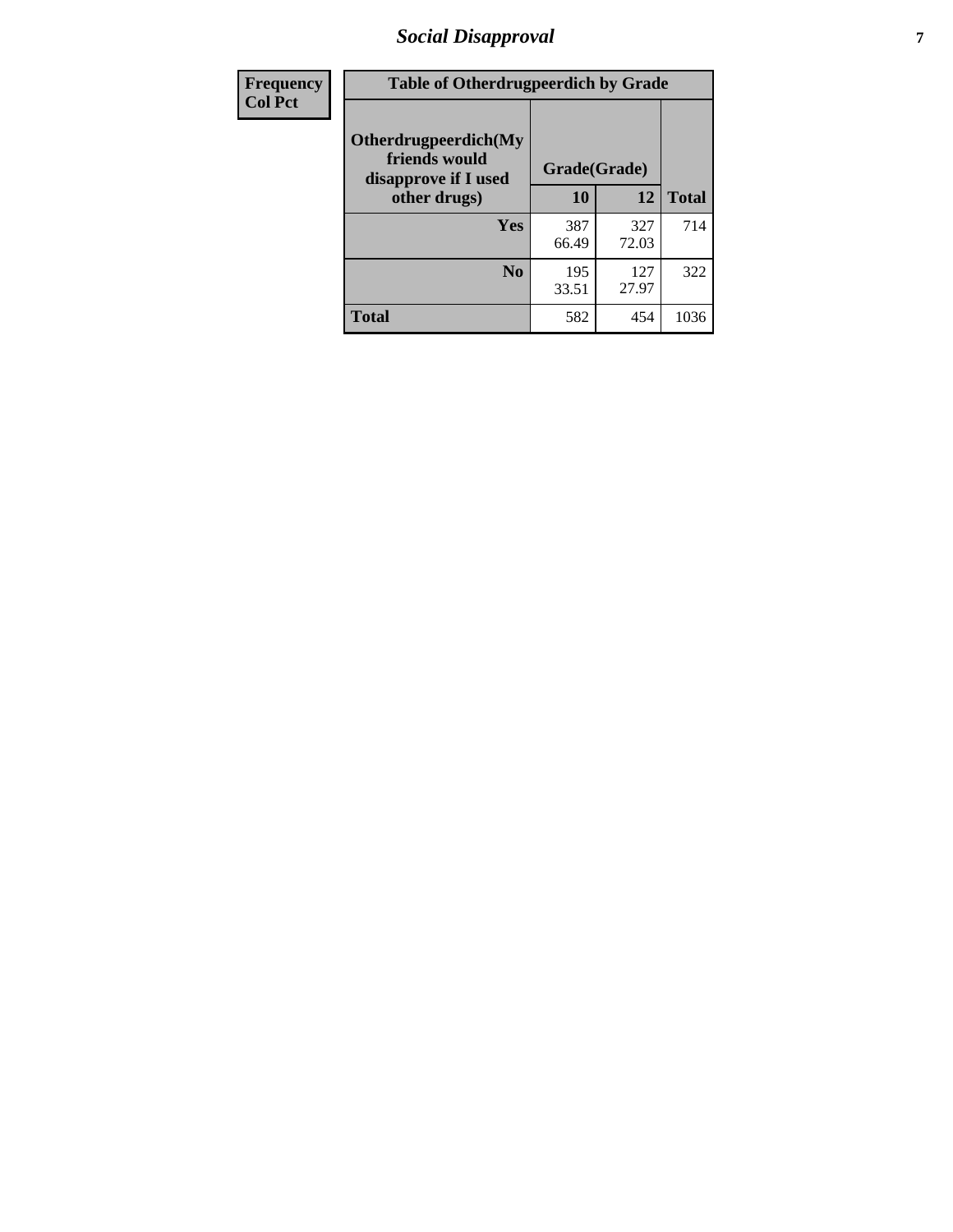| Frequency Col Pct | Table of Otherdrugpeerdich by Grade | | |
|---|---|---|---|
| Otherdrugpeerdich(My friends would disapprove if I used other drugs) | Grade(Grade) | | |
| | 10 | 12 | Total |
| Yes | 387 66.49 | 327 72.03 | 714 |
| No | 195 33.51 | 127 27.97 | 322 |
| Total | 582 | 454 | 1036 |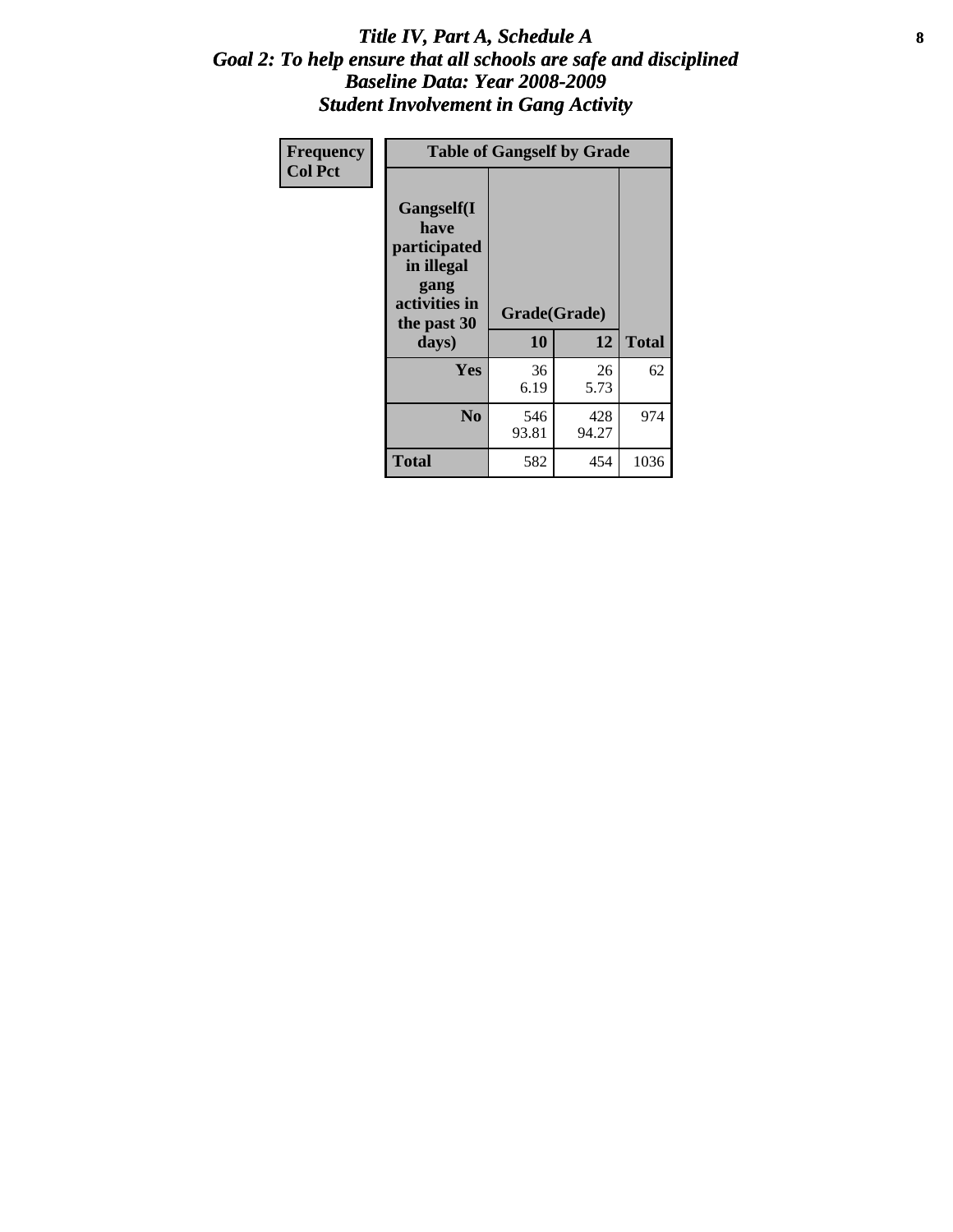# *Title IV, Part A, Schedule A*
## *Goal 2: To help ensure that all schools are safe and disciplined*
## *Baseline Data: Year 2008-2009*
## *Student Involvement in Gang Activity*

| Frequency<br>Col Pct | Table of Gangself by Grade | | |
|---|---|---|---|
| Gangself(I have participated in illegal gang activities in the past 30 days) | Grade(Grade) | | |
| | 10 | 12 | Total |
| Yes | 36<br>6.19 | 26<br>5.73 | 62 |
| No | 546<br>93.81 | 428<br>94.27 | 974 |
| Total | 582 | 454 | 1036 |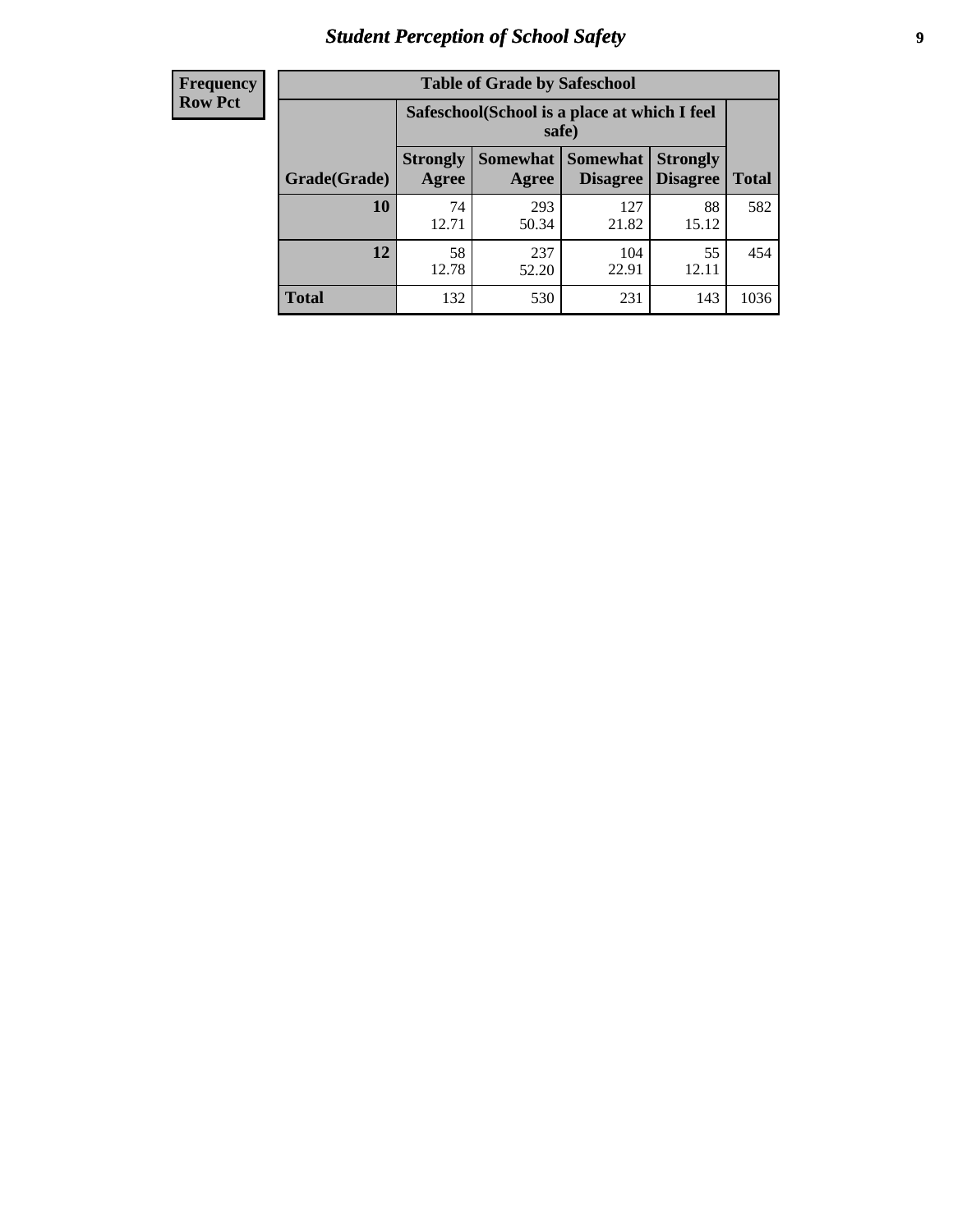# Student Perception of School Safety

| Frequency Row Pct | Table of Grade by Safeschool | | | | |
|---|---|---|---|---|---|
| | Safeschool(School is a place at which I feel safe) | | | | |
| Grade(Grade) | Strongly Agree | Somewhat Agree | Somewhat Disagree | Strongly Disagree | Total |
| 10 | 74<br>12.71 | 293<br>50.34 | 127<br>21.82 | 88<br>15.12 | 582 |
| 12 | 58<br>12.78 | 237<br>52.20 | 104<br>22.91 | 55<br>12.11 | 454 |
| Total | 132 | 530 | 231 | 143 | 1036 |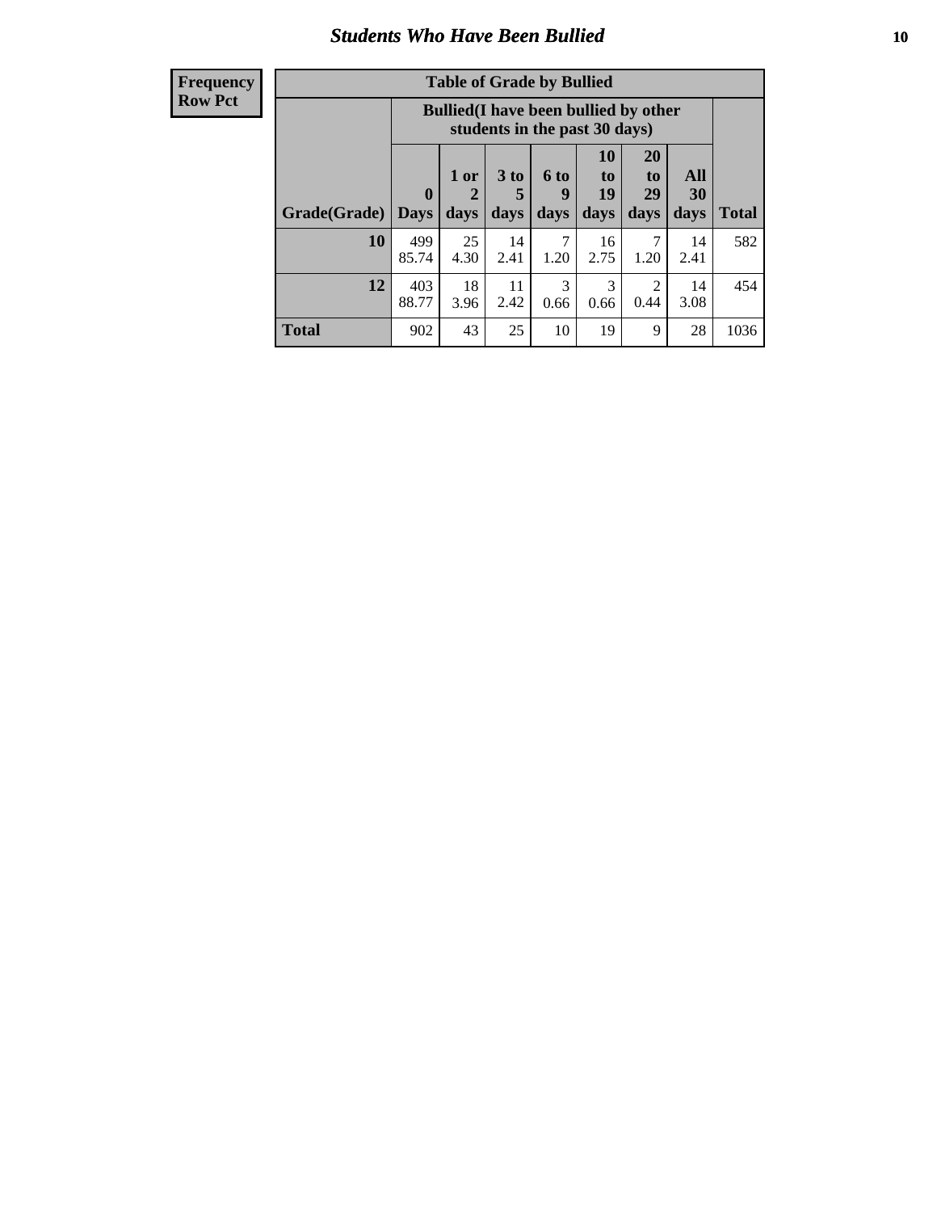# *Students Who Have Been Bullied*

| Frequency<br>Row Pct |
|---|

| Table of Grade by Bullied | | | | | | | | |
|---|---|---|---|---|---|---|---|---|
| | Bullied(I have been bullied by other students in the past 30 days) | | | | | | | |
| Grade(Grade) | 0 Days | 1 or 2 days | 3 to 5 days | 6 to 9 days | 10 to 19 days | 20 to 29 days | All 30 days | Total |
| 10 | 499<br>85.74 | 25<br>4.30 | 14<br>2.41 | 7<br>1.20 | 16<br>2.75 | 7<br>1.20 | 14<br>2.41 | 582 |
| 12 | 403<br>88.77 | 18<br>3.96 | 11<br>2.42 | 3<br>0.66 | 3<br>0.66 | 2<br>0.44 | 14<br>3.08 | 454 |
| Total | 902 | 43 | 25 | 10 | 19 | 9 | 28 | 1036 |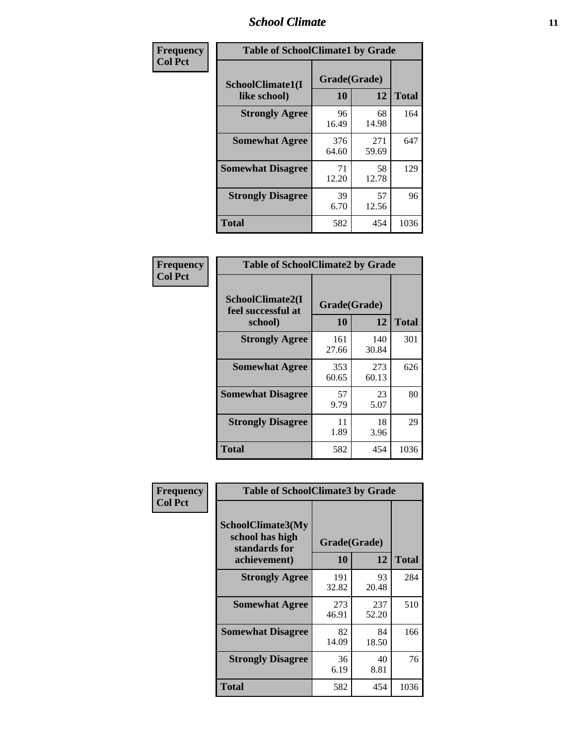| Frequency<br>Col Pct | | | |
|---|---|---|---|

**Table of SchoolClimate1 by Grade**

| SchoolClimate1(I like school) | Grade(Grade) 10 | 12 | Total |
|---|---|---|---|
| Strongly Agree | 96<br>16.49 | 68<br>14.98 | 164 |
| Somewhat Agree | 376<br>64.60 | 271<br>59.69 | 647 |
| Somewhat Disagree | 71<br>12.20 | 58<br>12.78 | 129 |
| Strongly Disagree | 39<br>6.70 | 57<br>12.56 | 96 |
| Total | 582 | 454 | 1036 |

| Frequency<br>Col Pct | | | |
|---|---|---|---|

**Table of SchoolClimate2 by Grade**

| SchoolClimate2(I feel successful at school) | Grade(Grade) 10 | 12 | Total |
|---|---|---|---|
| Strongly Agree | 161<br>27.66 | 140<br>30.84 | 301 |
| Somewhat Agree | 353<br>60.65 | 273<br>60.13 | 626 |
| Somewhat Disagree | 57<br>9.79 | 23<br>5.07 | 80 |
| Strongly Disagree | 11<br>1.89 | 18<br>3.96 | 29 |
| Total | 582 | 454 | 1036 |

| Frequency<br>Col Pct | | | |
|---|---|---|---|

**Table of SchoolClimate3 by Grade**

| SchoolClimate3(My school has high standards for achievement) | Grade(Grade) 10 | 12 | Total |
|---|---|---|---|
| Strongly Agree | 191<br>32.82 | 93<br>20.48 | 284 |
| Somewhat Agree | 273<br>46.91 | 237<br>52.20 | 510 |
| Somewhat Disagree | 82<br>14.09 | 84<br>18.50 | 166 |
| Strongly Disagree | 36<br>6.19 | 40<br>8.81 | 76 |
| Total | 582 | 454 | 1036 |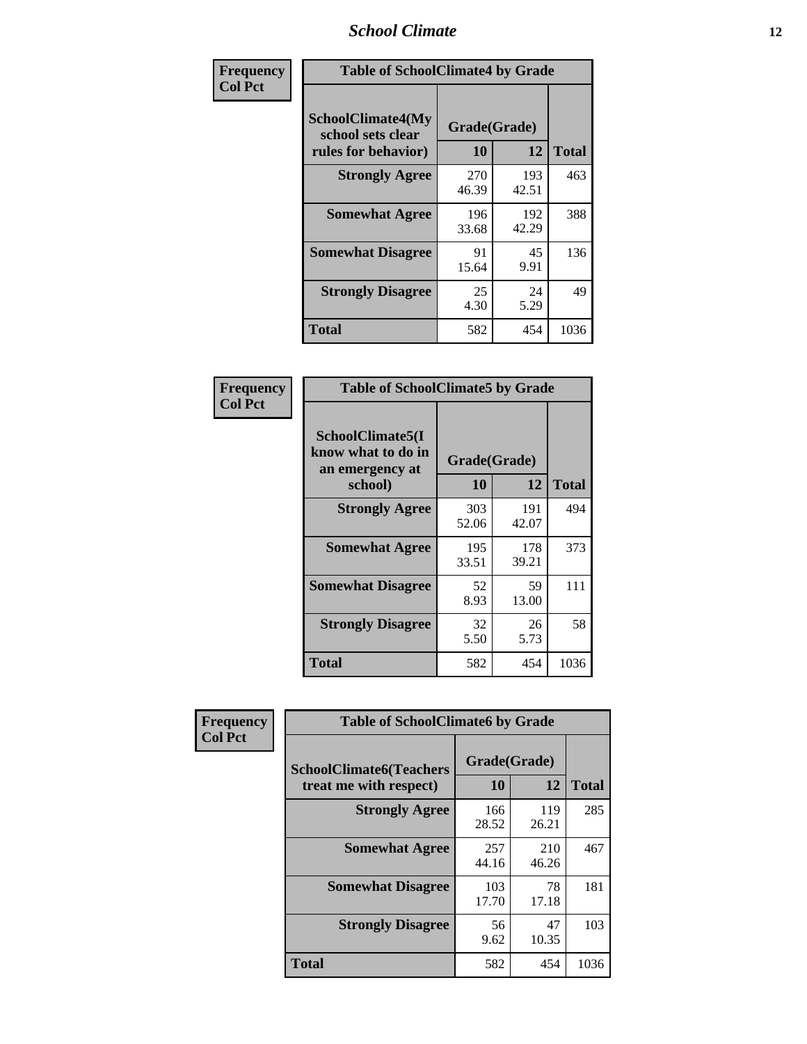| Frequency Col Pct | Table of SchoolClimate4 by Grade | | | |
|---|---|---|---|---|
| | SchoolClimate4(My school sets clear rules for behavior) | Grade(Grade) | | |
| | | 10 | 12 | Total |
| | Strongly Agree | 270<br>46.39 | 193<br>42.51 | 463 |
| | Somewhat Agree | 196<br>33.68 | 192<br>42.29 | 388 |
| | Somewhat Disagree | 91<br>15.64 | 45<br>9.91 | 136 |
| | Strongly Disagree | 25<br>4.30 | 24<br>5.29 | 49 |
| | Total | 582 | 454 | 1036 |

| Frequency Col Pct | Table of SchoolClimate5 by Grade | | | |
|---|---|---|---|---|
| | SchoolClimate5(I know what to do in an emergency at school) | Grade(Grade) | | |
| | | 10 | 12 | Total |
| | Strongly Agree | 303<br>52.06 | 191<br>42.07 | 494 |
| | Somewhat Agree | 195<br>33.51 | 178<br>39.21 | 373 |
| | Somewhat Disagree | 52<br>8.93 | 59<br>13.00 | 111 |
| | Strongly Disagree | 32<br>5.50 | 26<br>5.73 | 58 |
| | Total | 582 | 454 | 1036 |

| Frequency Col Pct | Table of SchoolClimate6 by Grade | | | |
|---|---|---|---|---|
| | SchoolClimate6(Teachers treat me with respect) | Grade(Grade) | | |
| | | 10 | 12 | Total |
| | Strongly Agree | 166<br>28.52 | 119<br>26.21 | 285 |
| | Somewhat Agree | 257<br>44.16 | 210<br>46.26 | 467 |
| | Somewhat Disagree | 103<br>17.70 | 78<br>17.18 | 181 |
| | Strongly Disagree | 56<br>9.62 | 47<br>10.35 | 103 |
| | Total | 582 | 454 | 1036 |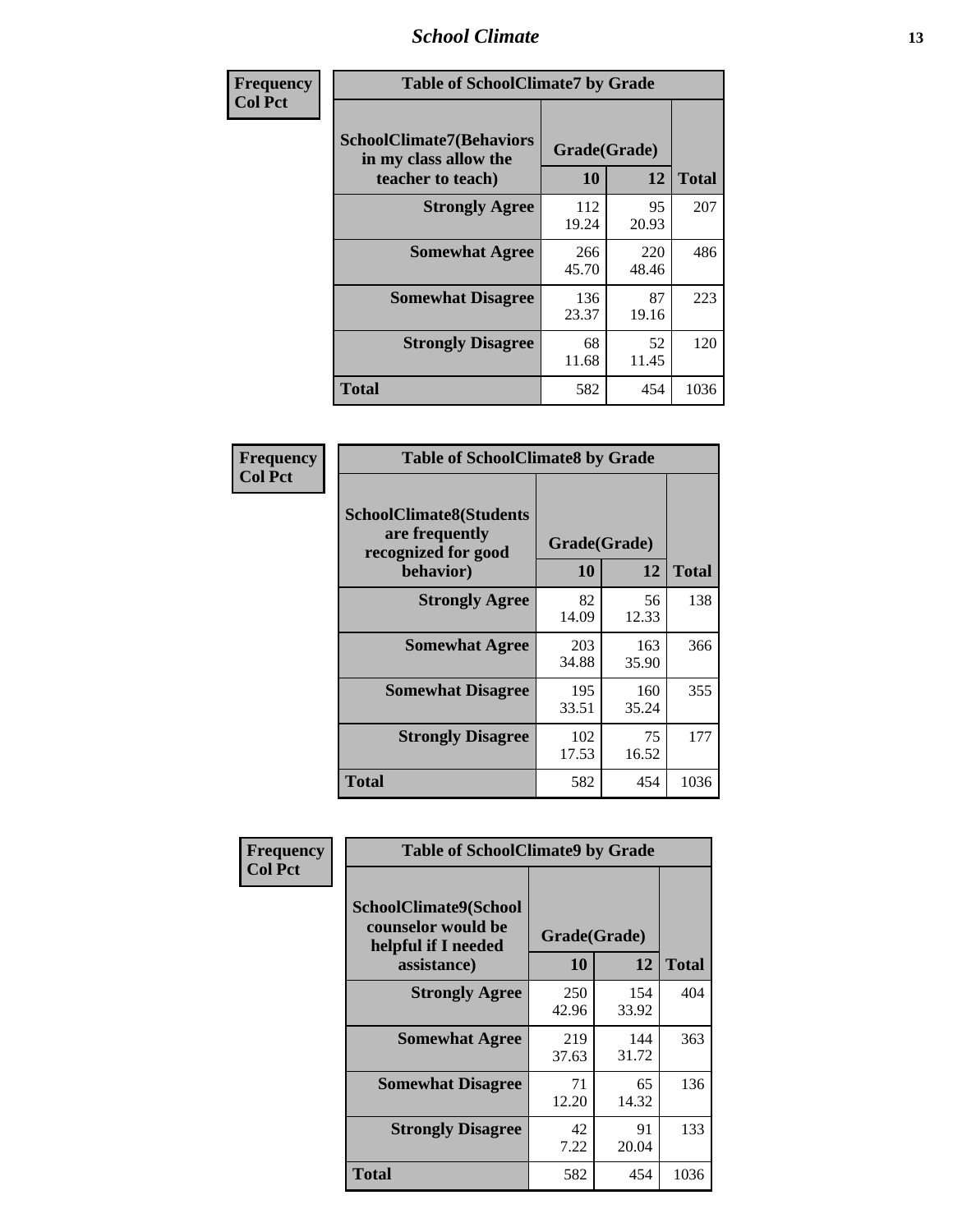| Frequency<br>Col Pct |
|---|

**Table of SchoolClimate7 by Grade**

| SchoolClimate7(Behaviors in my class allow the teacher to teach) | Grade(Grade) | | Total |
|---|---|---|---|
| | 10 | 12 | |
| Strongly Agree | 112<br>19.24 | 95<br>20.93 | 207 |
| Somewhat Agree | 266<br>45.70 | 220<br>48.46 | 486 |
| Somewhat Disagree | 136<br>23.37 | 87<br>19.16 | 223 |
| Strongly Disagree | 68<br>11.68 | 52<br>11.45 | 120 |
| Total | 582 | 454 | 1036 |

| Frequency<br>Col Pct |
|---|

**Table of SchoolClimate8 by Grade**

| SchoolClimate8(Students are frequently recognized for good behavior) | Grade(Grade) | | Total |
|---|---|---|---|
| | 10 | 12 | |
| Strongly Agree | 82<br>14.09 | 56<br>12.33 | 138 |
| Somewhat Agree | 203<br>34.88 | 163<br>35.90 | 366 |
| Somewhat Disagree | 195<br>33.51 | 160<br>35.24 | 355 |
| Strongly Disagree | 102<br>17.53 | 75<br>16.52 | 177 |
| Total | 582 | 454 | 1036 |

| Frequency<br>Col Pct |
|---|

**Table of SchoolClimate9 by Grade**

| SchoolClimate9(School counselor would be helpful if I needed assistance) | Grade(Grade) | | Total |
|---|---|---|---|
| | 10 | 12 | |
| Strongly Agree | 250<br>42.96 | 154<br>33.92 | 404 |
| Somewhat Agree | 219<br>37.63 | 144<br>31.72 | 363 |
| Somewhat Disagree | 71<br>12.20 | 65<br>14.32 | 136 |
| Strongly Disagree | 42<br>7.22 | 91<br>20.04 | 133 |
| Total | 582 | 454 | 1036 |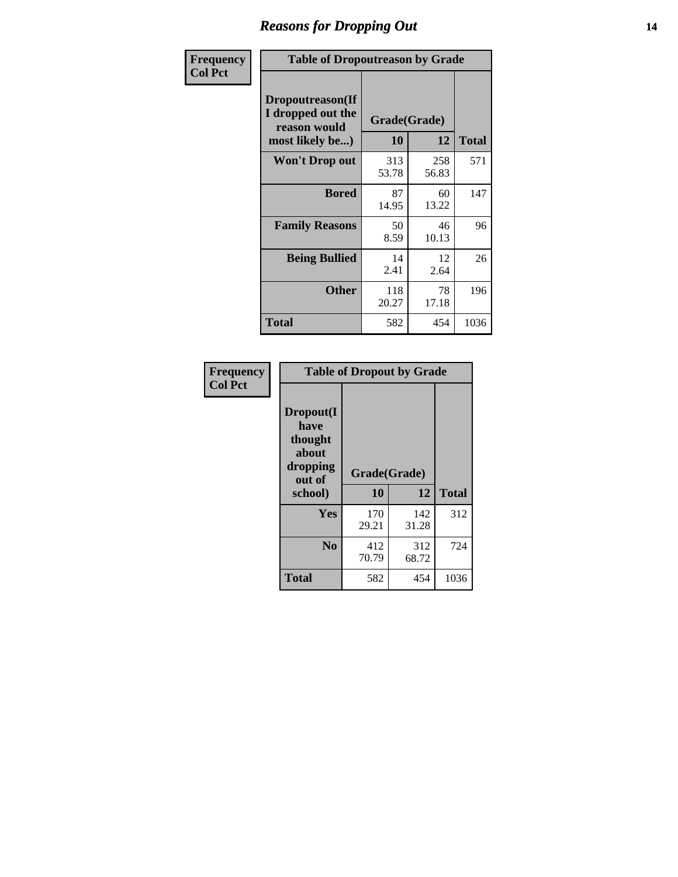# Reasons for Dropping Out

| Frequency Col Pct | Table of Dropoutreason by Grade | | |
|---|---|---|---|
| Dropoutreason(If I dropped out the reason would most likely be...) | Grade(Grade) | | |
| | 10 | 12 | Total |
| Won't Drop out | 313<br>53.78 | 258<br>56.83 | 571 |
| Bored | 87<br>14.95 | 60<br>13.22 | 147 |
| Family Reasons | 50<br>8.59 | 46<br>10.13 | 96 |
| Being Bullied | 14<br>2.41 | 12<br>2.64 | 26 |
| Other | 118<br>20.27 | 78<br>17.18 | 196 |
| Total | 582 | 454 | 1036 |

| Frequency Col Pct | Table of Dropout by Grade | | |
|---|---|---|---|
| Dropout(I have thought about dropping out of school) | Grade(Grade) | | |
| | 10 | 12 | Total |
| Yes | 170<br>29.21 | 142<br>31.28 | 312 |
| No | 412<br>70.79 | 312<br>68.72 | 724 |
| Total | 582 | 454 | 1036 |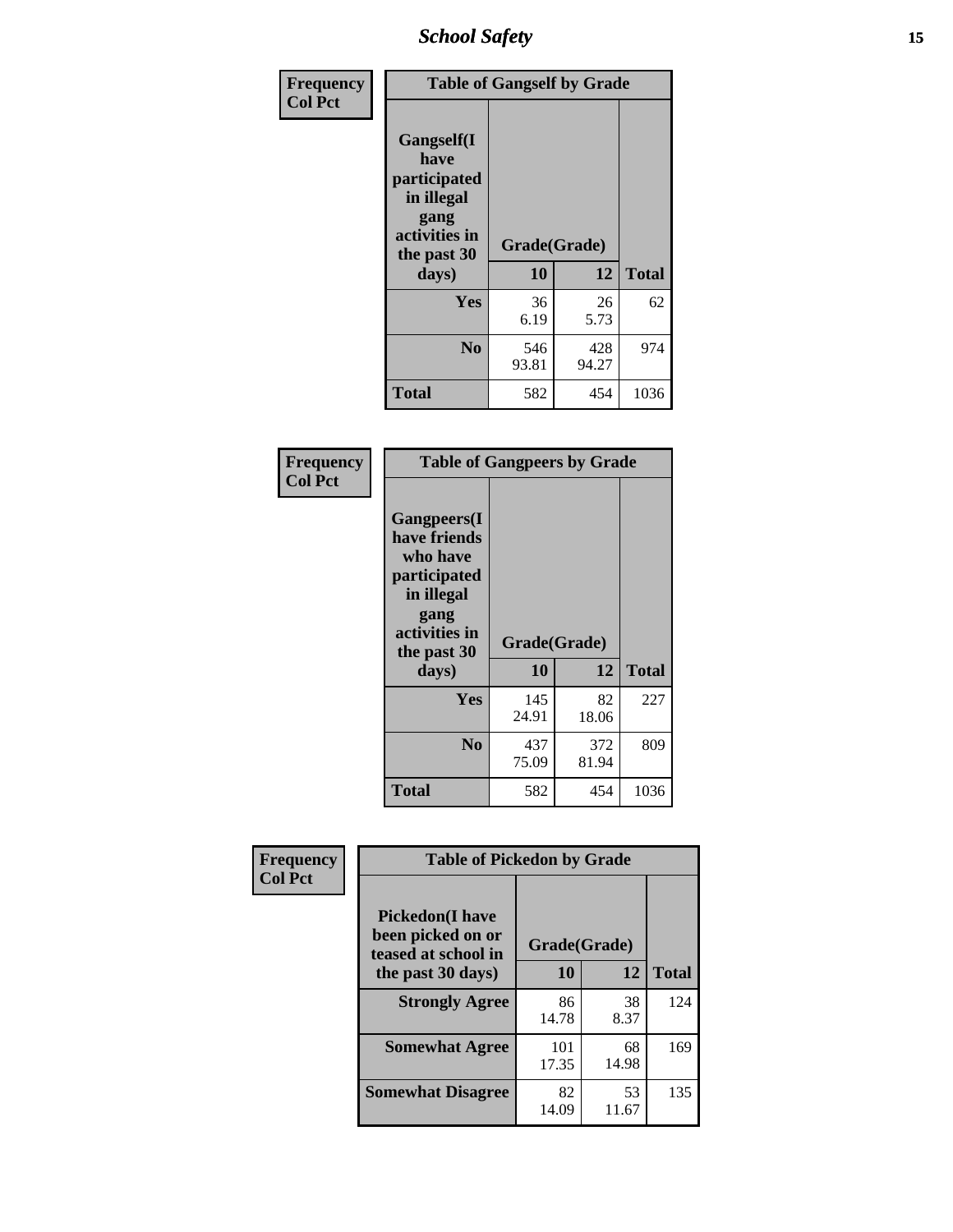| Frequency<br>Col Pct | Table of Gangself by Grade | | |
|---|---|---|---|
| Gangself(I have participated in illegal gang activities in the past 30 days) | Grade(Grade) | | |
| | 10 | 12 | Total |
| Yes | 36<br>6.19 | 26<br>5.73 | 62 |
| No | 546<br>93.81 | 428<br>94.27 | 974 |
| Total | 582 | 454 | 1036 |

| Frequency<br>Col Pct | Table of Gangpeers by Grade | | |
|---|---|---|---|
| Gangpeers(I have friends who have participated in illegal gang activities in the past 30 days) | Grade(Grade) | | |
| | 10 | 12 | Total |
| Yes | 145<br>24.91 | 82<br>18.06 | 227 |
| No | 437<br>75.09 | 372<br>81.94 | 809 |
| Total | 582 | 454 | 1036 |

| Frequency<br>Col Pct | Table of Pickedon by Grade | | |
|---|---|---|---|
| Pickedon(I have been picked on or teased at school in the past 30 days) | Grade(Grade) | | |
| | 10 | 12 | Total |
| Strongly Agree | 86<br>14.78 | 38<br>8.37 | 124 |
| Somewhat Agree | 101<br>17.35 | 68<br>14.98 | 169 |
| Somewhat Disagree | 82<br>14.09 | 53<br>11.67 | 135 |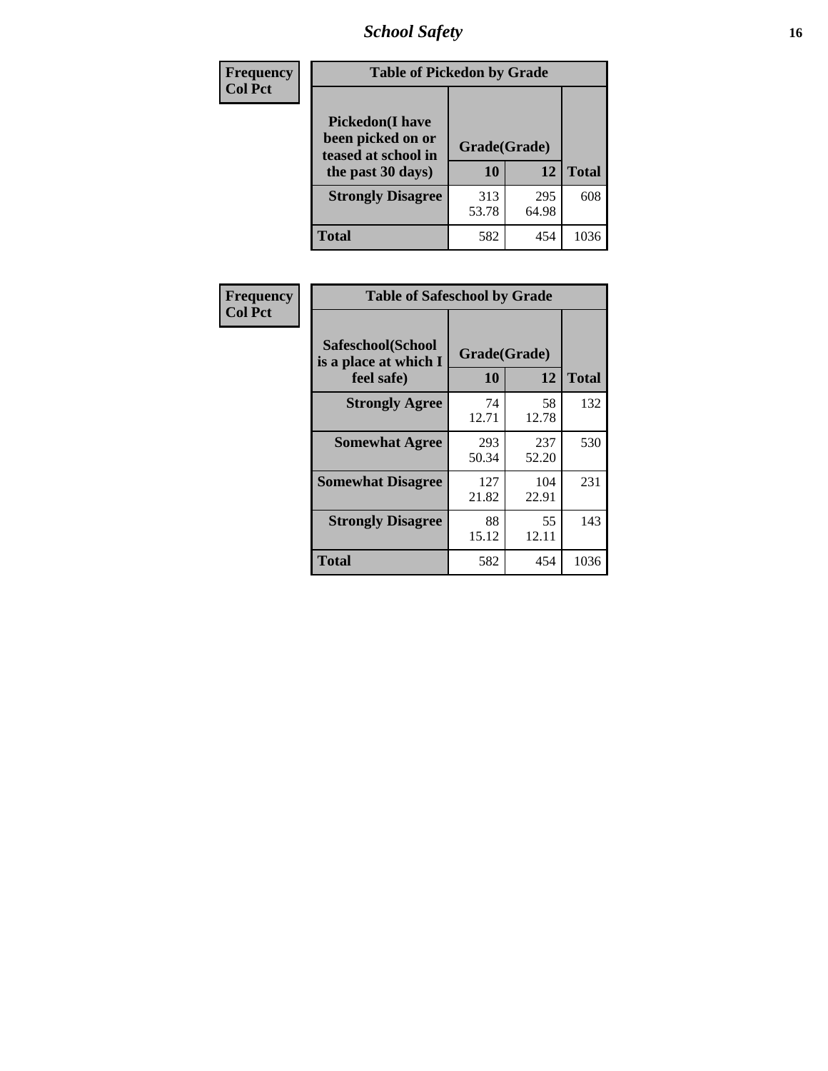| Frequency<br>Col Pct | Table of Pickedon by Grade | | |
|---|---|---|---|
| Pickedon(I have been picked on or teased at school in the past 30 days) | Grade(Grade) | | |
| | 10 | 12 | Total |
| Strongly Disagree | 313<br>53.78 | 295<br>64.98 | 608 |
| Total | 582 | 454 | 1036 |

| Frequency<br>Col Pct | Table of Safeschool by Grade | | |
|---|---|---|---|
| Safeschool(School is a place at which I feel safe) | Grade(Grade) | | |
| | 10 | 12 | Total |
| Strongly Agree | 74<br>12.71 | 58<br>12.78 | 132 |
| Somewhat Agree | 293<br>50.34 | 237<br>52.20 | 530 |
| Somewhat Disagree | 127<br>21.82 | 104<br>22.91 | 231 |
| Strongly Disagree | 88<br>15.12 | 55<br>12.11 | 143 |
| Total | 582 | 454 | 1036 |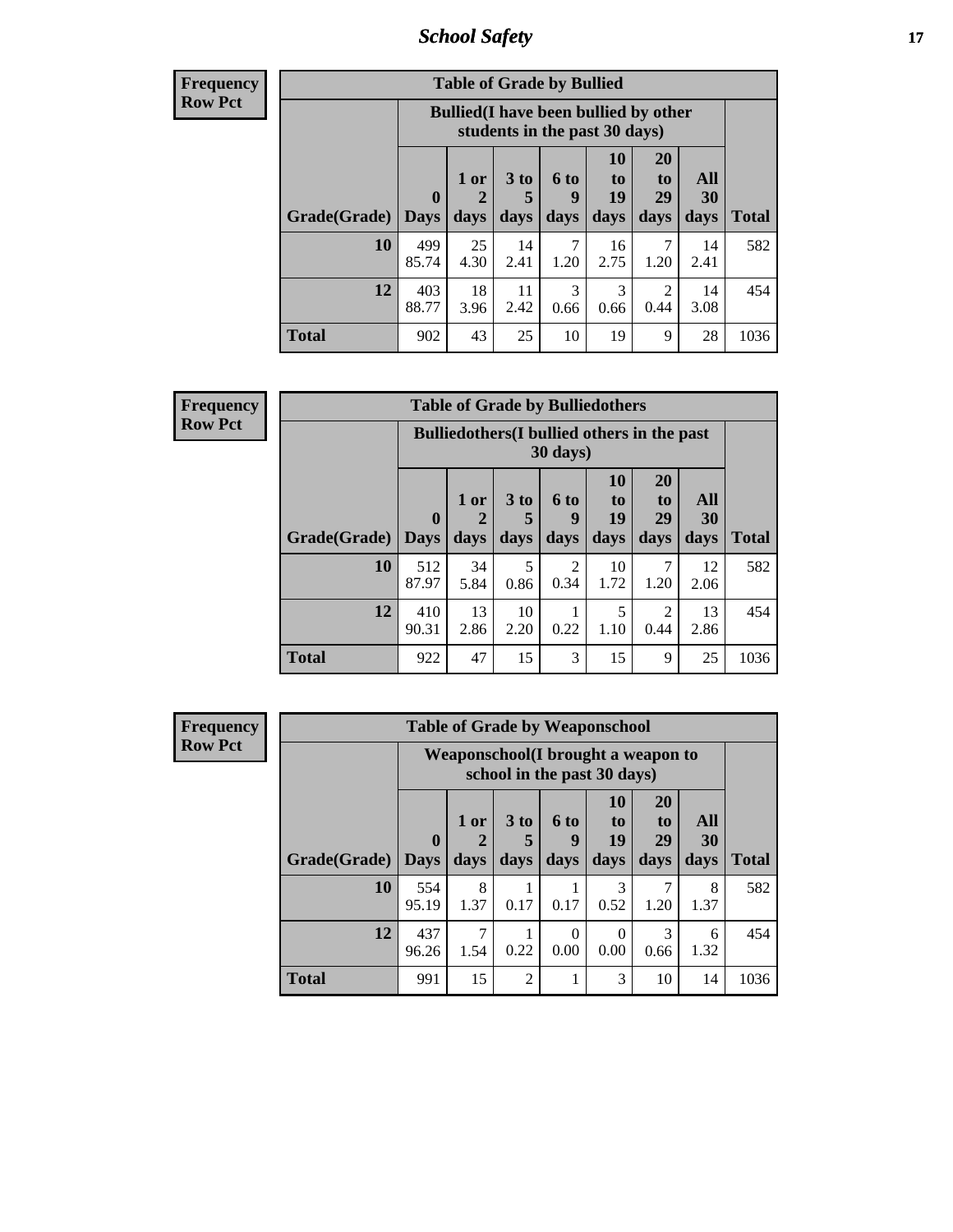**Frequency**
**Row Pct**

| Table of Grade by Bullied | | | | | | | | |
|---|---|---|---|---|---|---|---|---|
| | Bullied(I have been bullied by other students in the past 30 days) | | | | | | | |
| Grade(Grade) | 0 Days | 1 or 2 days | 3 to 5 days | 6 to 9 days | 10 to 19 days | 20 to 29 days | All 30 days | Total |
| 10 | 499<br>85.74 | 25<br>4.30 | 14<br>2.41 | 7<br>1.20 | 16<br>2.75 | 7<br>1.20 | 14<br>2.41 | 582 |
| 12 | 403<br>88.77 | 18<br>3.96 | 11<br>2.42 | 3<br>0.66 | 3<br>0.66 | 2<br>0.44 | 14<br>3.08 | 454 |
| Total | 902 | 43 | 25 | 10 | 19 | 9 | 28 | 1036 |

**Frequency**
**Row Pct**

| Table of Grade by Bulliedothers | | | | | | | | |
|---|---|---|---|---|---|---|---|---|
| | Bulliedothers(I bullied others in the past 30 days) | | | | | | | |
| Grade(Grade) | 0 Days | 1 or 2 days | 3 to 5 days | 6 to 9 days | 10 to 19 days | 20 to 29 days | All 30 days | Total |
| 10 | 512<br>87.97 | 34<br>5.84 | 5<br>0.86 | 2<br>0.34 | 10<br>1.72 | 7<br>1.20 | 12<br>2.06 | 582 |
| 12 | 410<br>90.31 | 13<br>2.86 | 10<br>2.20 | 1<br>0.22 | 5<br>1.10 | 2<br>0.44 | 13<br>2.86 | 454 |
| Total | 922 | 47 | 15 | 3 | 15 | 9 | 25 | 1036 |

**Frequency**
**Row Pct**

| Table of Grade by Weaponschool | | | | | | | | |
|---|---|---|---|---|---|---|---|---|
| | Weaponschool(I brought a weapon to school in the past 30 days) | | | | | | | |
| Grade(Grade) | 0 Days | 1 or 2 days | 3 to 5 days | 6 to 9 days | 10 to 19 days | 20 to 29 days | All 30 days | Total |
| 10 | 554<br>95.19 | 8<br>1.37 | 1<br>0.17 | 1<br>0.17 | 3<br>0.52 | 7<br>1.20 | 8<br>1.37 | 582 |
| 12 | 437<br>96.26 | 7<br>1.54 | 1<br>0.22 | 0<br>0.00 | 0<br>0.00 | 3<br>0.66 | 6<br>1.32 | 454 |
| Total | 991 | 15 | 2 | 1 | 3 | 10 | 14 | 1036 |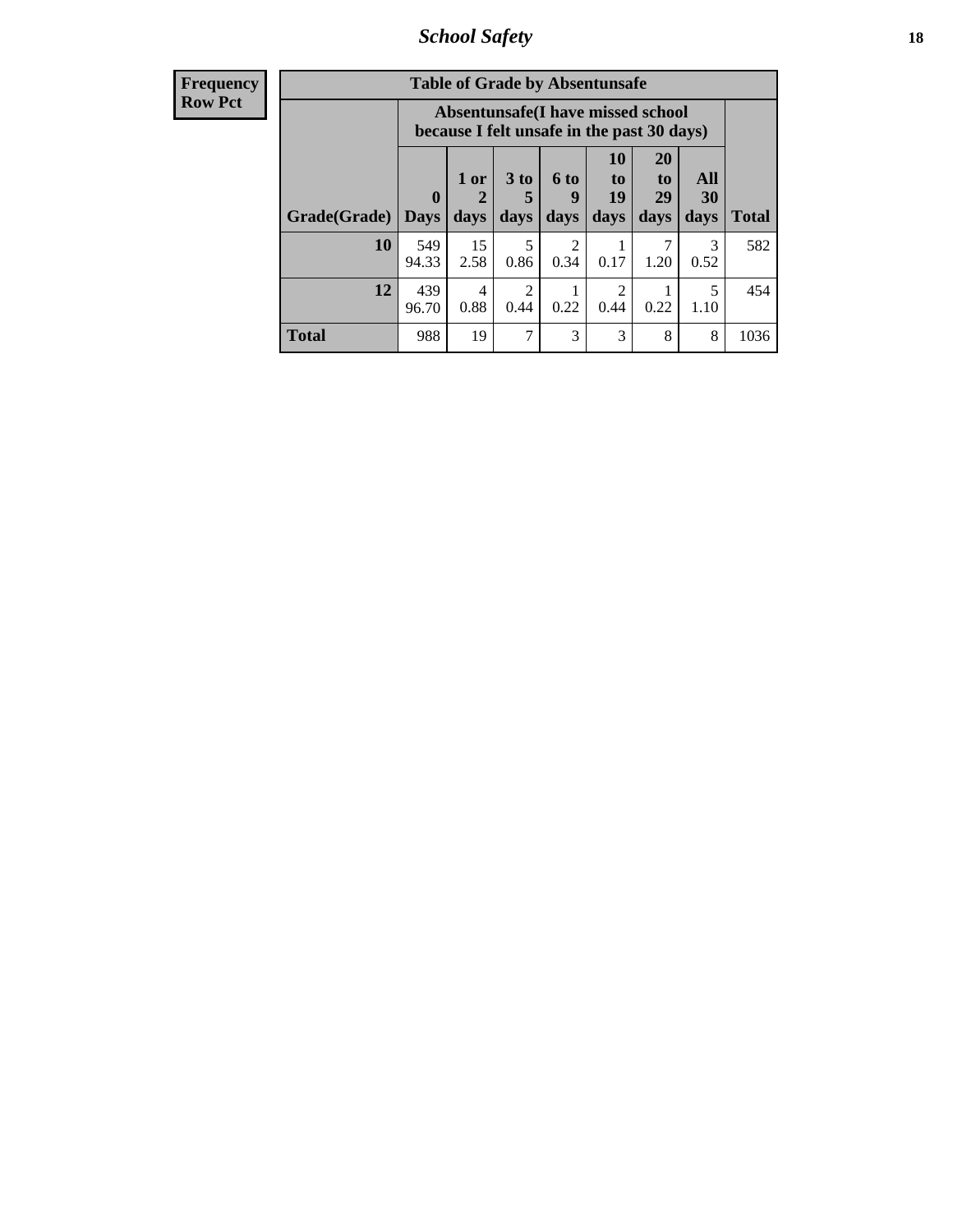## School Safety

| Frequency<br>Row Pct |
|---|

**Table of Grade by Absentunsafe**

| Grade(Grade) | Absentunsafe(I have missed school because I felt unsafe in the past 30 days) 0 Days | 1 or 2 days | 3 to 5 days | 6 to 9 days | 10 to 19 days | 20 to 29 days | All 30 days | Total |
|---|---|---|---|---|---|---|---|---|
| 10 | 549<br>94.33 | 15<br>2.58 | 5<br>0.86 | 2<br>0.34 | 1<br>0.17 | 7<br>1.20 | 3<br>0.52 | 582 |
| 12 | 439<br>96.70 | 4<br>0.88 | 2<br>0.44 | 1<br>0.22 | 2<br>0.44 | 1<br>0.22 | 5<br>1.10 | 454 |
| Total | 988 | 19 | 7 | 3 | 3 | 8 | 8 | 1036 |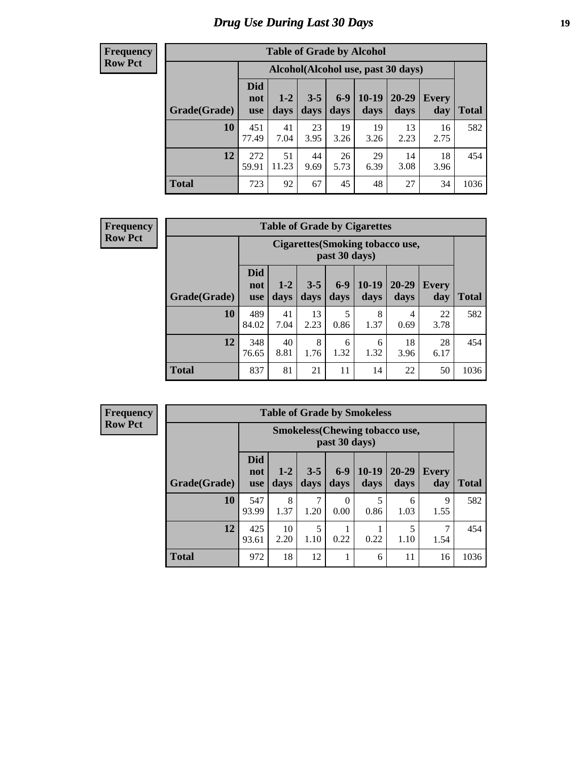# Drug Use During Last 30 Days

**Frequency**
**Row Pct**

| Table of Grade by Alcohol | | | | | | | | |
|---|---|---|---|---|---|---|---|---|
| | Alcohol(Alcohol use, past 30 days) | | | | | | | |
| Grade(Grade) | Did not use | 1-2 days | 3-5 days | 6-9 days | 10-19 days | 20-29 days | Every day | Total |
| **10** | 451<br>77.49 | 41<br>7.04 | 23<br>3.95 | 19<br>3.26 | 19<br>3.26 | 13<br>2.23 | 16<br>2.75 | 582 |
| **12** | 272<br>59.91 | 51<br>11.23 | 44<br>9.69 | 26<br>5.73 | 29<br>6.39 | 14<br>3.08 | 18<br>3.96 | 454 |
| **Total** | 723 | 92 | 67 | 45 | 48 | 27 | 34 | 1036 |

**Frequency**
**Row Pct**

| Table of Grade by Cigarettes | | | | | | | | |
|---|---|---|---|---|---|---|---|---|
| | Cigarettes(Smoking tobacco use, past 30 days) | | | | | | | |
| Grade(Grade) | Did not use | 1-2 days | 3-5 days | 6-9 days | 10-19 days | 20-29 days | Every day | Total |
| **10** | 489<br>84.02 | 41<br>7.04 | 13<br>2.23 | 5<br>0.86 | 8<br>1.37 | 4<br>0.69 | 22<br>3.78 | 582 |
| **12** | 348<br>76.65 | 40<br>8.81 | 8<br>1.76 | 6<br>1.32 | 6<br>1.32 | 18<br>3.96 | 28<br>6.17 | 454 |
| **Total** | 837 | 81 | 21 | 11 | 14 | 22 | 50 | 1036 |

**Frequency**
**Row Pct**

| Table of Grade by Smokeless | | | | | | | | |
|---|---|---|---|---|---|---|---|---|
| | Smokeless(Chewing tobacco use, past 30 days) | | | | | | | |
| Grade(Grade) | Did not use | 1-2 days | 3-5 days | 6-9 days | 10-19 days | 20-29 days | Every day | Total |
| **10** | 547<br>93.99 | 8<br>1.37 | 7<br>1.20 | 0<br>0.00 | 5<br>0.86 | 6<br>1.03 | 9<br>1.55 | 582 |
| **12** | 425<br>93.61 | 10<br>2.20 | 5<br>1.10 | 1<br>0.22 | 1<br>0.22 | 5<br>1.10 | 7<br>1.54 | 454 |
| **Total** | 972 | 18 | 12 | 1 | 6 | 11 | 16 | 1036 |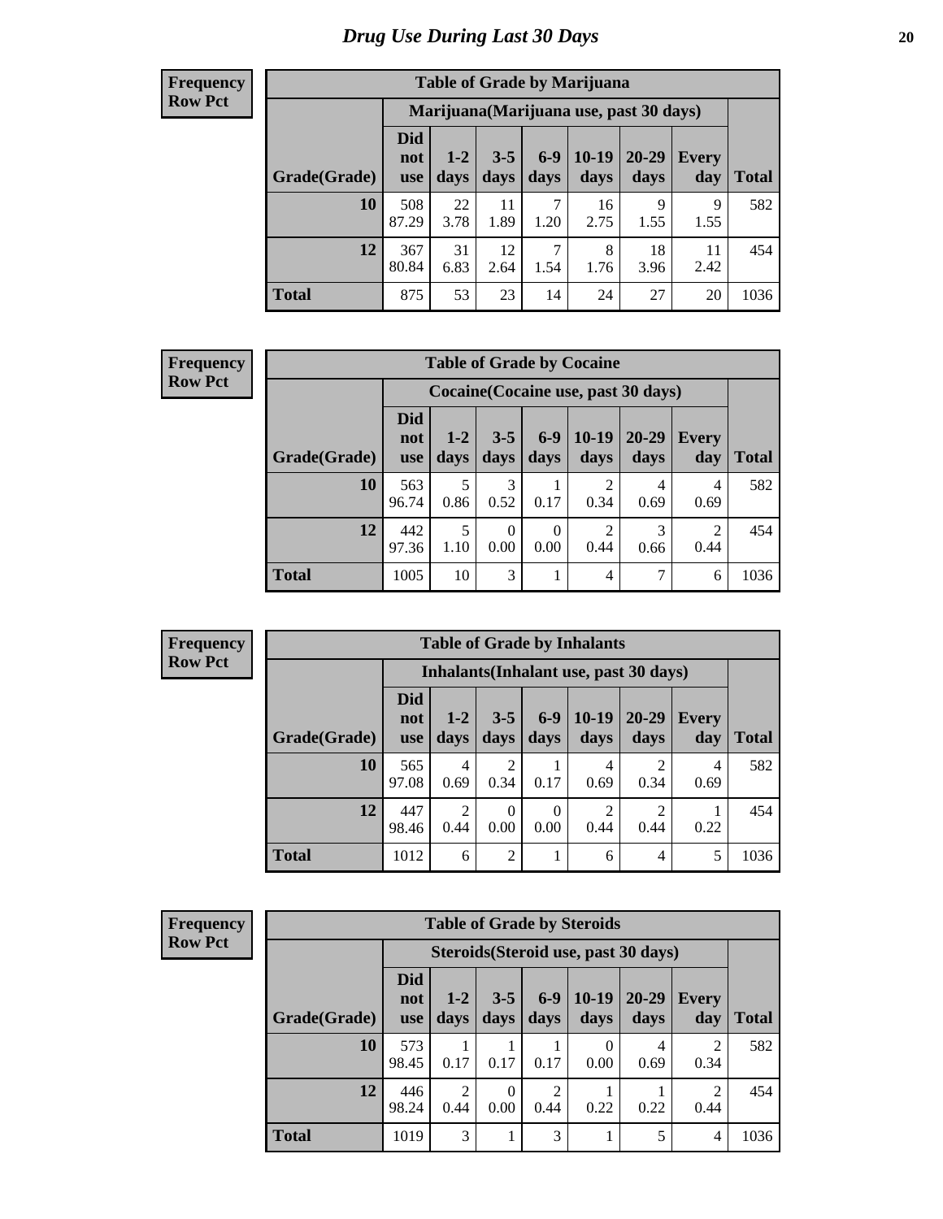# Drug Use During Last 30 Days

**Frequency**
**Row Pct**

| Table of Grade by Marijuana | | | | | | | | |
|---|---|---|---|---|---|---|---|---|
| | Marijuana(Marijuana use, past 30 days) | | | | | | | |
| Grade(Grade) | Did not use | 1-2 days | 3-5 days | 6-9 days | 10-19 days | 20-29 days | Every day | Total |
| 10 | 508<br>87.29 | 22<br>3.78 | 11<br>1.89 | 7<br>1.20 | 16<br>2.75 | 9<br>1.55 | 9<br>1.55 | 582 |
| 12 | 367<br>80.84 | 31<br>6.83 | 12<br>2.64 | 7<br>1.54 | 8<br>1.76 | 18<br>3.96 | 11<br>2.42 | 454 |
| Total | 875 | 53 | 23 | 14 | 24 | 27 | 20 | 1036 |

**Frequency**
**Row Pct**

| Table of Grade by Cocaine | | | | | | | | |
|---|---|---|---|---|---|---|---|---|
| | Cocaine(Cocaine use, past 30 days) | | | | | | | |
| Grade(Grade) | Did not use | 1-2 days | 3-5 days | 6-9 days | 10-19 days | 20-29 days | Every day | Total |
| 10 | 563<br>96.74 | 5<br>0.86 | 3<br>0.52 | 1<br>0.17 | 2<br>0.34 | 4<br>0.69 | 4<br>0.69 | 582 |
| 12 | 442<br>97.36 | 5<br>1.10 | 0<br>0.00 | 0<br>0.00 | 2<br>0.44 | 3<br>0.66 | 2<br>0.44 | 454 |
| Total | 1005 | 10 | 3 | 1 | 4 | 7 | 6 | 1036 |

**Frequency**
**Row Pct**

| Table of Grade by Inhalants | | | | | | | | |
|---|---|---|---|---|---|---|---|---|
| | Inhalants(Inhalant use, past 30 days) | | | | | | | |
| Grade(Grade) | Did not use | 1-2 days | 3-5 days | 6-9 days | 10-19 days | 20-29 days | Every day | Total |
| 10 | 565<br>97.08 | 4<br>0.69 | 2<br>0.34 | 1<br>0.17 | 4<br>0.69 | 2<br>0.34 | 4<br>0.69 | 582 |
| 12 | 447<br>98.46 | 2<br>0.44 | 0<br>0.00 | 0<br>0.00 | 2<br>0.44 | 2<br>0.44 | 1<br>0.22 | 454 |
| Total | 1012 | 6 | 2 | 1 | 6 | 4 | 5 | 1036 |

**Frequency**
**Row Pct**

| Table of Grade by Steroids | | | | | | | | |
|---|---|---|---|---|---|---|---|---|
| | Steroids(Steroid use, past 30 days) | | | | | | | |
| Grade(Grade) | Did not use | 1-2 days | 3-5 days | 6-9 days | 10-19 days | 20-29 days | Every day | Total |
| 10 | 573<br>98.45 | 1<br>0.17 | 1<br>0.17 | 1<br>0.17 | 0<br>0.00 | 4<br>0.69 | 2<br>0.34 | 582 |
| 12 | 446<br>98.24 | 2<br>0.44 | 0<br>0.00 | 2<br>0.44 | 1<br>0.22 | 1<br>0.22 | 2<br>0.44 | 454 |
| Total | 1019 | 3 | 1 | 3 | 1 | 5 | 4 | 1036 |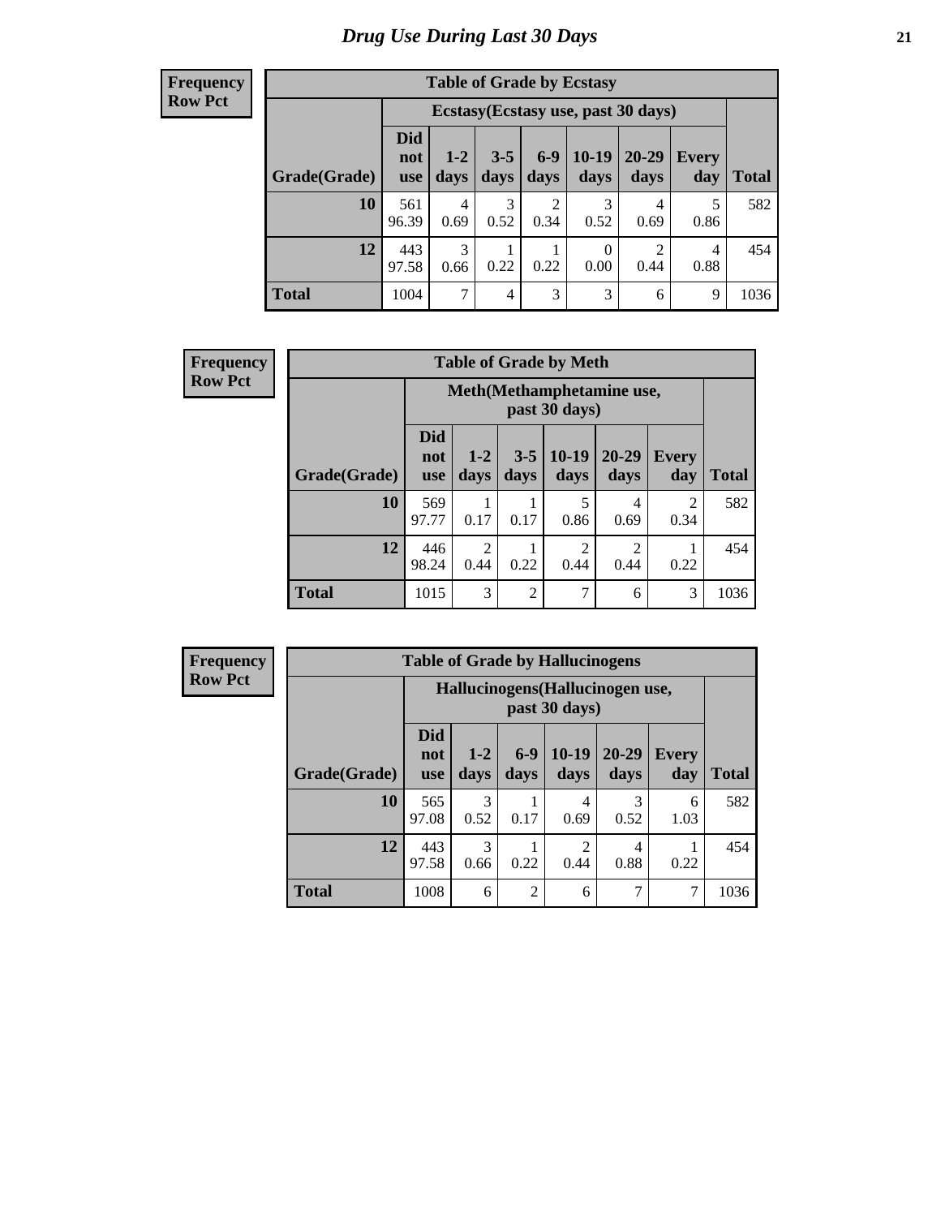# Drug Use During Last 30 Days

**Frequency**
**Row Pct**

| Table of Grade by Ecstasy | | | | | | | | |
|---|---|---|---|---|---|---|---|---|
| | Ecstasy(Ecstasy use, past 30 days) | | | | | | | |
| Grade(Grade) | Did not use | 1-2 days | 3-5 days | 6-9 days | 10-19 days | 20-29 days | Every day | Total |
| **10** | 561<br>96.39 | 4<br>0.69 | 3<br>0.52 | 2<br>0.34 | 3<br>0.52 | 4<br>0.69 | 5<br>0.86 | 582 |
| **12** | 443<br>97.58 | 3<br>0.66 | 1<br>0.22 | 1<br>0.22 | 0<br>0.00 | 2<br>0.44 | 4<br>0.88 | 454 |
| **Total** | 1004 | 7 | 4 | 3 | 3 | 6 | 9 | 1036 |

**Frequency**
**Row Pct**

| Table of Grade by Meth | | | | | | | |
|---|---|---|---|---|---|---|---|
| | Meth(Methamphetamine use, past 30 days) | | | | | | |
| Grade(Grade) | Did not use | 1-2 days | 3-5 days | 10-19 days | 20-29 days | Every day | Total |
| **10** | 569<br>97.77 | 1<br>0.17 | 1<br>0.17 | 5<br>0.86 | 4<br>0.69 | 2<br>0.34 | 582 |
| **12** | 446<br>98.24 | 2<br>0.44 | 1<br>0.22 | 2<br>0.44 | 2<br>0.44 | 1<br>0.22 | 454 |
| **Total** | 1015 | 3 | 2 | 7 | 6 | 3 | 1036 |

**Frequency**
**Row Pct**

| Table of Grade by Hallucinogens | | | | | | | |
|---|---|---|---|---|---|---|---|
| | Hallucinogens(Hallucinogen use, past 30 days) | | | | | | |
| Grade(Grade) | Did not use | 1-2 days | 6-9 days | 10-19 days | 20-29 days | Every day | Total |
| **10** | 565<br>97.08 | 3<br>0.52 | 1<br>0.17 | 4<br>0.69 | 3<br>0.52 | 6<br>1.03 | 582 |
| **12** | 443<br>97.58 | 3<br>0.66 | 1<br>0.22 | 2<br>0.44 | 4<br>0.88 | 1<br>0.22 | 454 |
| **Total** | 1008 | 6 | 2 | 6 | 7 | 7 | 1036 |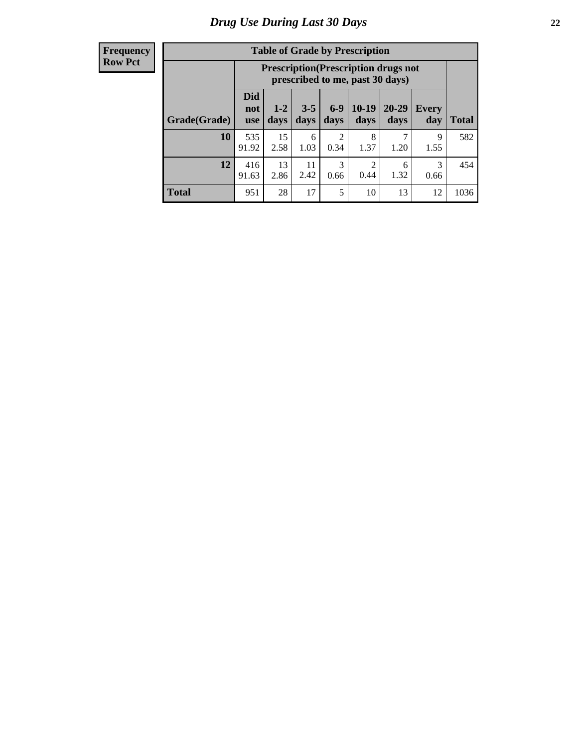# Drug Use During Last 30 Days

**Frequency**
**Row Pct**

**Table of Grade by Prescription**

| Grade(Grade) | Prescription(Prescription drugs not prescribed to me, past 30 days) | | | | | | | Total |
|---|---|---|---|---|---|---|---|---|
| | Did not use | 1-2 days | 3-5 days | 6-9 days | 10-19 days | 20-29 days | Every day | |
| **10** | 535<br>91.92 | 15<br>2.58 | 6<br>1.03 | 2<br>0.34 | 8<br>1.37 | 7<br>1.20 | 9<br>1.55 | 582 |
| **12** | 416<br>91.63 | 13<br>2.86 | 11<br>2.42 | 3<br>0.66 | 2<br>0.44 | 6<br>1.32 | 3<br>0.66 | 454 |
| **Total** | 951 | 28 | 17 | 5 | 10 | 13 | 12 | 1036 |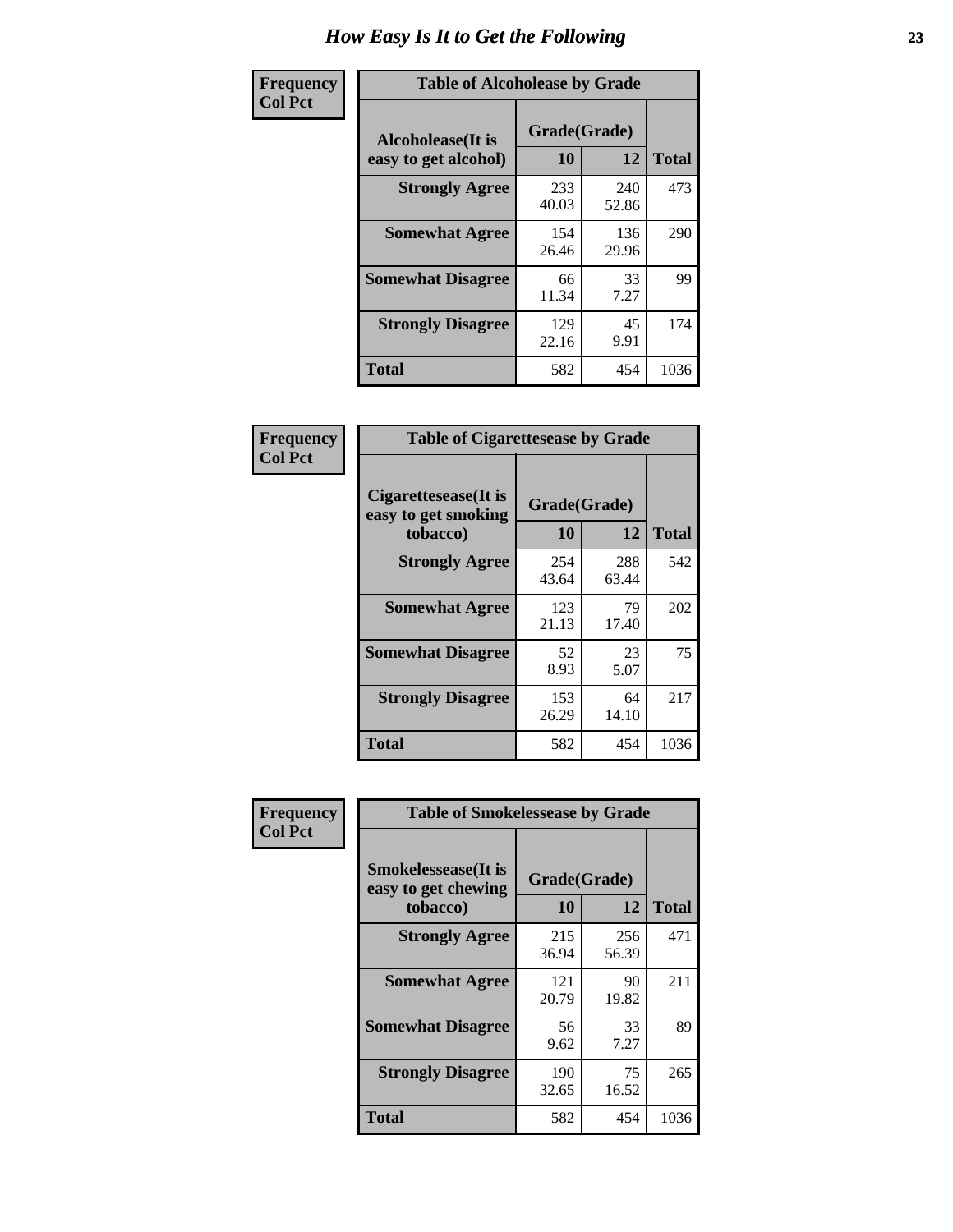# How Easy Is It to Get the Following

**Frequency Col Pct**

| Alcoholease(It is easy to get alcohol) | Grade(Grade) 10 | 12 | Total |
|---|---|---|---|
| **Strongly Agree** | 233<br>40.03 | 240<br>52.86 | 473 |
| **Somewhat Agree** | 154<br>26.46 | 136<br>29.96 | 290 |
| **Somewhat Disagree** | 66<br>11.34 | 33<br>7.27 | 99 |
| **Strongly Disagree** | 129<br>22.16 | 45<br>9.91 | 174 |
| **Total** | 582 | 454 | 1036 |

Table of Alcoholease by Grade

**Frequency Col Pct**

| Cigaretteseease(It is easy to get smoking tobacco) | Grade(Grade) 10 | 12 | Total |
|---|---|---|---|
| **Strongly Agree** | 254<br>43.64 | 288<br>63.44 | 542 |
| **Somewhat Agree** | 123<br>21.13 | 79<br>17.40 | 202 |
| **Somewhat Disagree** | 52<br>8.93 | 23<br>5.07 | 75 |
| **Strongly Disagree** | 153<br>26.29 | 64<br>14.10 | 217 |
| **Total** | 582 | 454 | 1036 |

Table of Cigaretteseease by Grade

**Frequency Col Pct**

| Smokelessease(It is easy to get chewing tobacco) | Grade(Grade) 10 | 12 | Total |
|---|---|---|---|
| **Strongly Agree** | 215<br>36.94 | 256<br>56.39 | 471 |
| **Somewhat Agree** | 121<br>20.79 | 90<br>19.82 | 211 |
| **Somewhat Disagree** | 56<br>9.62 | 33<br>7.27 | 89 |
| **Strongly Disagree** | 190<br>32.65 | 75<br>16.52 | 265 |
| **Total** | 582 | 454 | 1036 |

Table of Smokelessease by Grade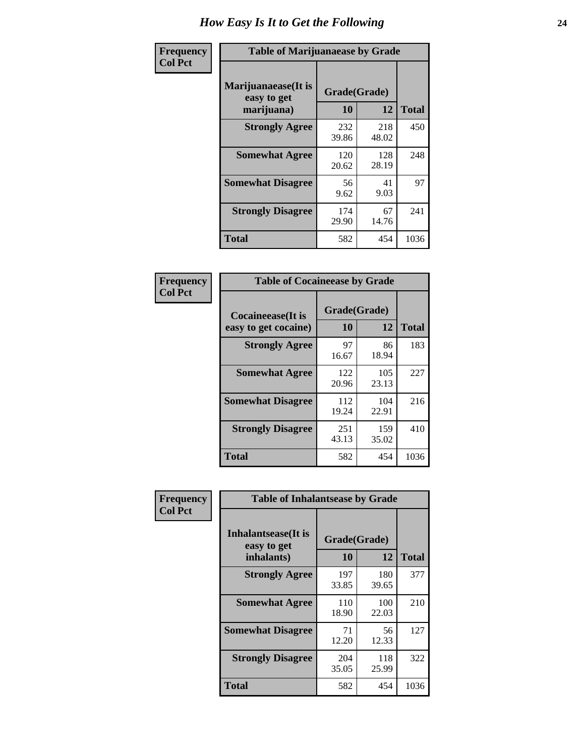# How Easy Is It to Get the Following

**Frequency**
**Col Pct**

**Table of Marijuanaease by Grade**

| Marijuanaease(It is easy to get marijuana) | Grade(Grade) | | Total |
|---|---|---|---|
| | 10 | 12 | |
| **Strongly Agree** | 232<br>39.86 | 218<br>48.02 | 450 |
| **Somewhat Agree** | 120<br>20.62 | 128<br>28.19 | 248 |
| **Somewhat Disagree** | 56<br>9.62 | 41<br>9.03 | 97 |
| **Strongly Disagree** | 174<br>29.90 | 67<br>14.76 | 241 |
| **Total** | 582 | 454 | 1036 |

**Frequency**
**Col Pct**

**Table of Cocaineease by Grade**

| Cocaineease(It is easy to get cocaine) | Grade(Grade) | | Total |
|---|---|---|---|
| | 10 | 12 | |
| **Strongly Agree** | 97<br>16.67 | 86<br>18.94 | 183 |
| **Somewhat Agree** | 122<br>20.96 | 105<br>23.13 | 227 |
| **Somewhat Disagree** | 112<br>19.24 | 104<br>22.91 | 216 |
| **Strongly Disagree** | 251<br>43.13 | 159<br>35.02 | 410 |
| **Total** | 582 | 454 | 1036 |

**Frequency**
**Col Pct**

**Table of Inhalantsease by Grade**

| Inhalantsease(It is easy to get inhalants) | Grade(Grade) | | Total |
|---|---|---|---|
| | 10 | 12 | |
| **Strongly Agree** | 197<br>33.85 | 180<br>39.65 | 377 |
| **Somewhat Agree** | 110<br>18.90 | 100<br>22.03 | 210 |
| **Somewhat Disagree** | 71<br>12.20 | 56<br>12.33 | 127 |
| **Strongly Disagree** | 204<br>35.05 | 118<br>25.99 | 322 |
| **Total** | 582 | 454 | 1036 |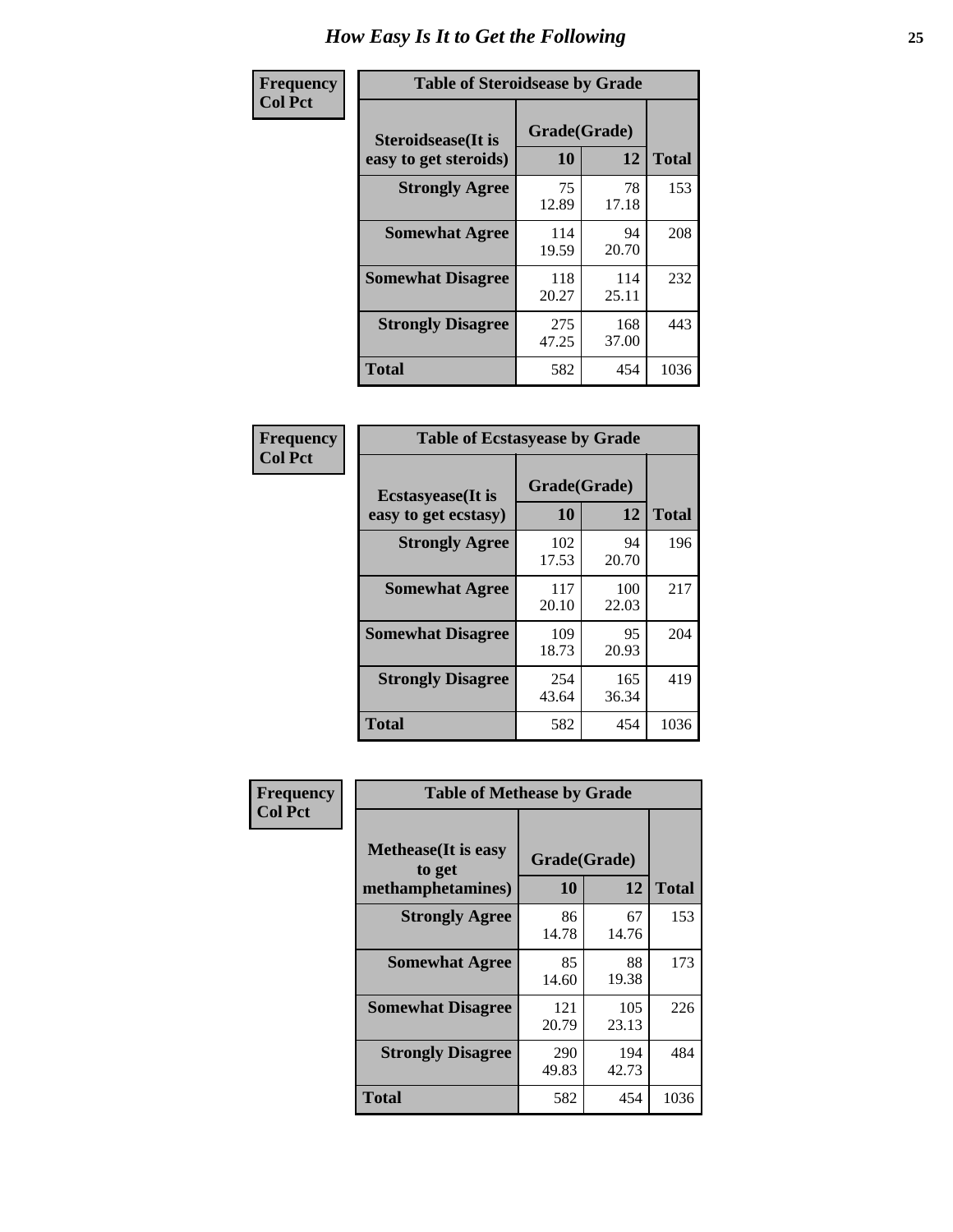# How Easy Is It to Get the Following

| Frequency Col Pct | | | |
|---|---|---|---|

**Table of Steroidsease by Grade**

| Steroidsease(It is easy to get steroids) | Grade(Grade) 10 | 12 | Total |
|---|---|---|---|
| **Strongly Agree** | 75 12.89 | 78 17.18 | 153 |
| **Somewhat Agree** | 114 19.59 | 94 20.70 | 208 |
| **Somewhat Disagree** | 118 20.27 | 114 25.11 | 232 |
| **Strongly Disagree** | 275 47.25 | 168 37.00 | 443 |
| **Total** | 582 | 454 | 1036 |

**Frequency Col Pct**

**Table of Ecstasyease by Grade**

| Ecstasyease(It is easy to get ecstasy) | Grade(Grade) 10 | 12 | Total |
|---|---|---|---|
| **Strongly Agree** | 102 17.53 | 94 20.70 | 196 |
| **Somewhat Agree** | 117 20.10 | 100 22.03 | 217 |
| **Somewhat Disagree** | 109 18.73 | 95 20.93 | 204 |
| **Strongly Disagree** | 254 43.64 | 165 36.34 | 419 |
| **Total** | 582 | 454 | 1036 |

**Frequency Col Pct**

**Table of Methease by Grade**

| Methease(It is easy to get methamphetamines) | Grade(Grade) 10 | 12 | Total |
|---|---|---|---|
| **Strongly Agree** | 86 14.78 | 67 14.76 | 153 |
| **Somewhat Agree** | 85 14.60 | 88 19.38 | 173 |
| **Somewhat Disagree** | 121 20.79 | 105 23.13 | 226 |
| **Strongly Disagree** | 290 49.83 | 194 42.73 | 484 |
| **Total** | 582 | 454 | 1036 |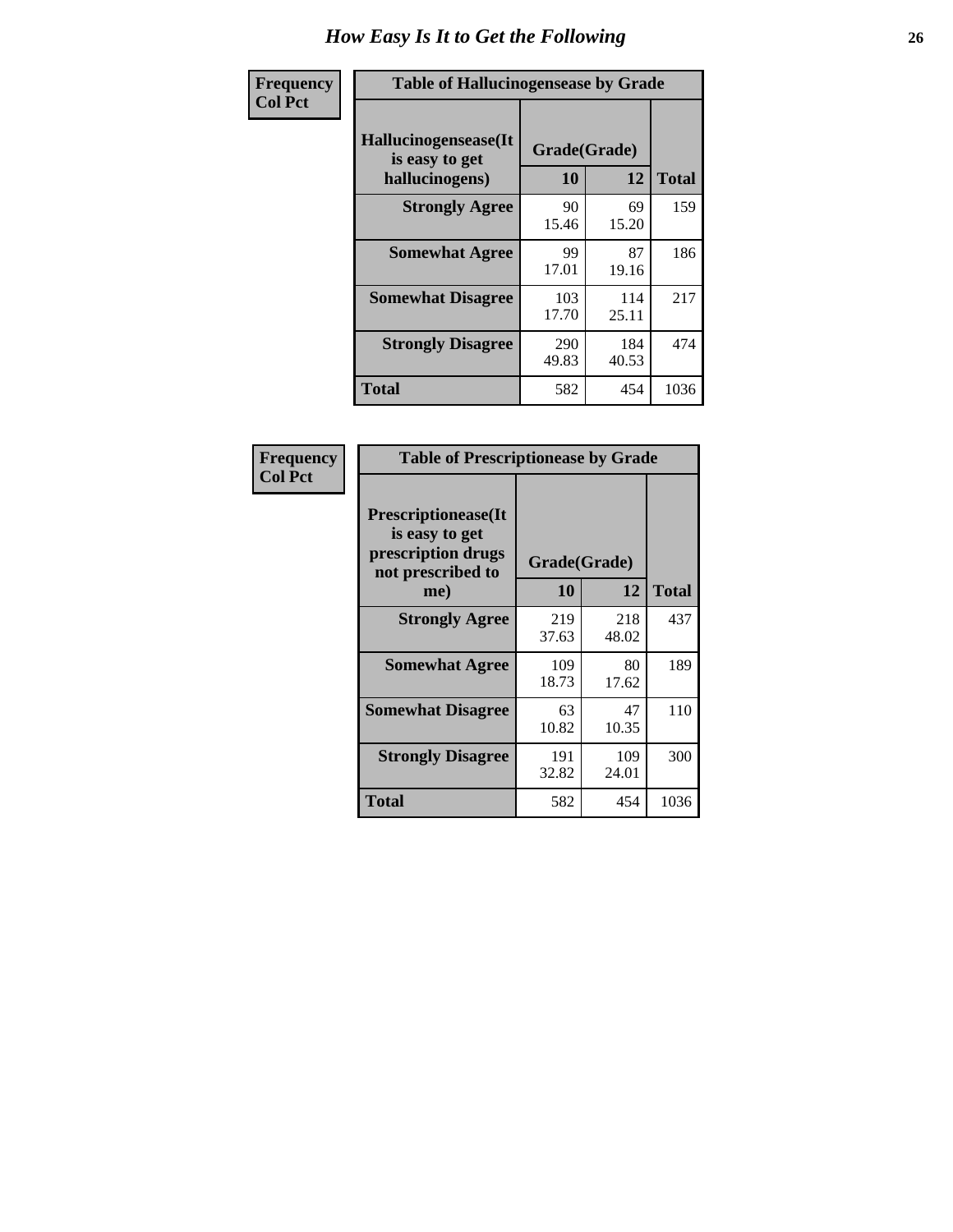# How Easy Is It to Get the Following

| Frequency<br>Col Pct | Table of Hallucinogensease by Grade | | |
|---|---|---|---|
| **Hallucinogensease(It is easy to get hallucinogens)** | **Grade(Grade)** | | |
| | **10** | **12** | **Total** |
| **Strongly Agree** | 90<br>15.46 | 69<br>15.20 | 159 |
| **Somewhat Agree** | 99<br>17.01 | 87<br>19.16 | 186 |
| **Somewhat Disagree** | 103<br>17.70 | 114<br>25.11 | 217 |
| **Strongly Disagree** | 290<br>49.83 | 184<br>40.53 | 474 |
| **Total** | 582 | 454 | 1036 |

| Frequency<br>Col Pct | Table of Prescriptionease by Grade | | |
|---|---|---|---|
| **Prescriptionease(It is easy to get prescription drugs not prescribed to me)** | **Grade(Grade)** | | |
| | **10** | **12** | **Total** |
| **Strongly Agree** | 219<br>37.63 | 218<br>48.02 | 437 |
| **Somewhat Agree** | 109<br>18.73 | 80<br>17.62 | 189 |
| **Somewhat Disagree** | 63<br>10.82 | 47<br>10.35 | 110 |
| **Strongly Disagree** | 191<br>32.82 | 109<br>24.01 | 300 |
| **Total** | 582 | 454 | 1036 |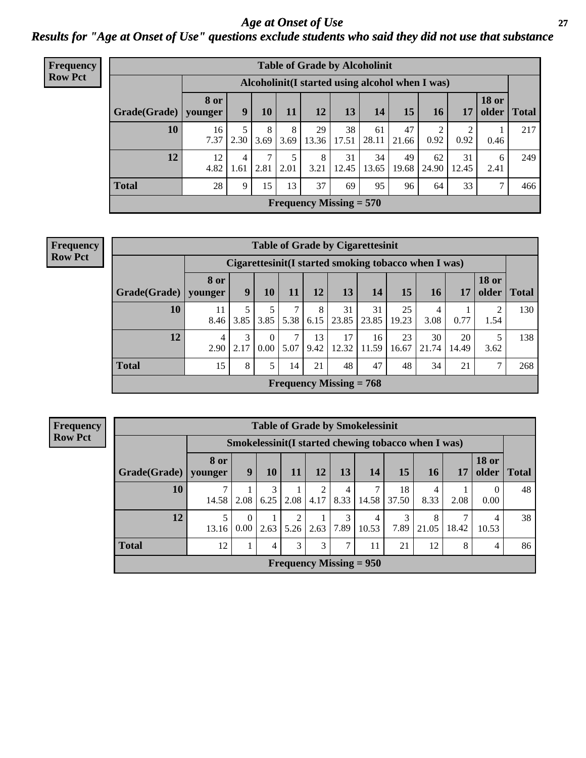# Age at Onset of Use

## Results for "Age at Onset of Use" questions exclude students who said they did not use that substance

**Frequency**
**Row Pct**

**Table of Grade by Alcoholinit**

| Grade(Grade) | Alcoholinit(I started using alcohol when I was) | | | | | | | | | | | Total |
|---|---|---|---|---|---|---|---|---|---|---|---|---|
| | 8 or younger | 9 | 10 | 11 | 12 | 13 | 14 | 15 | 16 | 17 | 18 or older | |
| 10 | 16<br>7.37 | 5<br>2.30 | 8<br>3.69 | 8<br>3.69 | 29<br>13.36 | 38<br>17.51 | 61<br>28.11 | 47<br>21.66 | 2<br>0.92 | 2<br>0.92 | 1<br>0.46 | 217 |
| 12 | 12<br>4.82 | 4<br>1.61 | 7<br>2.81 | 5<br>2.01 | 8<br>3.21 | 31<br>12.45 | 34<br>13.65 | 49<br>19.68 | 62<br>24.90 | 31<br>12.45 | 6<br>2.41 | 249 |
| Total | 28 | 9 | 15 | 13 | 37 | 69 | 95 | 96 | 64 | 33 | 7 | 466 |

Frequency Missing = 570

**Frequency**
**Row Pct**

**Table of Grade by Cigarettesinit**

| Grade(Grade) | Cigarettesinit(I started smoking tobacco when I was) | | | | | | | | | | | Total |
|---|---|---|---|---|---|---|---|---|---|---|---|---|
| | 8 or younger | 9 | 10 | 11 | 12 | 13 | 14 | 15 | 16 | 17 | 18 or older | |
| 10 | 11<br>8.46 | 5<br>3.85 | 5<br>3.85 | 7<br>5.38 | 8<br>6.15 | 31<br>23.85 | 31<br>23.85 | 25<br>19.23 | 4<br>3.08 | 1<br>0.77 | 2<br>1.54 | 130 |
| 12 | 4<br>2.90 | 3<br>2.17 | 0<br>0.00 | 7<br>5.07 | 13<br>9.42 | 17<br>12.32 | 16<br>11.59 | 23<br>16.67 | 30<br>21.74 | 20<br>14.49 | 5<br>3.62 | 138 |
| Total | 15 | 8 | 5 | 14 | 21 | 48 | 47 | 48 | 34 | 21 | 7 | 268 |

Frequency Missing = 768

**Frequency**
**Row Pct**

**Table of Grade by Smokelessinit**

| Grade(Grade) | Smokelessinit(I started chewing tobacco when I was) | | | | | | | | | | | Total |
|---|---|---|---|---|---|---|---|---|---|---|---|---|
| | 8 or younger | 9 | 10 | 11 | 12 | 13 | 14 | 15 | 16 | 17 | 18 or older | |
| 10 | 7<br>14.58 | 1<br>2.08 | 3<br>6.25 | 1<br>2.08 | 2<br>4.17 | 4<br>8.33 | 7<br>14.58 | 18<br>37.50 | 4<br>8.33 | 1<br>2.08 | 0<br>0.00 | 48 |
| 12 | 5<br>13.16 | 0<br>0.00 | 1<br>2.63 | 2<br>5.26 | 1<br>2.63 | 3<br>7.89 | 4<br>10.53 | 3<br>7.89 | 8<br>21.05 | 7<br>18.42 | 4<br>10.53 | 38 |
| Total | 12 | 1 | 4 | 3 | 3 | 7 | 11 | 21 | 12 | 8 | 4 | 86 |

Frequency Missing = 950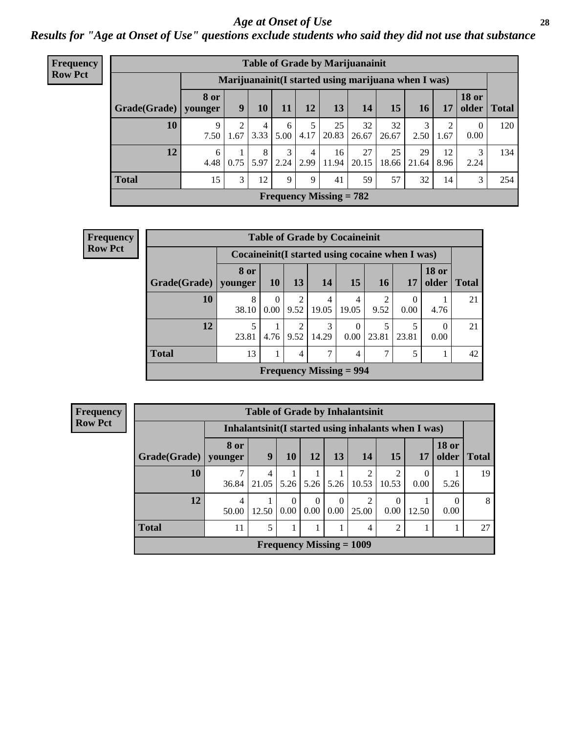# Age at Onset of Use

*Results for "Age at Onset of Use" questions exclude students who said they did not use that substance*

**Frequency**
**Row Pct**

| Table of Grade by Marijuanainit | | | | | | | | | | | | |
|---|---|---|---|---|---|---|---|---|---|---|---|---|
| | Marijuanainit(I started using marijuana when I was) | | | | | | | | | | | |
| Grade(Grade) | 8 or younger | 9 | 10 | 11 | 12 | 13 | 14 | 15 | 16 | 17 | 18 or older | Total |
| 10 | 9<br>7.50 | 2<br>1.67 | 4<br>3.33 | 6<br>5.00 | 5<br>4.17 | 25<br>20.83 | 32<br>26.67 | 32<br>26.67 | 3<br>2.50 | 2<br>1.67 | 0<br>0.00 | 120 |
| 12 | 6<br>4.48 | 1<br>0.75 | 8<br>5.97 | 3<br>2.24 | 4<br>2.99 | 16<br>11.94 | 27<br>20.15 | 25<br>18.66 | 29<br>21.64 | 12<br>8.96 | 3<br>2.24 | 134 |
| Total | 15 | 3 | 12 | 9 | 9 | 41 | 59 | 57 | 32 | 14 | 3 | 254 |
| Frequency Missing = 782 | | | | | | | | | | | | |

**Frequency**
**Row Pct**

| Table of Grade by Cocaineinit | | | | | | | | | |
|---|---|---|---|---|---|---|---|---|---|
| | Cocaineinit(I started using cocaine when I was) | | | | | | | | |
| Grade(Grade) | 8 or younger | 10 | 13 | 14 | 15 | 16 | 17 | 18 or older | Total |
| 10 | 8<br>38.10 | 0<br>0.00 | 2<br>9.52 | 4<br>19.05 | 4<br>19.05 | 2<br>9.52 | 0<br>0.00 | 1<br>4.76 | 21 |
| 12 | 5<br>23.81 | 1<br>4.76 | 2<br>9.52 | 3<br>14.29 | 0<br>0.00 | 5<br>23.81 | 5<br>23.81 | 0<br>0.00 | 21 |
| Total | 13 | 1 | 4 | 7 | 4 | 7 | 5 | 1 | 42 |
| Frequency Missing = 994 | | | | | | | | | |

**Frequency**
**Row Pct**

| Table of Grade by Inhalantsinit | | | | | | | | | | |
|---|---|---|---|---|---|---|---|---|---|---|
| | Inhalantsinit(I started using inhalants when I was) | | | | | | | | | |
| Grade(Grade) | 8 or younger | 9 | 10 | 12 | 13 | 14 | 15 | 17 | 18 or older | Total |
| 10 | 7<br>36.84 | 4<br>21.05 | 1<br>5.26 | 1<br>5.26 | 1<br>5.26 | 2<br>10.53 | 2<br>10.53 | 0<br>0.00 | 1<br>5.26 | 19 |
| 12 | 4<br>50.00 | 1<br>12.50 | 0<br>0.00 | 0<br>0.00 | 0<br>0.00 | 2<br>25.00 | 0<br>0.00 | 1<br>12.50 | 0<br>0.00 | 8 |
| Total | 11 | 5 | 1 | 1 | 1 | 4 | 2 | 1 | 1 | 27 |
| Frequency Missing = 1009 | | | | | | | | | | |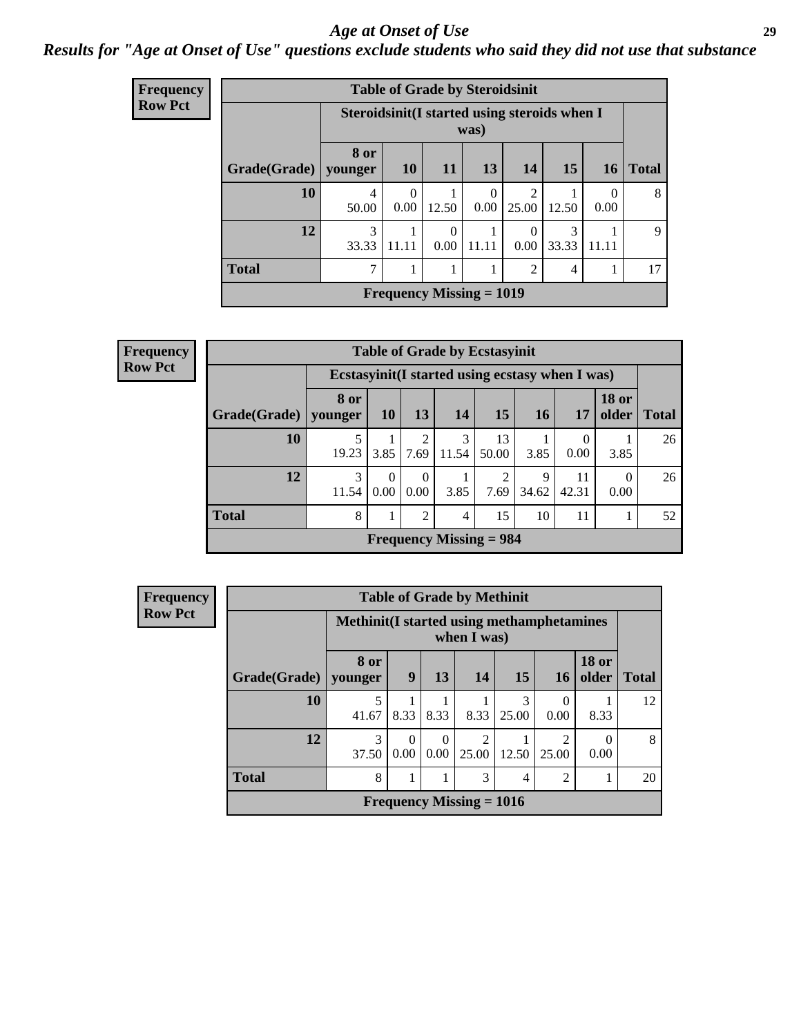# *Age at Onset of Use*

***Results for "Age at Onset of Use" questions exclude students who said they did not use that substance***

**Frequency**
**Row Pct**

| Table of Grade by Steroidsinit | | | | | | | | |
|---|---|---|---|---|---|---|---|---|
| | Steroidsinit(I started using steroids when I was) | | | | | | | |
| Grade(Grade) | 8 or younger | 10 | 11 | 13 | 14 | 15 | 16 | Total |
| 10 | 4<br>50.00 | 0<br>0.00 | 1<br>12.50 | 0<br>0.00 | 2<br>25.00 | 1<br>12.50 | 0<br>0.00 | 8 |
| 12 | 3<br>33.33 | 1<br>11.11 | 0<br>0.00 | 1<br>11.11 | 0<br>0.00 | 3<br>33.33 | 1<br>11.11 | 9 |
| Total | 7 | 1 | 1 | 1 | 2 | 4 | 1 | 17 |
| Frequency Missing = 1019 | | | | | | | | |

**Frequency**
**Row Pct**

| Table of Grade by Ecstasyinit | | | | | | | | | |
|---|---|---|---|---|---|---|---|---|---|
| | Ecstasyinit(I started using ecstasy when I was) | | | | | | | | |
| Grade(Grade) | 8 or younger | 10 | 13 | 14 | 15 | 16 | 17 | 18 or older | Total |
| 10 | 5<br>19.23 | 1<br>3.85 | 2<br>7.69 | 3<br>11.54 | 13<br>50.00 | 1<br>3.85 | 0<br>0.00 | 1<br>3.85 | 26 |
| 12 | 3<br>11.54 | 0<br>0.00 | 0<br>0.00 | 1<br>3.85 | 2<br>7.69 | 9<br>34.62 | 11<br>42.31 | 0<br>0.00 | 26 |
| Total | 8 | 1 | 2 | 4 | 15 | 10 | 11 | 1 | 52 |
| Frequency Missing = 984 | | | | | | | | | |

**Frequency**
**Row Pct**

| Table of Grade by Methinit | | | | | | | | |
|---|---|---|---|---|---|---|---|---|
| | Methinit(I started using methamphetamines when I was) | | | | | | | |
| Grade(Grade) | 8 or younger | 9 | 13 | 14 | 15 | 16 | 18 or older | Total |
| 10 | 5<br>41.67 | 1<br>8.33 | 1<br>8.33 | 1<br>8.33 | 3<br>25.00 | 0<br>0.00 | 1<br>8.33 | 12 |
| 12 | 3<br>37.50 | 0<br>0.00 | 0<br>0.00 | 2<br>25.00 | 1<br>12.50 | 2<br>25.00 | 0<br>0.00 | 8 |
| Total | 8 | 1 | 1 | 3 | 4 | 2 | 1 | 20 |
| Frequency Missing = 1016 | | | | | | | | |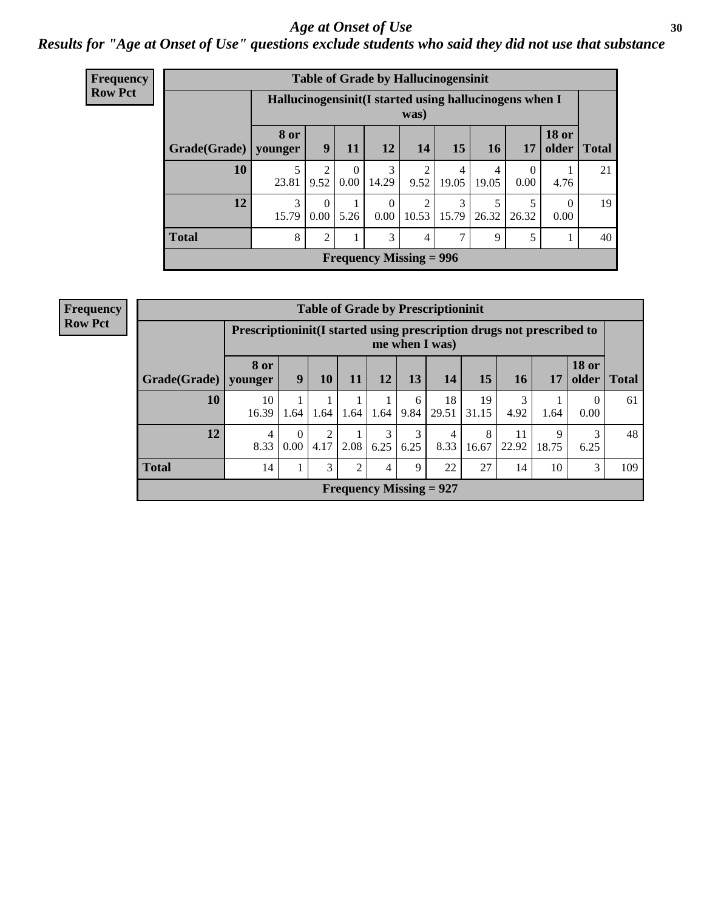# Age at Onset of Use

## Results for "Age at Onset of Use" questions exclude students who said they did not use that substance

**Frequency**
**Row Pct**

**Table of Grade by Hallucinogensinit**

| Grade(Grade) | Hallucinogensinit(I started using hallucinogens when I was) | | | | | | | | | Total |
|---|---|---|---|---|---|---|---|---|---|---|
| | 8 or younger | 9 | 11 | 12 | 14 | 15 | 16 | 17 | 18 or older | |
| 10 | 5<br>23.81 | 2<br>9.52 | 0<br>0.00 | 3<br>14.29 | 2<br>9.52 | 4<br>19.05 | 4<br>19.05 | 0<br>0.00 | 1<br>4.76 | 21 |
| 12 | 3<br>15.79 | 0<br>0.00 | 1<br>5.26 | 0<br>0.00 | 2<br>10.53 | 3<br>15.79 | 5<br>26.32 | 5<br>26.32 | 0<br>0.00 | 19 |
| Total | 8 | 2 | 1 | 3 | 4 | 7 | 9 | 5 | 1 | 40 |

**Frequency Missing = 996**

**Frequency**
**Row Pct**

**Table of Grade by Prescriptioninit**

| Grade(Grade) | Prescriptioninit(I started using prescription drugs not prescribed to me when I was) | | | | | | | | | | | Total |
|---|---|---|---|---|---|---|---|---|---|---|---|---|
| | 8 or younger | 9 | 10 | 11 | 12 | 13 | 14 | 15 | 16 | 17 | 18 or older | |
| 10 | 10<br>16.39 | 1<br>1.64 | 1<br>1.64 | 1<br>1.64 | 1<br>1.64 | 6<br>9.84 | 18<br>29.51 | 19<br>31.15 | 3<br>4.92 | 1<br>1.64 | 0<br>0.00 | 61 |
| 12 | 4<br>8.33 | 0<br>0.00 | 2<br>4.17 | 1<br>2.08 | 3<br>6.25 | 3<br>6.25 | 4<br>8.33 | 8<br>16.67 | 11<br>22.92 | 9<br>18.75 | 3<br>6.25 | 48 |
| Total | 14 | 1 | 3 | 2 | 4 | 9 | 22 | 27 | 14 | 10 | 3 | 109 |

**Frequency Missing = 927**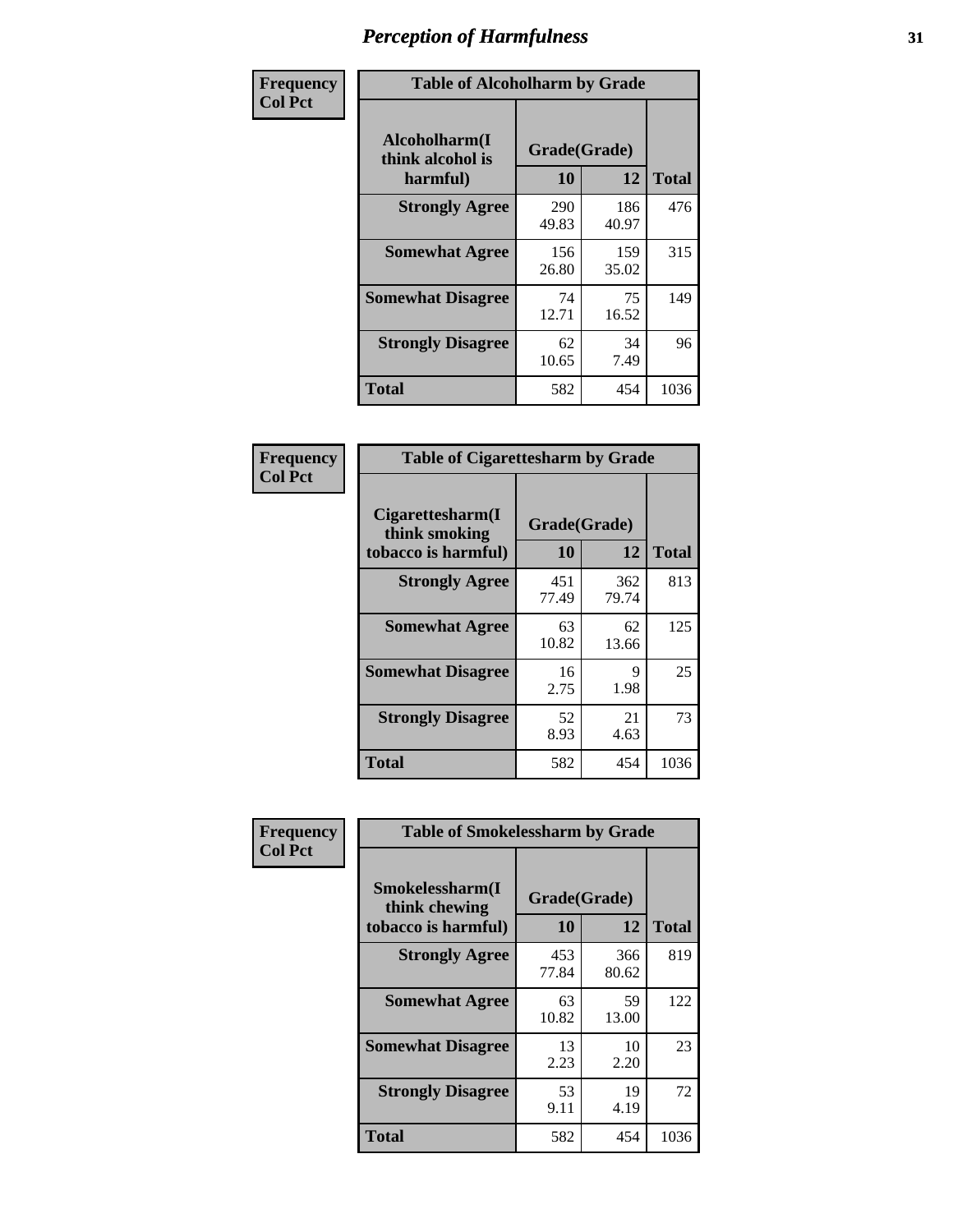# Perception of Harmfulness

**Frequency**
**Col Pct**

**Table of Alcoholharm by Grade**

| Alcoholharm(I think alcohol is harmful) | Grade(Grade) | | Total |
|---|---|---|---|
| | 10 | 12 | |
| **Strongly Agree** | 290<br>49.83 | 186<br>40.97 | 476 |
| **Somewhat Agree** | 156<br>26.80 | 159<br>35.02 | 315 |
| **Somewhat Disagree** | 74<br>12.71 | 75<br>16.52 | 149 |
| **Strongly Disagree** | 62<br>10.65 | 34<br>7.49 | 96 |
| **Total** | 582 | 454 | 1036 |

**Frequency**
**Col Pct**

**Table of Cigarettesharm by Grade**

| Cigarettesharm(I think smoking tobacco is harmful) | Grade(Grade) | | Total |
|---|---|---|---|
| | 10 | 12 | |
| **Strongly Agree** | 451<br>77.49 | 362<br>79.74 | 813 |
| **Somewhat Agree** | 63<br>10.82 | 62<br>13.66 | 125 |
| **Somewhat Disagree** | 16<br>2.75 | 9<br>1.98 | 25 |
| **Strongly Disagree** | 52<br>8.93 | 21<br>4.63 | 73 |
| **Total** | 582 | 454 | 1036 |

**Frequency**
**Col Pct**

**Table of Smokelessharm by Grade**

| Smokelessharm(I think chewing tobacco is harmful) | Grade(Grade) | | Total |
|---|---|---|---|
| | 10 | 12 | |
| **Strongly Agree** | 453<br>77.84 | 366<br>80.62 | 819 |
| **Somewhat Agree** | 63<br>10.82 | 59<br>13.00 | 122 |
| **Somewhat Disagree** | 13<br>2.23 | 10<br>2.20 | 23 |
| **Strongly Disagree** | 53<br>9.11 | 19<br>4.19 | 72 |
| **Total** | 582 | 454 | 1036 |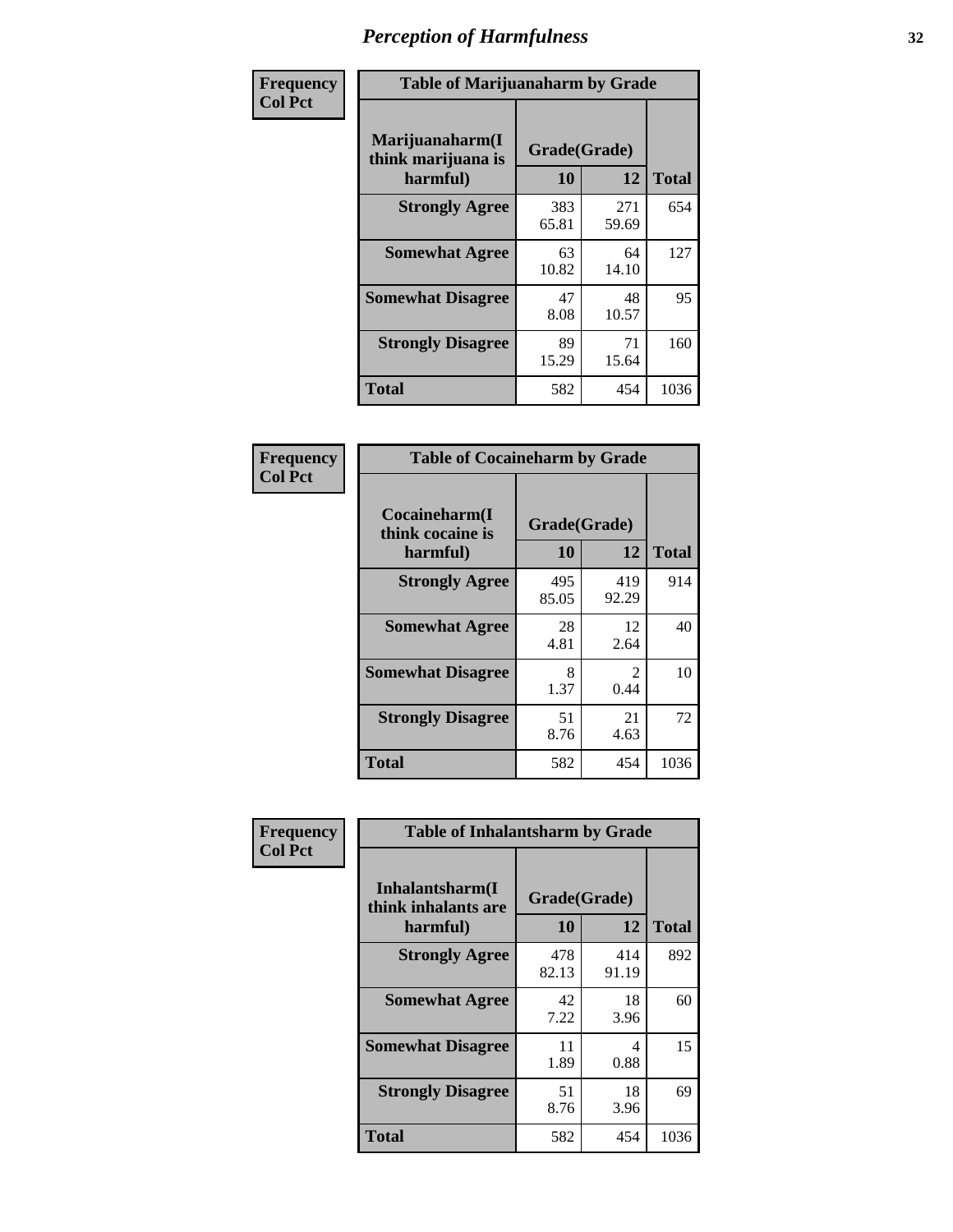# Perception of Harmfulness

| Frequency Col Pct | Table of Marijuanaharm by Grade | | |
|---|---|---|---|
| Marijuanaharm(I think marijuana is harmful) | Grade(Grade) | | |
| | 10 | 12 | Total |
| Strongly Agree | 383<br>65.81 | 271<br>59.69 | 654 |
| Somewhat Agree | 63<br>10.82 | 64<br>14.10 | 127 |
| Somewhat Disagree | 47<br>8.08 | 48<br>10.57 | 95 |
| Strongly Disagree | 89<br>15.29 | 71<br>15.64 | 160 |
| Total | 582 | 454 | 1036 |

| Frequency Col Pct | Table of Cocaineharm by Grade | | |
|---|---|---|---|
| Cocaineharm(I think cocaine is harmful) | Grade(Grade) | | |
| | 10 | 12 | Total |
| Strongly Agree | 495<br>85.05 | 419<br>92.29 | 914 |
| Somewhat Agree | 28<br>4.81 | 12<br>2.64 | 40 |
| Somewhat Disagree | 8<br>1.37 | 2<br>0.44 | 10 |
| Strongly Disagree | 51<br>8.76 | 21<br>4.63 | 72 |
| Total | 582 | 454 | 1036 |

| Frequency Col Pct | Table of Inhalantsharm by Grade | | |
|---|---|---|---|
| Inhalantsharm(I think inhalants are harmful) | Grade(Grade) | | |
| | 10 | 12 | Total |
| Strongly Agree | 478<br>82.13 | 414<br>91.19 | 892 |
| Somewhat Agree | 42<br>7.22 | 18<br>3.96 | 60 |
| Somewhat Disagree | 11<br>1.89 | 4<br>0.88 | 15 |
| Strongly Disagree | 51<br>8.76 | 18<br>3.96 | 69 |
| Total | 582 | 454 | 1036 |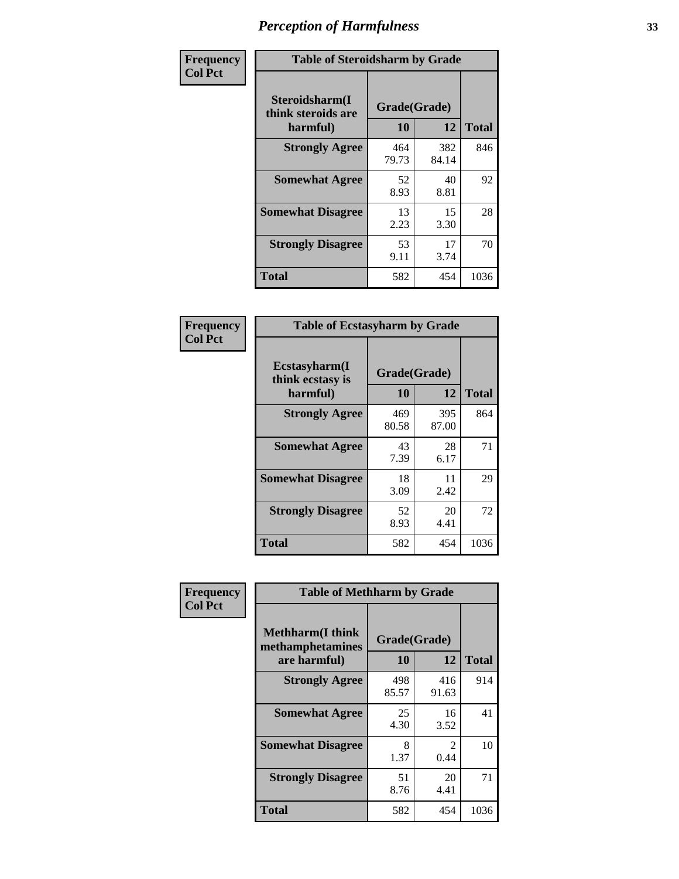# Perception of Harmfulness

**Frequency**
**Col Pct**

| Table of Steroidsharm by Grade | | | |
|---|---|---|---|
| **Steroidsharm(I think steroids are harmful)** | **Grade(Grade)** | | **Total** |
| | **10** | **12** | |
| **Strongly Agree** | 464<br>79.73 | 382<br>84.14 | 846 |
| **Somewhat Agree** | 52<br>8.93 | 40<br>8.81 | 92 |
| **Somewhat Disagree** | 13<br>2.23 | 15<br>3.30 | 28 |
| **Strongly Disagree** | 53<br>9.11 | 17<br>3.74 | 70 |
| **Total** | 582 | 454 | 1036 |

**Frequency**
**Col Pct**

| Table of Ecstasyharm by Grade | | | |
|---|---|---|---|
| **Ecstasyharm(I think ecstasy is harmful)** | **Grade(Grade)** | | **Total** |
| | **10** | **12** | |
| **Strongly Agree** | 469<br>80.58 | 395<br>87.00 | 864 |
| **Somewhat Agree** | 43<br>7.39 | 28<br>6.17 | 71 |
| **Somewhat Disagree** | 18<br>3.09 | 11<br>2.42 | 29 |
| **Strongly Disagree** | 52<br>8.93 | 20<br>4.41 | 72 |
| **Total** | 582 | 454 | 1036 |

**Frequency**
**Col Pct**

| Table of Methharm by Grade | | | |
|---|---|---|---|
| **Methharm(I think methamphetamines are harmful)** | **Grade(Grade)** | | **Total** |
| | **10** | **12** | |
| **Strongly Agree** | 498<br>85.57 | 416<br>91.63 | 914 |
| **Somewhat Agree** | 25<br>4.30 | 16<br>3.52 | 41 |
| **Somewhat Disagree** | 8<br>1.37 | 2<br>0.44 | 10 |
| **Strongly Disagree** | 51<br>8.76 | 20<br>4.41 | 71 |
| **Total** | 582 | 454 | 1036 |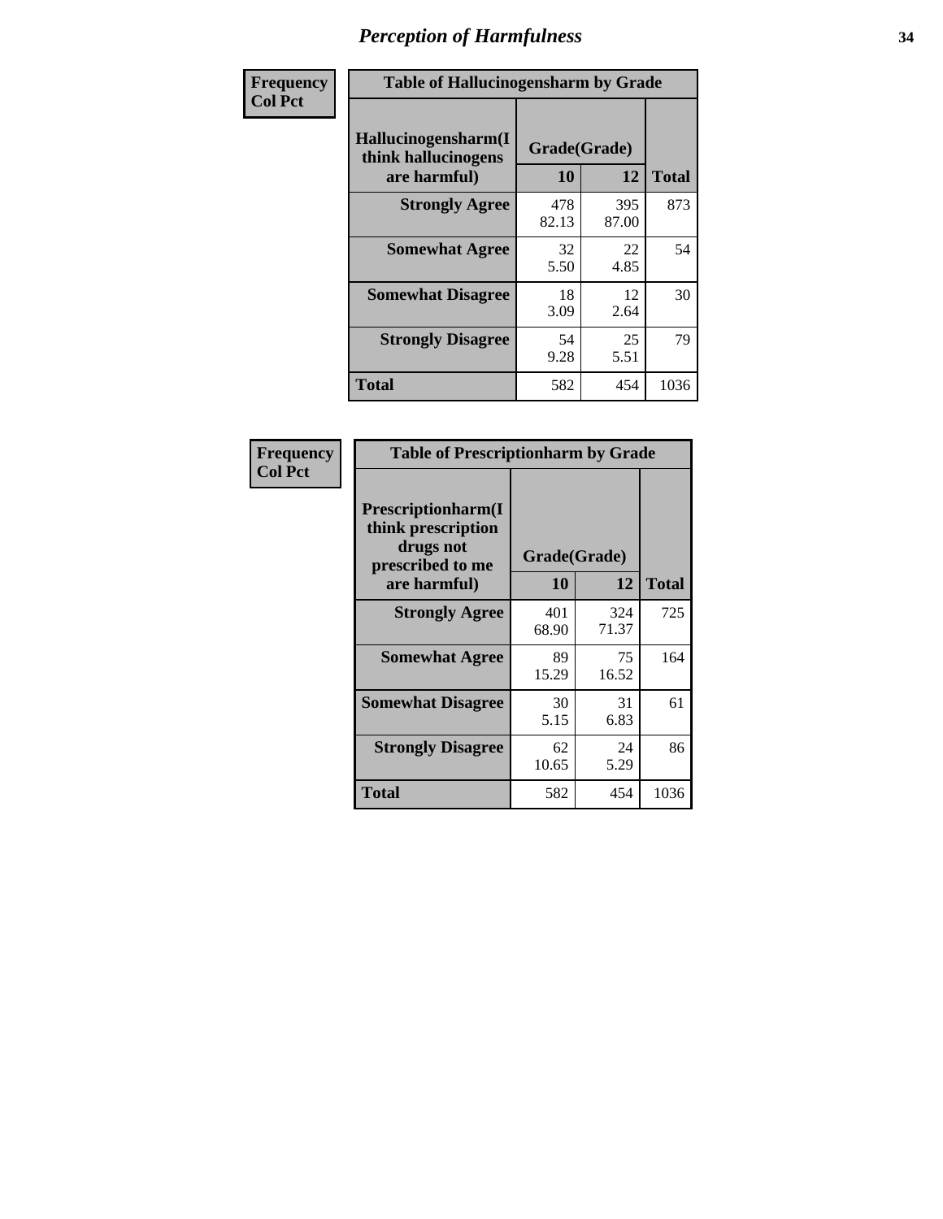# Perception of Harmfulness

| Frequency<br>Col Pct | Table of Hallucinogensharm by Grade | | |
|---|---|---|---|
| Hallucinogensharm(I think hallucinogens are harmful) | Grade(Grade) | | |
| | 10 | 12 | Total |
| Strongly Agree | 478<br>82.13 | 395<br>87.00 | 873 |
| Somewhat Agree | 32<br>5.50 | 22<br>4.85 | 54 |
| Somewhat Disagree | 18<br>3.09 | 12<br>2.64 | 30 |
| Strongly Disagree | 54<br>9.28 | 25<br>5.51 | 79 |
| Total | 582 | 454 | 1036 |

| Frequency<br>Col Pct | Table of Prescriptionharm by Grade | | |
|---|---|---|---|
| Prescriptionharm(I think prescription drugs not prescribed to me are harmful) | Grade(Grade) | | |
| | 10 | 12 | Total |
| Strongly Agree | 401<br>68.90 | 324<br>71.37 | 725 |
| Somewhat Agree | 89<br>15.29 | 75<br>16.52 | 164 |
| Somewhat Disagree | 30<br>5.15 | 31<br>6.83 | 61 |
| Strongly Disagree | 62<br>10.65 | 24<br>5.29 | 86 |
| Total | 582 | 454 | 1036 |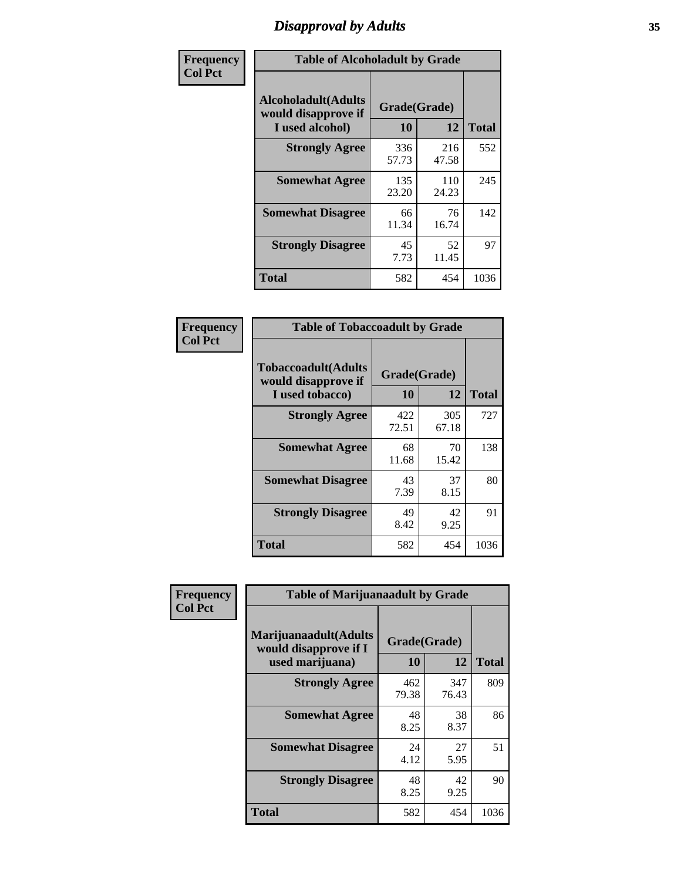# Disapproval by Adults

**Frequency**
**Col Pct**

| Alcoholadult(Adults would disapprove if I used alcohol) | Grade(Grade) 10 | 12 | Total |
|---|---|---|---|
| **Strongly Agree** | 336<br>57.73 | 216<br>47.58 | 552 |
| **Somewhat Agree** | 135<br>23.20 | 110<br>24.23 | 245 |
| **Somewhat Disagree** | 66<br>11.34 | 76<br>16.74 | 142 |
| **Strongly Disagree** | 45<br>7.73 | 52<br>11.45 | 97 |
| **Total** | 582 | 454 | 1036 |

Table of Alcoholadult by Grade

**Frequency**
**Col Pct**

| Tobaccoadult(Adults would disapprove if I used tobacco) | Grade(Grade) 10 | 12 | Total |
|---|---|---|---|
| **Strongly Agree** | 422<br>72.51 | 305<br>67.18 | 727 |
| **Somewhat Agree** | 68<br>11.68 | 70<br>15.42 | 138 |
| **Somewhat Disagree** | 43<br>7.39 | 37<br>8.15 | 80 |
| **Strongly Disagree** | 49<br>8.42 | 42<br>9.25 | 91 |
| **Total** | 582 | 454 | 1036 |

Table of Tobaccoadult by Grade

**Frequency**
**Col Pct**

| Marijuanaadult(Adults would disapprove if I used marijuana) | Grade(Grade) 10 | 12 | Total |
|---|---|---|---|
| **Strongly Agree** | 462<br>79.38 | 347<br>76.43 | 809 |
| **Somewhat Agree** | 48<br>8.25 | 38<br>8.37 | 86 |
| **Somewhat Disagree** | 24<br>4.12 | 27<br>5.95 | 51 |
| **Strongly Disagree** | 48<br>8.25 | 42<br>9.25 | 90 |
| **Total** | 582 | 454 | 1036 |

Table of Marijuanaadult by Grade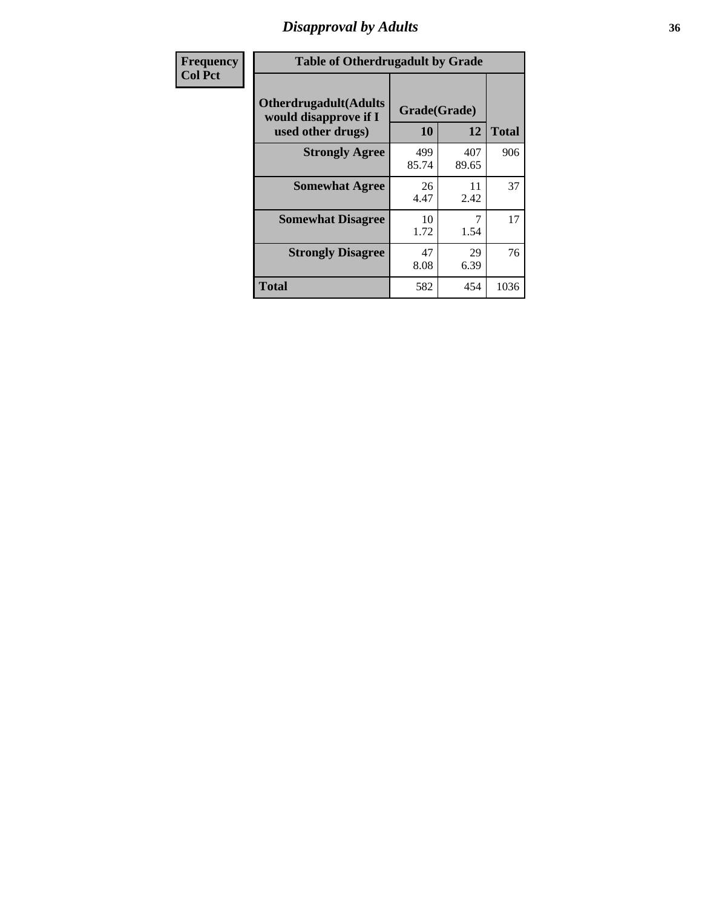# Disapproval by Adults

| Frequency<br>Col Pct | | | |
|---|---|---|---|

**Table of Otherdrugadult by Grade**

| Otherdrugadult(Adults would disapprove if I used other drugs) | Grade(Grade) | | |
|---|---|---|---|
| | 10 | 12 | Total |
| **Strongly Agree** | 499<br>85.74 | 407<br>89.65 | 906 |
| **Somewhat Agree** | 26<br>4.47 | 11<br>2.42 | 37 |
| **Somewhat Disagree** | 10<br>1.72 | 7<br>1.54 | 17 |
| **Strongly Disagree** | 47<br>8.08 | 29<br>6.39 | 76 |
| **Total** | 582 | 454 | 1036 |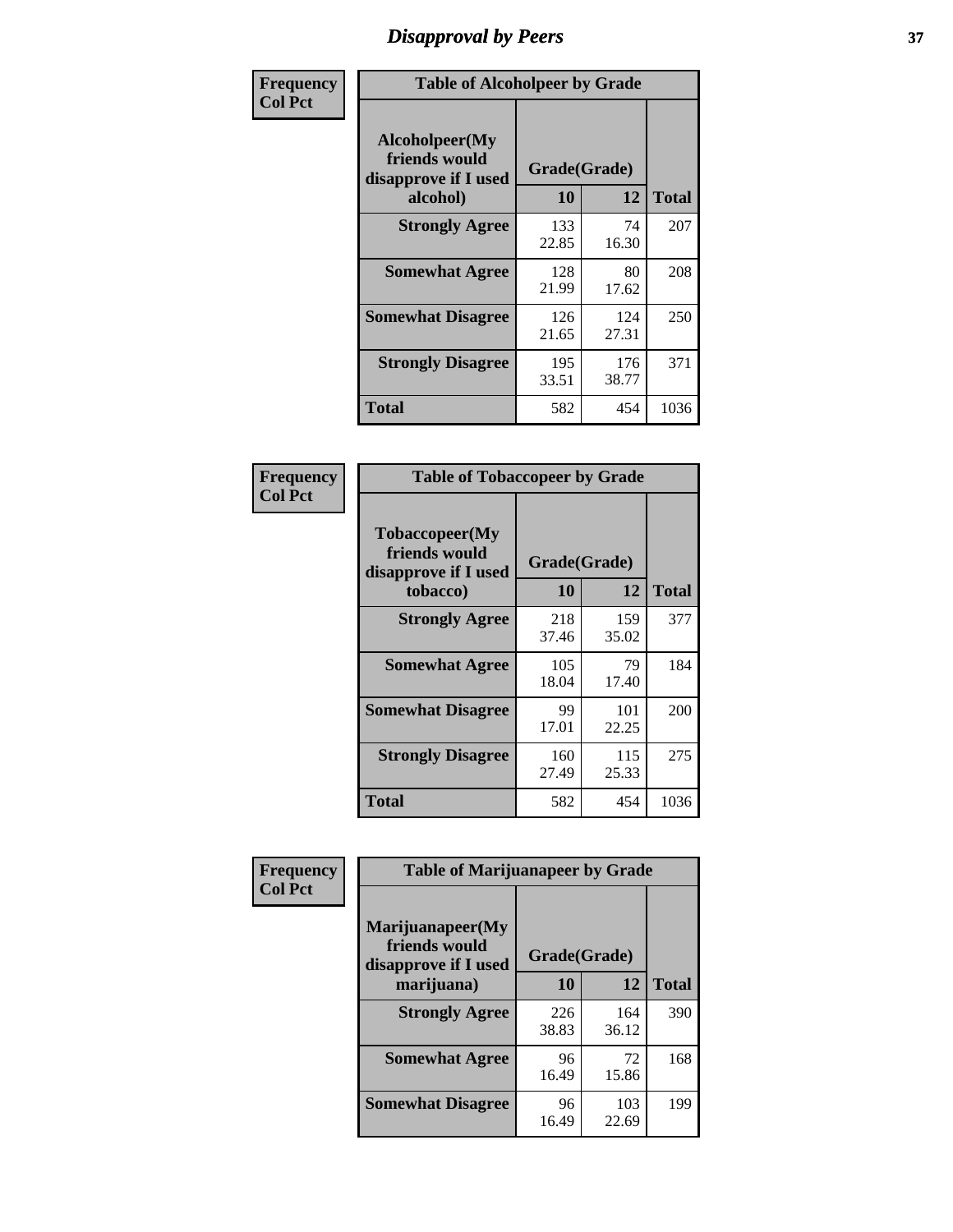# Disapproval by Peers

Frequency
Col Pct

**Table of Alcoholpeer by Grade**

| Alcoholpeer(My friends would disapprove if I used alcohol) | Grade(Grade) 10 | 12 | Total |
|---|---|---|---|
| **Strongly Agree** | 133<br>22.85 | 74<br>16.30 | 207 |
| **Somewhat Agree** | 128<br>21.99 | 80<br>17.62 | 208 |
| **Somewhat Disagree** | 126<br>21.65 | 124<br>27.31 | 250 |
| **Strongly Disagree** | 195<br>33.51 | 176<br>38.77 | 371 |
| **Total** | 582 | 454 | 1036 |

Frequency
Col Pct

**Table of Tobaccopeer by Grade**

| Tobaccopeer(My friends would disapprove if I used tobacco) | Grade(Grade) 10 | 12 | Total |
|---|---|---|---|
| **Strongly Agree** | 218<br>37.46 | 159<br>35.02 | 377 |
| **Somewhat Agree** | 105<br>18.04 | 79<br>17.40 | 184 |
| **Somewhat Disagree** | 99<br>17.01 | 101<br>22.25 | 200 |
| **Strongly Disagree** | 160<br>27.49 | 115<br>25.33 | 275 |
| **Total** | 582 | 454 | 1036 |

Frequency
Col Pct

**Table of Marijuanapeer by Grade**

| Marijuanapeer(My friends would disapprove if I used marijuana) | Grade(Grade) 10 | 12 | Total |
|---|---|---|---|
| **Strongly Agree** | 226<br>38.83 | 164<br>36.12 | 390 |
| **Somewhat Agree** | 96<br>16.49 | 72<br>15.86 | 168 |
| **Somewhat Disagree** | 96<br>16.49 | 103<br>22.69 | 199 |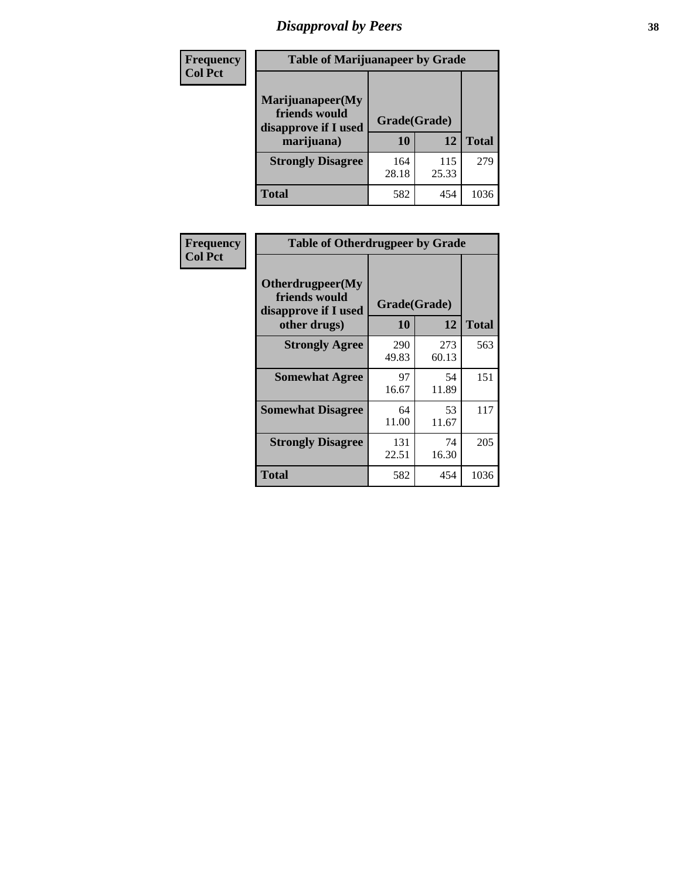# Disapproval by Peers

| Frequency<br>Col Pct |
|---|

**Table of Marijuanapeer by Grade**

| Marijuanapeer(My friends would disapprove if I used marijuana) | Grade(Grade) | | Total |
|---|---|---|---|
| | 10 | 12 | |
| Strongly Disagree | 164<br>28.18 | 115<br>25.33 | 279 |
| Total | 582 | 454 | 1036 |

| Frequency<br>Col Pct |
|---|

**Table of Otherdrugpeer by Grade**

| Otherdrugpeer(My friends would disapprove if I used other drugs) | Grade(Grade) | | Total |
|---|---|---|---|
| | 10 | 12 | |
| Strongly Agree | 290<br>49.83 | 273<br>60.13 | 563 |
| Somewhat Agree | 97<br>16.67 | 54<br>11.89 | 151 |
| Somewhat Disagree | 64<br>11.00 | 53<br>11.67 | 117 |
| Strongly Disagree | 131<br>22.51 | 74<br>16.30 | 205 |
| Total | 582 | 454 | 1036 |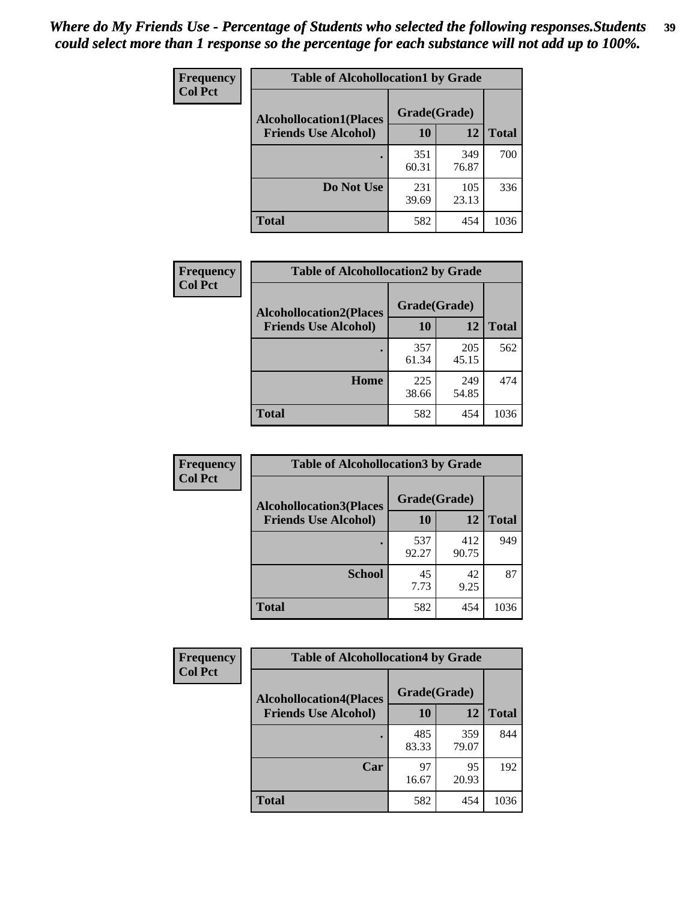*Where do My Friends Use - Percentage of Students who selected the following responses.Students could select more than 1 response so the percentage for each substance will not add up to 100%.*

**Frequency**
**Col Pct**

| Table of Alcohollocation1 by Grade | | | |
|---|---|---|---|
| **Alcohollocation1(Places Friends Use Alcohol)** | **Grade(Grade)** | | **Total** |
| | **10** | **12** | |
| **.** | 351<br>60.31 | 349<br>76.87 | 700 |
| **Do Not Use** | 231<br>39.69 | 105<br>23.13 | 336 |
| **Total** | 582 | 454 | 1036 |

**Frequency**
**Col Pct**

| Table of Alcohollocation2 by Grade | | | |
|---|---|---|---|
| **Alcohollocation2(Places Friends Use Alcohol)** | **Grade(Grade)** | | **Total** |
| | **10** | **12** | |
| **.** | 357<br>61.34 | 205<br>45.15 | 562 |
| **Home** | 225<br>38.66 | 249<br>54.85 | 474 |
| **Total** | 582 | 454 | 1036 |

**Frequency**
**Col Pct**

| Table of Alcohollocation3 by Grade | | | |
|---|---|---|---|
| **Alcohollocation3(Places Friends Use Alcohol)** | **Grade(Grade)** | | **Total** |
| | **10** | **12** | |
| **.** | 537<br>92.27 | 412<br>90.75 | 949 |
| **School** | 45<br>7.73 | 42<br>9.25 | 87 |
| **Total** | 582 | 454 | 1036 |

**Frequency**
**Col Pct**

| Table of Alcohollocation4 by Grade | | | |
|---|---|---|---|
| **Alcohollocation4(Places Friends Use Alcohol)** | **Grade(Grade)** | | **Total** |
| | **10** | **12** | |
| **.** | 485<br>83.33 | 359<br>79.07 | 844 |
| **Car** | 97<br>16.67 | 95<br>20.93 | 192 |
| **Total** | 582 | 454 | 1036 |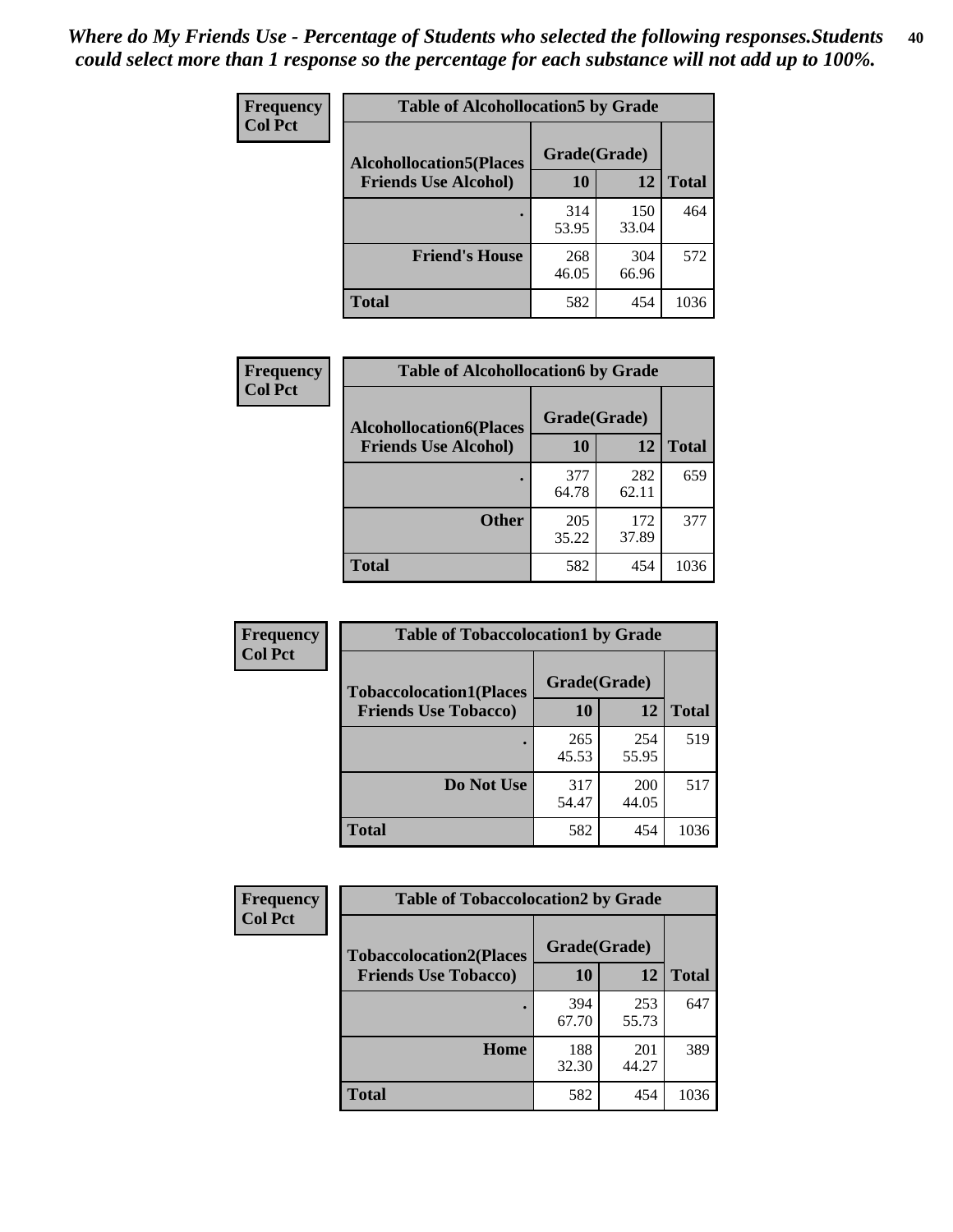*Where do My Friends Use - Percentage of Students who selected the following responses.Students could select more than 1 response so the percentage for each substance will not add up to 100%.*

**Frequency**
**Col Pct**

| Table of Alcohollocation5 by Grade | | | |
|---|---|---|---|
| **Alcohollocation5(Places Friends Use Alcohol)** | **Grade(Grade)** | | **Total** |
| | **10** | **12** | |
| **.** | 314<br>53.95 | 150<br>33.04 | 464 |
| **Friend's House** | 268<br>46.05 | 304<br>66.96 | 572 |
| **Total** | 582 | 454 | 1036 |

**Frequency**
**Col Pct**

| Table of Alcohollocation6 by Grade | | | |
|---|---|---|---|
| **Alcohollocation6(Places Friends Use Alcohol)** | **Grade(Grade)** | | **Total** |
| | **10** | **12** | |
| **.** | 377<br>64.78 | 282<br>62.11 | 659 |
| **Other** | 205<br>35.22 | 172<br>37.89 | 377 |
| **Total** | 582 | 454 | 1036 |

**Frequency**
**Col Pct**

| Table of Tobaccolocation1 by Grade | | | |
|---|---|---|---|
| **Tobaccolocation1(Places Friends Use Tobacco)** | **Grade(Grade)** | | **Total** |
| | **10** | **12** | |
| **.** | 265<br>45.53 | 254<br>55.95 | 519 |
| **Do Not Use** | 317<br>54.47 | 200<br>44.05 | 517 |
| **Total** | 582 | 454 | 1036 |

**Frequency**
**Col Pct**

| Table of Tobaccolocation2 by Grade | | | |
|---|---|---|---|
| **Tobaccolocation2(Places Friends Use Tobacco)** | **Grade(Grade)** | | **Total** |
| | **10** | **12** | |
| **.** | 394<br>67.70 | 253<br>55.73 | 647 |
| **Home** | 188<br>32.30 | 201<br>44.27 | 389 |
| **Total** | 582 | 454 | 1036 |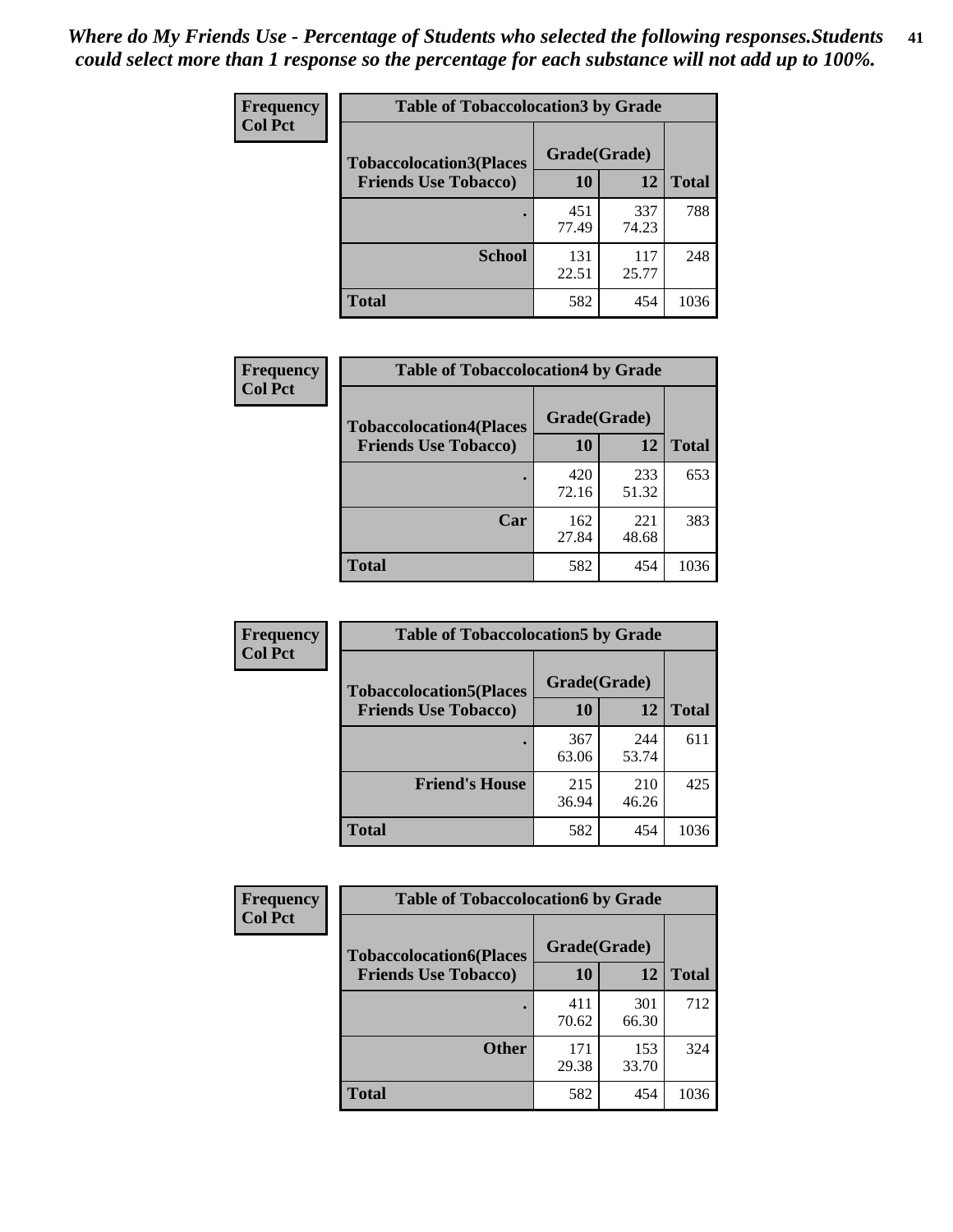*Where do My Friends Use - Percentage of Students who selected the following responses.Students could select more than 1 response so the percentage for each substance will not add up to 100%.*

**Frequency**
**Col Pct**

| Table of Tobaccolocation3 by Grade | | | |
|---|---|---|---|
| **Tobaccolocation3(Places Friends Use Tobacco)** | **Grade(Grade)** | | **Total** |
| | **10** | **12** | |
| **.** | 451<br>77.49 | 337<br>74.23 | 788 |
| **School** | 131<br>22.51 | 117<br>25.77 | 248 |
| **Total** | 582 | 454 | 1036 |

**Frequency**
**Col Pct**

| Table of Tobaccolocation4 by Grade | | | |
|---|---|---|---|
| **Tobaccolocation4(Places Friends Use Tobacco)** | **Grade(Grade)** | | **Total** |
| | **10** | **12** | |
| **.** | 420<br>72.16 | 233<br>51.32 | 653 |
| **Car** | 162<br>27.84 | 221<br>48.68 | 383 |
| **Total** | 582 | 454 | 1036 |

**Frequency**
**Col Pct**

| Table of Tobaccolocation5 by Grade | | | |
|---|---|---|---|
| **Tobaccolocation5(Places Friends Use Tobacco)** | **Grade(Grade)** | | **Total** |
| | **10** | **12** | |
| **.** | 367<br>63.06 | 244<br>53.74 | 611 |
| **Friend's House** | 215<br>36.94 | 210<br>46.26 | 425 |
| **Total** | 582 | 454 | 1036 |

**Frequency**
**Col Pct**

| Table of Tobaccolocation6 by Grade | | | |
|---|---|---|---|
| **Tobaccolocation6(Places Friends Use Tobacco)** | **Grade(Grade)** | | **Total** |
| | **10** | **12** | |
| **.** | 411<br>70.62 | 301<br>66.30 | 712 |
| **Other** | 171<br>29.38 | 153<br>33.70 | 324 |
| **Total** | 582 | 454 | 1036 |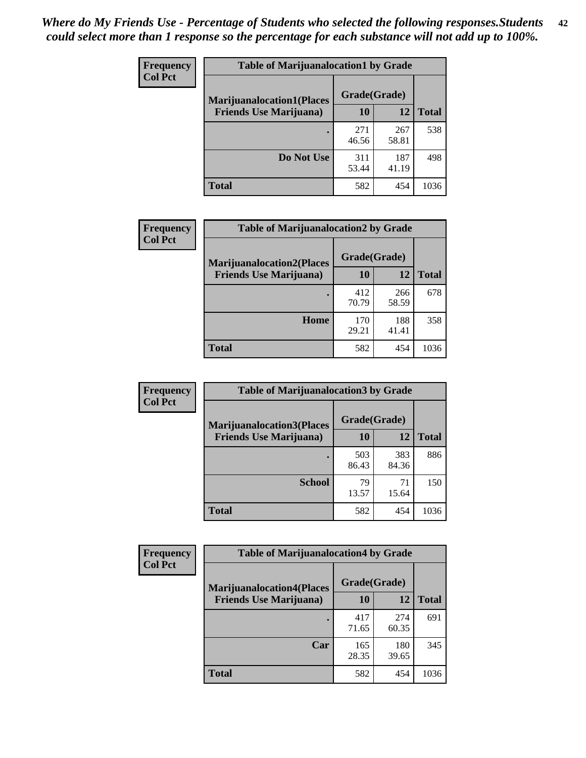*Where do My Friends Use - Percentage of Students who selected the following responses.Students could select more than 1 response so the percentage for each substance will not add up to 100%.*

**Frequency**
**Col Pct**

| Table of Marijuanalocation1 by Grade | | | |
|---|---|---|---|
| **Marijuanalocation1(Places Friends Use Marijuana)** | **Grade(Grade)** | | |
| | **10** | **12** | **Total** |
| **.** | 271<br>46.56 | 267<br>58.81 | 538 |
| **Do Not Use** | 311<br>53.44 | 187<br>41.19 | 498 |
| **Total** | 582 | 454 | 1036 |

**Frequency**
**Col Pct**

| Table of Marijuanalocation2 by Grade | | | |
|---|---|---|---|
| **Marijuanalocation2(Places Friends Use Marijuana)** | **Grade(Grade)** | | |
| | **10** | **12** | **Total** |
| **.** | 412<br>70.79 | 266<br>58.59 | 678 |
| **Home** | 170<br>29.21 | 188<br>41.41 | 358 |
| **Total** | 582 | 454 | 1036 |

**Frequency**
**Col Pct**

| Table of Marijuanalocation3 by Grade | | | |
|---|---|---|---|
| **Marijuanalocation3(Places Friends Use Marijuana)** | **Grade(Grade)** | | |
| | **10** | **12** | **Total** |
| **.** | 503<br>86.43 | 383<br>84.36 | 886 |
| **School** | 79<br>13.57 | 71<br>15.64 | 150 |
| **Total** | 582 | 454 | 1036 |

**Frequency**
**Col Pct**

| Table of Marijuanalocation4 by Grade | | | |
|---|---|---|---|
| **Marijuanalocation4(Places Friends Use Marijuana)** | **Grade(Grade)** | | |
| | **10** | **12** | **Total** |
| **.** | 417<br>71.65 | 274<br>60.35 | 691 |
| **Car** | 165<br>28.35 | 180<br>39.65 | 345 |
| **Total** | 582 | 454 | 1036 |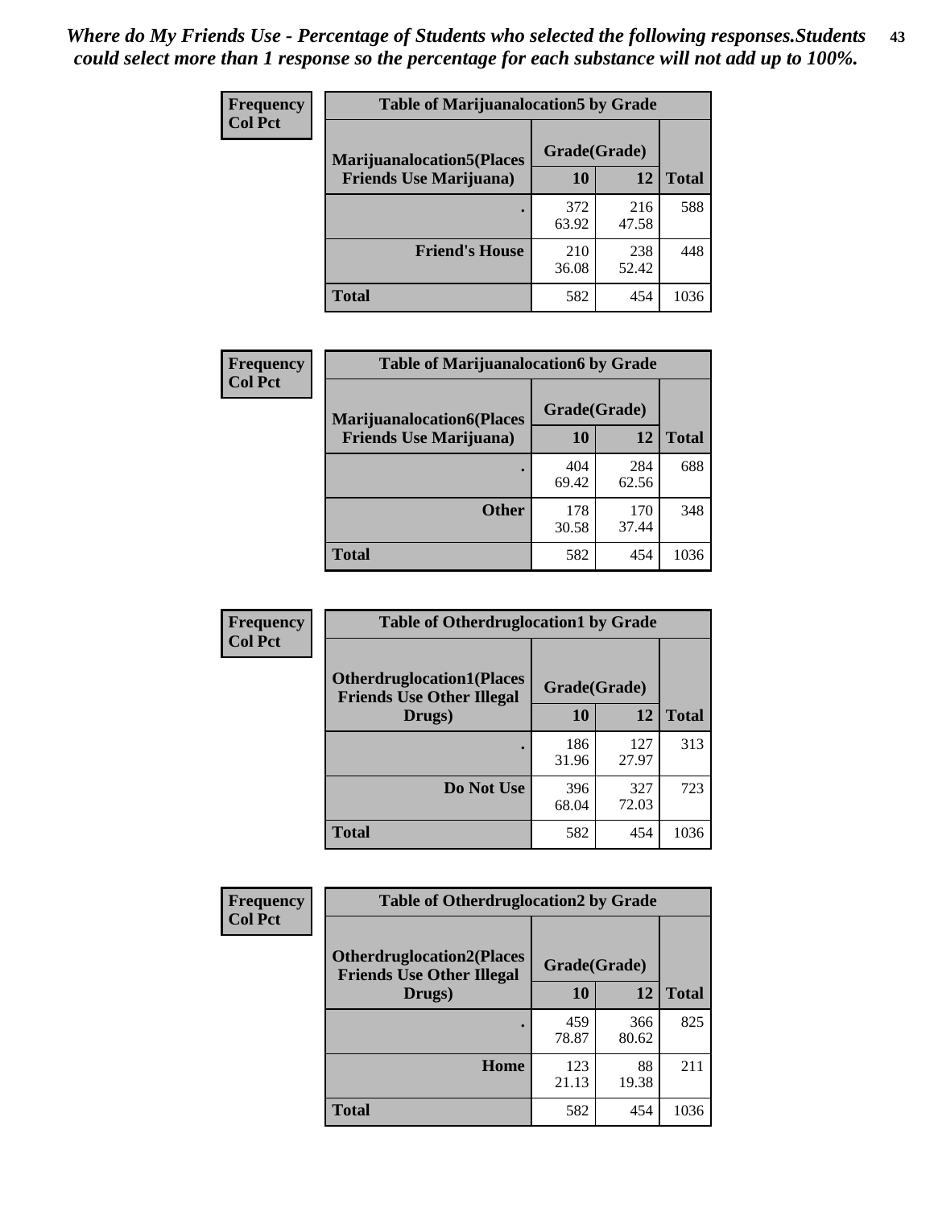*Where do My Friends Use - Percentage of Students who selected the following responses.Students could select more than 1 response so the percentage for each substance will not add up to 100%.*

| Frequency<br>Col Pct | Table of Marijuanalocation5 by Grade | | |
|---|---|---|---|
| Marijuanalocation5(Places Friends Use Marijuana) | Grade(Grade) | | |
| | 10 | 12 | Total |
| . | 372<br>63.92 | 216<br>47.58 | 588 |
| Friend's House | 210<br>36.08 | 238<br>52.42 | 448 |
| Total | 582 | 454 | 1036 |

| Frequency<br>Col Pct | Table of Marijuanalocation6 by Grade | | |
|---|---|---|---|
| Marijuanalocation6(Places Friends Use Marijuana) | Grade(Grade) | | |
| | 10 | 12 | Total |
| . | 404<br>69.42 | 284<br>62.56 | 688 |
| Other | 178<br>30.58 | 170<br>37.44 | 348 |
| Total | 582 | 454 | 1036 |

| Frequency<br>Col Pct | Table of Otherdruglocation1 by Grade | | |
|---|---|---|---|
| Otherdruglocation1(Places Friends Use Other Illegal Drugs) | Grade(Grade) | | |
| | 10 | 12 | Total |
| . | 186<br>31.96 | 127<br>27.97 | 313 |
| Do Not Use | 396<br>68.04 | 327<br>72.03 | 723 |
| Total | 582 | 454 | 1036 |

| Frequency<br>Col Pct | Table of Otherdruglocation2 by Grade | | |
|---|---|---|---|
| Otherdruglocation2(Places Friends Use Other Illegal Drugs) | Grade(Grade) | | |
| | 10 | 12 | Total |
| . | 459<br>78.87 | 366<br>80.62 | 825 |
| Home | 123<br>21.13 | 88<br>19.38 | 211 |
| Total | 582 | 454 | 1036 |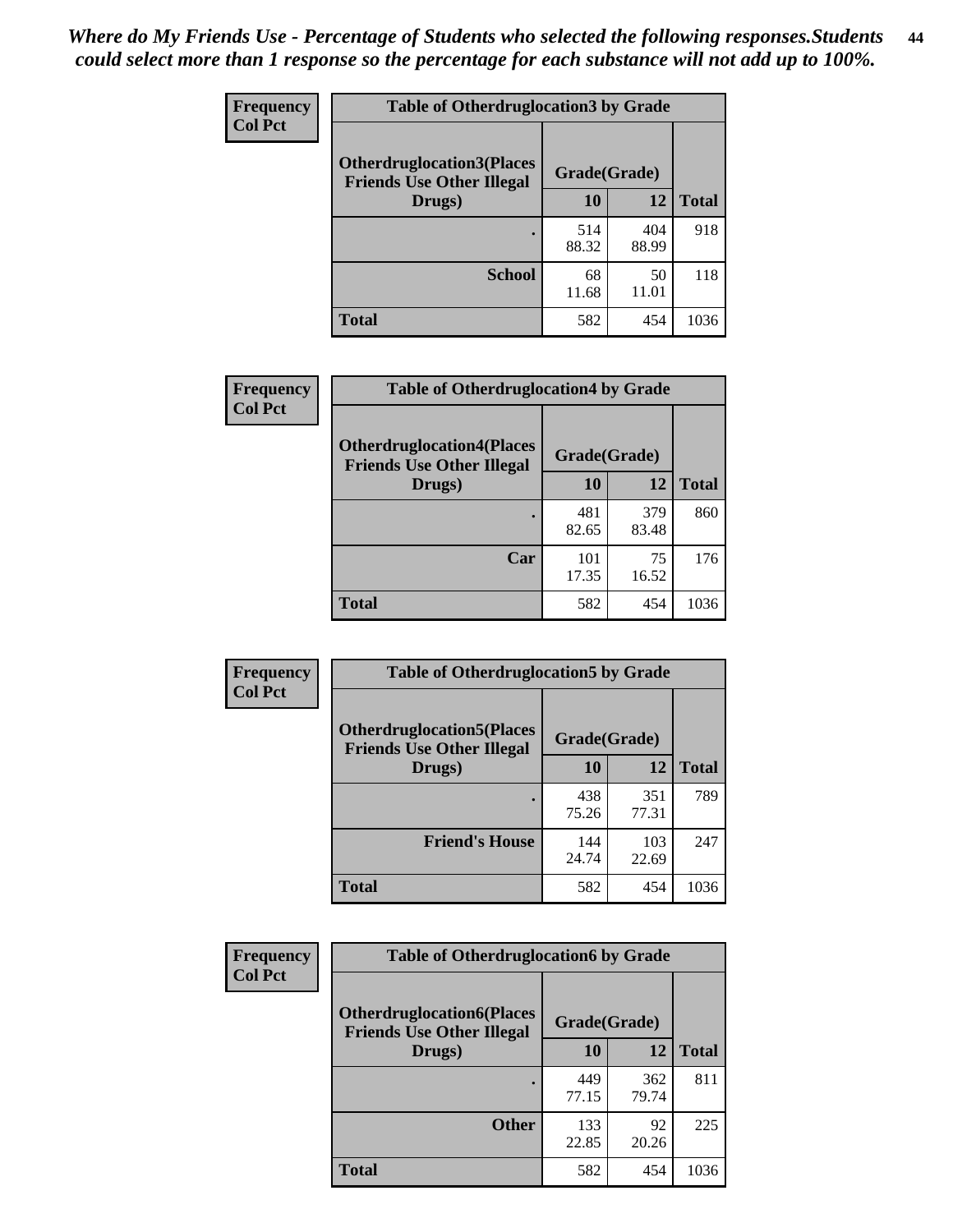*Where do My Friends Use - Percentage of Students who selected the following responses.Students could select more than 1 response so the percentage for each substance will not add up to 100%.*

**Frequency**
**Col Pct**

| Table of Otherdruglocation3 by Grade | | | |
|---|---|---|---|
| **Otherdruglocation3(Places Friends Use Other Illegal Drugs)** | **Grade(Grade)** | | |
| | **10** | **12** | **Total** |
| **.** | 514<br>88.32 | 404<br>88.99 | 918 |
| **School** | 68<br>11.68 | 50<br>11.01 | 118 |
| **Total** | 582 | 454 | 1036 |

**Frequency**
**Col Pct**

| Table of Otherdruglocation4 by Grade | | | |
|---|---|---|---|
| **Otherdruglocation4(Places Friends Use Other Illegal Drugs)** | **Grade(Grade)** | | |
| | **10** | **12** | **Total** |
| **.** | 481<br>82.65 | 379<br>83.48 | 860 |
| **Car** | 101<br>17.35 | 75<br>16.52 | 176 |
| **Total** | 582 | 454 | 1036 |

**Frequency**
**Col Pct**

| Table of Otherdruglocation5 by Grade | | | |
|---|---|---|---|
| **Otherdruglocation5(Places Friends Use Other Illegal Drugs)** | **Grade(Grade)** | | |
| | **10** | **12** | **Total** |
| **.** | 438<br>75.26 | 351<br>77.31 | 789 |
| **Friend's House** | 144<br>24.74 | 103<br>22.69 | 247 |
| **Total** | 582 | 454 | 1036 |

**Frequency**
**Col Pct**

| Table of Otherdruglocation6 by Grade | | | |
|---|---|---|---|
| **Otherdruglocation6(Places Friends Use Other Illegal Drugs)** | **Grade(Grade)** | | |
| | **10** | **12** | **Total** |
| **.** | 449<br>77.15 | 362<br>79.74 | 811 |
| **Other** | 133<br>22.85 | 92<br>20.26 | 225 |
| **Total** | 582 | 454 | 1036 |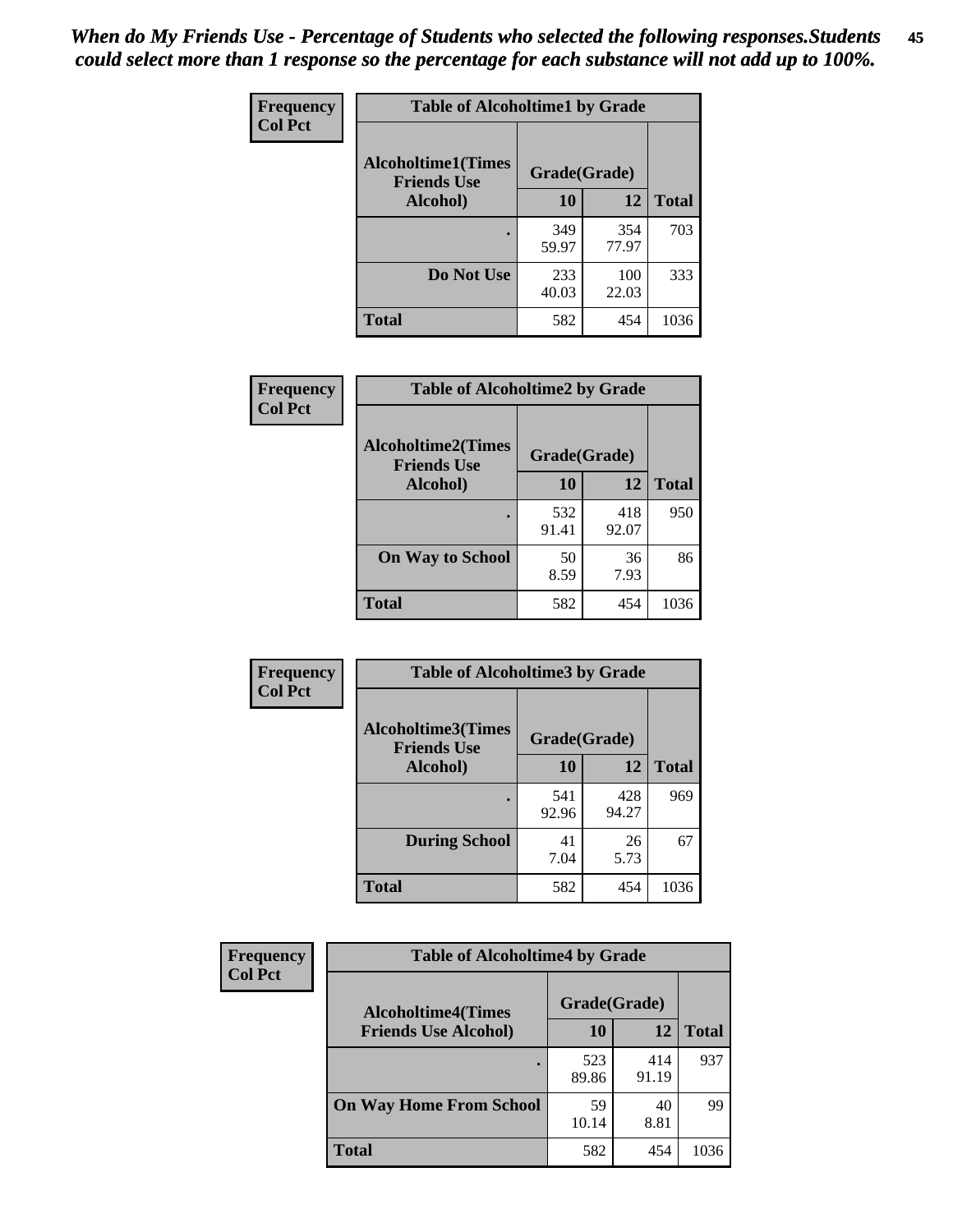*When do My Friends Use - Percentage of Students who selected the following responses.Students could select more than 1 response so the percentage for each substance will not add up to 100%.*

**Frequency**
**Col Pct**

| Table of Alcoholtime1 by Grade | | | |
|---|---|---|---|
| Alcoholtime1(Times Friends Use Alcohol) | Grade(Grade) | | |
| | 10 | 12 | Total |
| . | 349<br>59.97 | 354<br>77.97 | 703 |
| Do Not Use | 233<br>40.03 | 100<br>22.03 | 333 |
| Total | 582 | 454 | 1036 |

**Frequency**
**Col Pct**

| Table of Alcoholtime2 by Grade | | | |
|---|---|---|---|
| Alcoholtime2(Times Friends Use Alcohol) | Grade(Grade) | | |
| | 10 | 12 | Total |
| . | 532<br>91.41 | 418<br>92.07 | 950 |
| On Way to School | 50<br>8.59 | 36<br>7.93 | 86 |
| Total | 582 | 454 | 1036 |

**Frequency**
**Col Pct**

| Table of Alcoholtime3 by Grade | | | |
|---|---|---|---|
| Alcoholtime3(Times Friends Use Alcohol) | Grade(Grade) | | |
| | 10 | 12 | Total |
| . | 541<br>92.96 | 428<br>94.27 | 969 |
| During School | 41<br>7.04 | 26<br>5.73 | 67 |
| Total | 582 | 454 | 1036 |

**Frequency**
**Col Pct**

| Table of Alcoholtime4 by Grade | | | |
|---|---|---|---|
| Alcoholtime4(Times Friends Use Alcohol) | Grade(Grade) | | |
| | 10 | 12 | Total |
| . | 523<br>89.86 | 414<br>91.19 | 937 |
| On Way Home From School | 59<br>10.14 | 40<br>8.81 | 99 |
| Total | 582 | 454 | 1036 |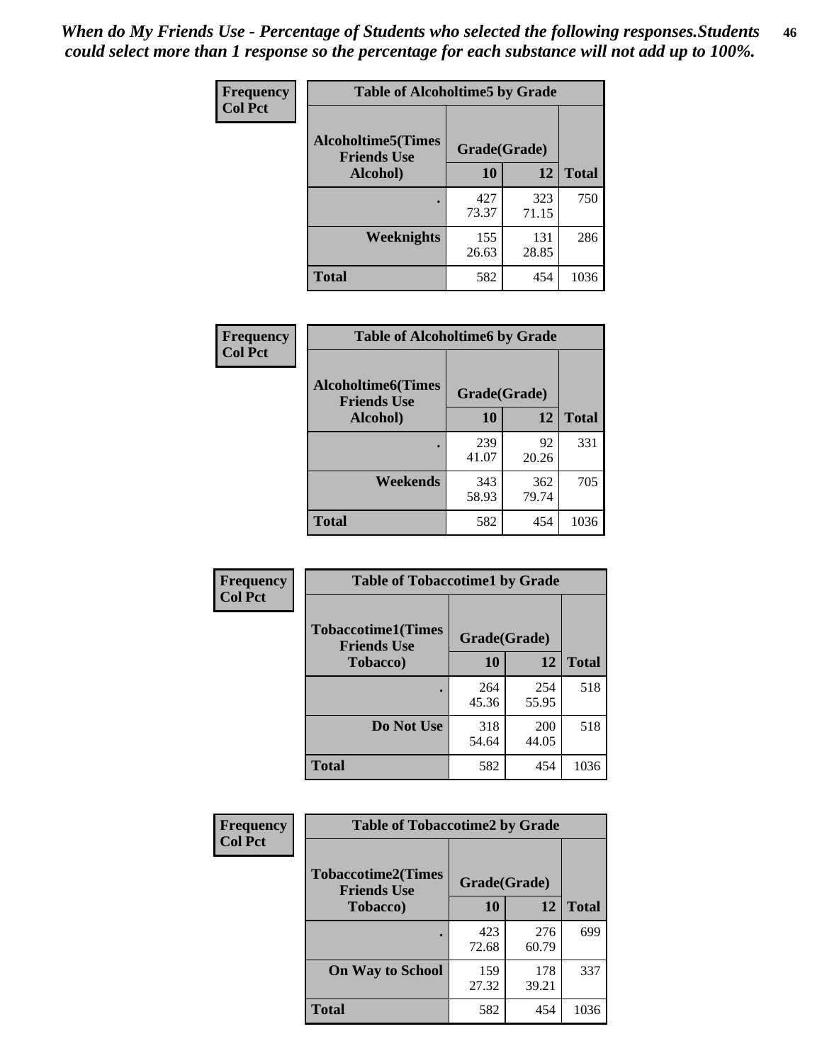*When do My Friends Use - Percentage of Students who selected the following responses.Students could select more than 1 response so the percentage for each substance will not add up to 100%.*

**Frequency**
**Col Pct**

| Table of Alcoholtime5 by Grade | | | |
|---|---|---|---|
| **Alcoholtime5(Times Friends Use Alcohol)** | **Grade(Grade)** | | **Total** |
| | **10** | **12** | |
| **.** | 427<br>73.37 | 323<br>71.15 | 750 |
| **Weeknights** | 155<br>26.63 | 131<br>28.85 | 286 |
| **Total** | 582 | 454 | 1036 |

**Frequency**
**Col Pct**

| Table of Alcoholtime6 by Grade | | | |
|---|---|---|---|
| **Alcoholtime6(Times Friends Use Alcohol)** | **Grade(Grade)** | | **Total** |
| | **10** | **12** | |
| **.** | 239<br>41.07 | 92<br>20.26 | 331 |
| **Weekends** | 343<br>58.93 | 362<br>79.74 | 705 |
| **Total** | 582 | 454 | 1036 |

**Frequency**
**Col Pct**

| Table of Tobaccotime1 by Grade | | | |
|---|---|---|---|
| **Tobaccotime1(Times Friends Use Tobacco)** | **Grade(Grade)** | | **Total** |
| | **10** | **12** | |
| **.** | 264<br>45.36 | 254<br>55.95 | 518 |
| **Do Not Use** | 318<br>54.64 | 200<br>44.05 | 518 |
| **Total** | 582 | 454 | 1036 |

**Frequency**
**Col Pct**

| Table of Tobaccotime2 by Grade | | | |
|---|---|---|---|
| **Tobaccotime2(Times Friends Use Tobacco)** | **Grade(Grade)** | | **Total** |
| | **10** | **12** | |
| **.** | 423<br>72.68 | 276<br>60.79 | 699 |
| **On Way to School** | 159<br>27.32 | 178<br>39.21 | 337 |
| **Total** | 582 | 454 | 1036 |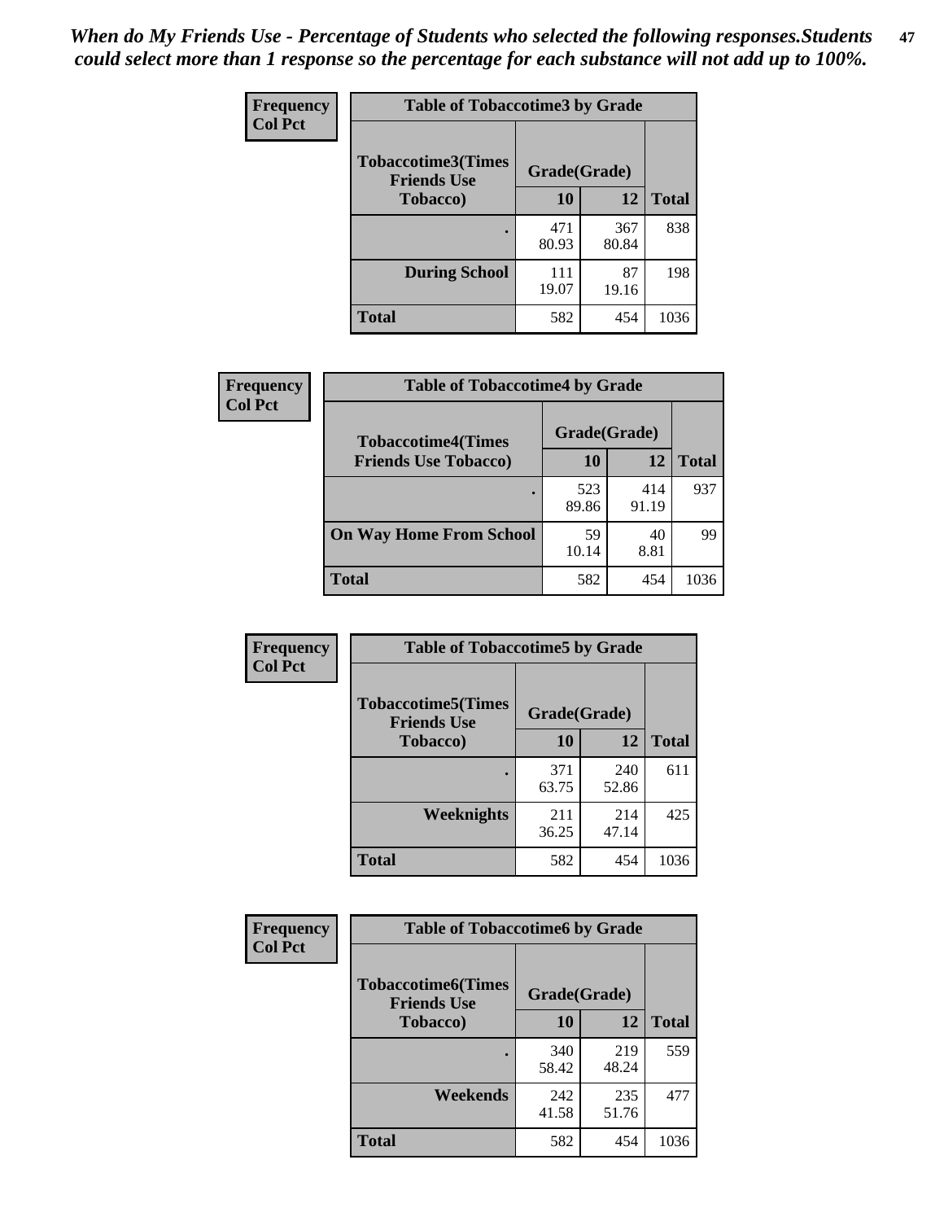*When do My Friends Use - Percentage of Students who selected the following responses.Students could select more than 1 response so the percentage for each substance will not add up to 100%.*

**Frequency**
**Col Pct**

| Table of Tobaccotime3 by Grade | | | |
|---|---|---|---|
| **Tobaccotime3(Times Friends Use Tobacco)** | **Grade(Grade)** | | **Total** |
| | **10** | **12** | |
| **.** | 471<br>80.93 | 367<br>80.84 | 838 |
| **During School** | 111<br>19.07 | 87<br>19.16 | 198 |
| **Total** | 582 | 454 | 1036 |

**Frequency**
**Col Pct**

| Table of Tobaccotime4 by Grade | | | |
|---|---|---|---|
| **Tobaccotime4(Times Friends Use Tobacco)** | **Grade(Grade)** | | **Total** |
| | **10** | **12** | |
| **.** | 523<br>89.86 | 414<br>91.19 | 937 |
| **On Way Home From School** | 59<br>10.14 | 40<br>8.81 | 99 |
| **Total** | 582 | 454 | 1036 |

**Frequency**
**Col Pct**

| Table of Tobaccotime5 by Grade | | | |
|---|---|---|---|
| **Tobaccotime5(Times Friends Use Tobacco)** | **Grade(Grade)** | | **Total** |
| | **10** | **12** | |
| **.** | 371<br>63.75 | 240<br>52.86 | 611 |
| **Weeknights** | 211<br>36.25 | 214<br>47.14 | 425 |
| **Total** | 582 | 454 | 1036 |

**Frequency**
**Col Pct**

| Table of Tobaccotime6 by Grade | | | |
|---|---|---|---|
| **Tobaccotime6(Times Friends Use Tobacco)** | **Grade(Grade)** | | **Total** |
| | **10** | **12** | |
| **.** | 340<br>58.42 | 219<br>48.24 | 559 |
| **Weekends** | 242<br>41.58 | 235<br>51.76 | 477 |
| **Total** | 582 | 454 | 1036 |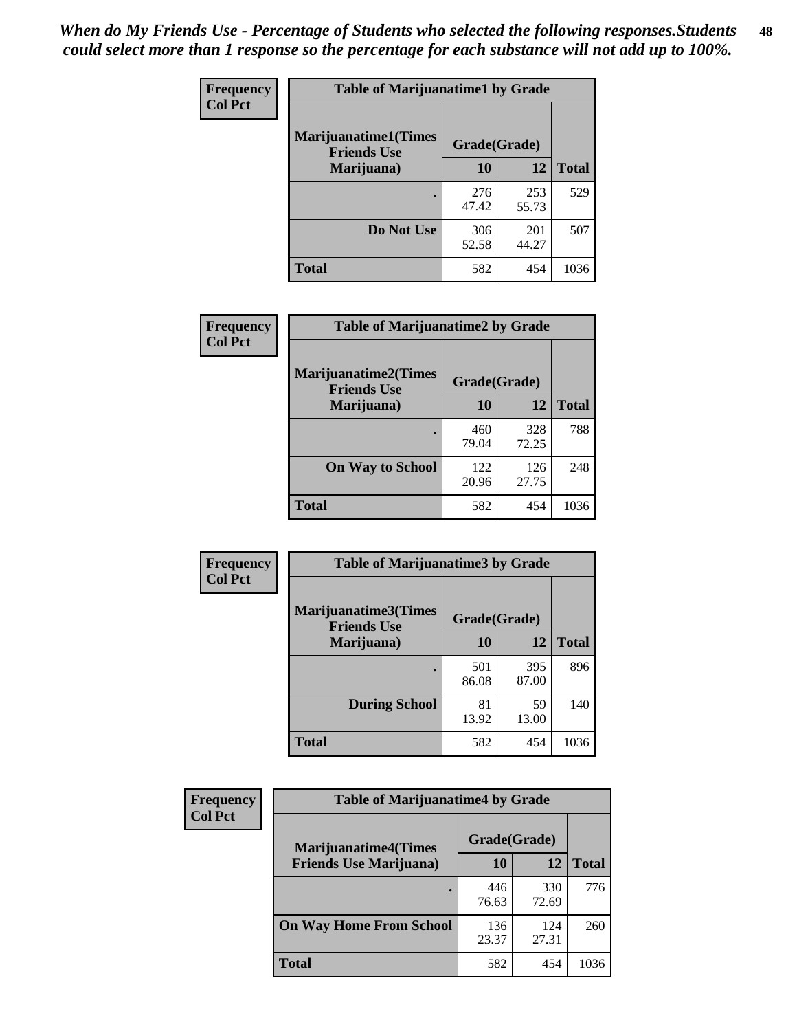*When do My Friends Use - Percentage of Students who selected the following responses.Students could select more than 1 response so the percentage for each substance will not add up to 100%.*

**Frequency**
**Col Pct**

| Table of Marijuanatime1 by Grade | | | |
|---|---|---|---|
| **Marijuanatime1(Times Friends Use Marijuana)** | **Grade(Grade)** | | **Total** |
| | **10** | **12** | |
| **.** | 276<br>47.42 | 253<br>55.73 | 529 |
| **Do Not Use** | 306<br>52.58 | 201<br>44.27 | 507 |
| **Total** | 582 | 454 | 1036 |

**Frequency**
**Col Pct**

| Table of Marijuanatime2 by Grade | | | |
|---|---|---|---|
| **Marijuanatime2(Times Friends Use Marijuana)** | **Grade(Grade)** | | **Total** |
| | **10** | **12** | |
| **.** | 460<br>79.04 | 328<br>72.25 | 788 |
| **On Way to School** | 122<br>20.96 | 126<br>27.75 | 248 |
| **Total** | 582 | 454 | 1036 |

**Frequency**
**Col Pct**

| Table of Marijuanatime3 by Grade | | | |
|---|---|---|---|
| **Marijuanatime3(Times Friends Use Marijuana)** | **Grade(Grade)** | | **Total** |
| | **10** | **12** | |
| **.** | 501<br>86.08 | 395<br>87.00 | 896 |
| **During School** | 81<br>13.92 | 59<br>13.00 | 140 |
| **Total** | 582 | 454 | 1036 |

**Frequency**
**Col Pct**

| Table of Marijuanatime4 by Grade | | | |
|---|---|---|---|
| **Marijuanatime4(Times Friends Use Marijuana)** | **Grade(Grade)** | | **Total** |
| | **10** | **12** | |
| **.** | 446<br>76.63 | 330<br>72.69 | 776 |
| **On Way Home From School** | 136<br>23.37 | 124<br>27.31 | 260 |
| **Total** | 582 | 454 | 1036 |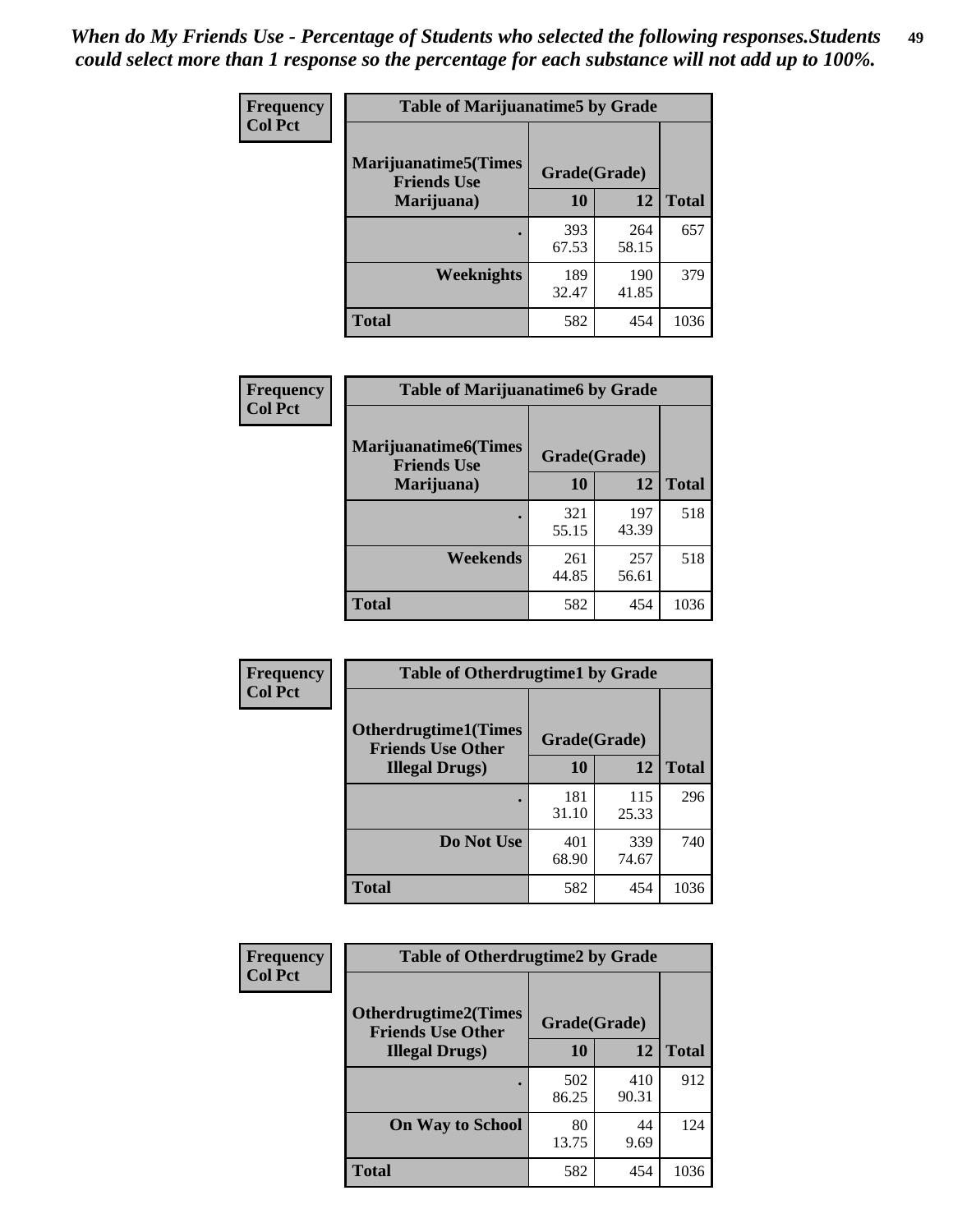*When do My Friends Use - Percentage of Students who selected the following responses.Students could select more than 1 response so the percentage for each substance will not add up to 100%.*

| Frequency Col Pct | Table of Marijuanatime5 by Grade | | |
|---|---|---|---|
| **Marijuanatime5(Times Friends Use Marijuana)** | **Grade(Grade)** | | |
| | **10** | **12** | **Total** |
| . | 393<br>67.53 | 264<br>58.15 | 657 |
| **Weeknights** | 189<br>32.47 | 190<br>41.85 | 379 |
| **Total** | 582 | 454 | 1036 |

| Frequency Col Pct | Table of Marijuanatime6 by Grade | | |
|---|---|---|---|
| **Marijuanatime6(Times Friends Use Marijuana)** | **Grade(Grade)** | | |
| | **10** | **12** | **Total** |
| . | 321<br>55.15 | 197<br>43.39 | 518 |
| **Weekends** | 261<br>44.85 | 257<br>56.61 | 518 |
| **Total** | 582 | 454 | 1036 |

| Frequency Col Pct | Table of Otherdrugtime1 by Grade | | |
|---|---|---|---|
| **Otherdrugtime1(Times Friends Use Other Illegal Drugs)** | **Grade(Grade)** | | |
| | **10** | **12** | **Total** |
| . | 181<br>31.10 | 115<br>25.33 | 296 |
| **Do Not Use** | 401<br>68.90 | 339<br>74.67 | 740 |
| **Total** | 582 | 454 | 1036 |

| Frequency Col Pct | Table of Otherdrugtime2 by Grade | | |
|---|---|---|---|
| **Otherdrugtime2(Times Friends Use Other Illegal Drugs)** | **Grade(Grade)** | | |
| | **10** | **12** | **Total** |
| . | 502<br>86.25 | 410<br>90.31 | 912 |
| **On Way to School** | 80<br>13.75 | 44<br>9.69 | 124 |
| **Total** | 582 | 454 | 1036 |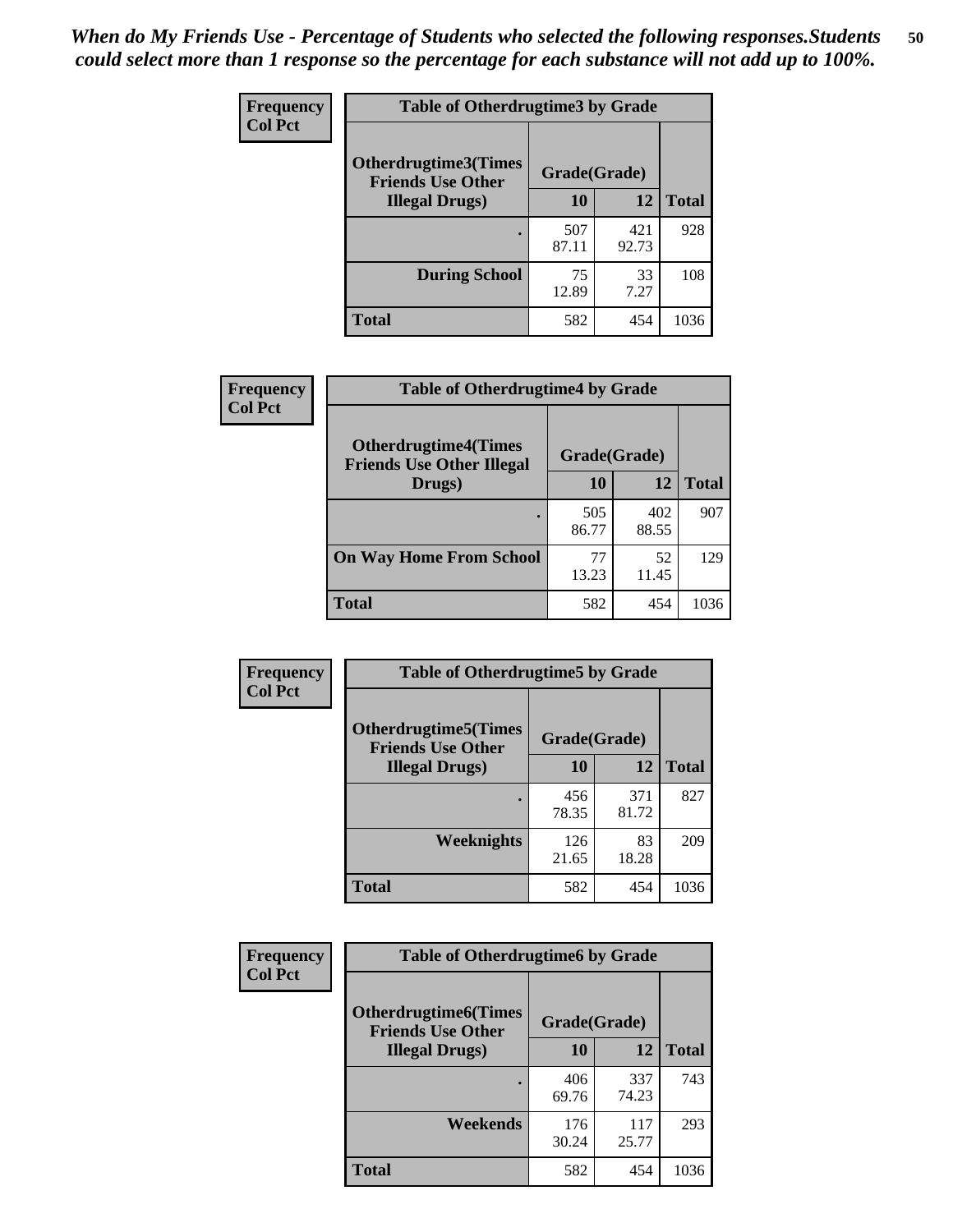*When do My Friends Use - Percentage of Students who selected the following responses.Students could select more than 1 response so the percentage for each substance will not add up to 100%.*

**Frequency**
**Col Pct**

| Table of Otherdrugtime3 by Grade | | | |
|---|---|---|---|
| **Otherdrugtime3(Times Friends Use Other Illegal Drugs)** | **Grade(Grade)** | | **Total** |
| | **10** | **12** | |
| **.** | 507<br>87.11 | 421<br>92.73 | 928 |
| **During School** | 75<br>12.89 | 33<br>7.27 | 108 |
| **Total** | 582 | 454 | 1036 |

**Frequency**
**Col Pct**

| Table of Otherdrugtime4 by Grade | | | |
|---|---|---|---|
| **Otherdrugtime4(Times Friends Use Other Illegal Drugs)** | **Grade(Grade)** | | **Total** |
| | **10** | **12** | |
| **.** | 505<br>86.77 | 402<br>88.55 | 907 |
| **On Way Home From School** | 77<br>13.23 | 52<br>11.45 | 129 |
| **Total** | 582 | 454 | 1036 |

**Frequency**
**Col Pct**

| Table of Otherdrugtime5 by Grade | | | |
|---|---|---|---|
| **Otherdrugtime5(Times Friends Use Other Illegal Drugs)** | **Grade(Grade)** | | **Total** |
| | **10** | **12** | |
| **.** | 456<br>78.35 | 371<br>81.72 | 827 |
| **Weeknights** | 126<br>21.65 | 83<br>18.28 | 209 |
| **Total** | 582 | 454 | 1036 |

**Frequency**
**Col Pct**

| Table of Otherdrugtime6 by Grade | | | |
|---|---|---|---|
| **Otherdrugtime6(Times Friends Use Other Illegal Drugs)** | **Grade(Grade)** | | **Total** |
| | **10** | **12** | |
| **.** | 406<br>69.76 | 337<br>74.23 | 743 |
| **Weekends** | 176<br>30.24 | 117<br>25.77 | 293 |
| **Total** | 582 | 454 | 1036 |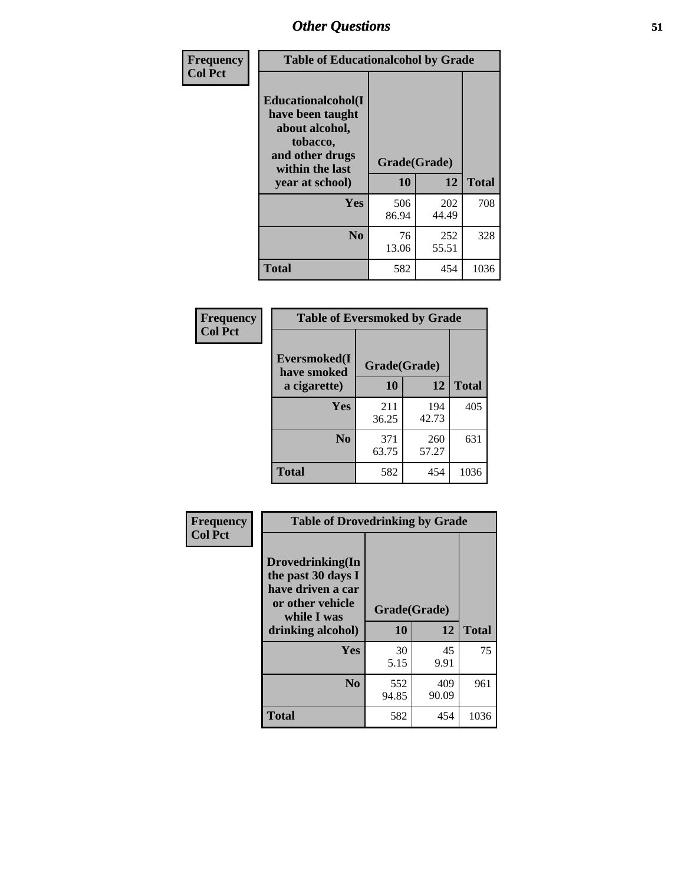# Other Questions

| Frequency<br>Col Pct | Table of Educationalcohol by Grade | | |
|---|---|---|---|
| Educationalcohol(I have been taught about alcohol, tobacco, and other drugs within the last year at school) | Grade(Grade) | | |
| | 10 | 12 | Total |
| Yes | 506<br>86.94 | 202<br>44.49 | 708 |
| No | 76<br>13.06 | 252<br>55.51 | 328 |
| Total | 582 | 454 | 1036 |

| Frequency<br>Col Pct | Table of Eversmoked by Grade | | |
|---|---|---|---|
| Eversmoked(I have smoked a cigarette) | Grade(Grade) | | |
| | 10 | 12 | Total |
| Yes | 211<br>36.25 | 194<br>42.73 | 405 |
| No | 371<br>63.75 | 260<br>57.27 | 631 |
| Total | 582 | 454 | 1036 |

| Frequency<br>Col Pct | Table of Drovedrinking by Grade | | |
|---|---|---|---|
| Drovedrinking(In the past 30 days I have driven a car or other vehicle while I was drinking alcohol) | Grade(Grade) | | |
| | 10 | 12 | Total |
| Yes | 30<br>5.15 | 45<br>9.91 | 75 |
| No | 552<br>94.85 | 409<br>90.09 | 961 |
| Total | 582 | 454 | 1036 |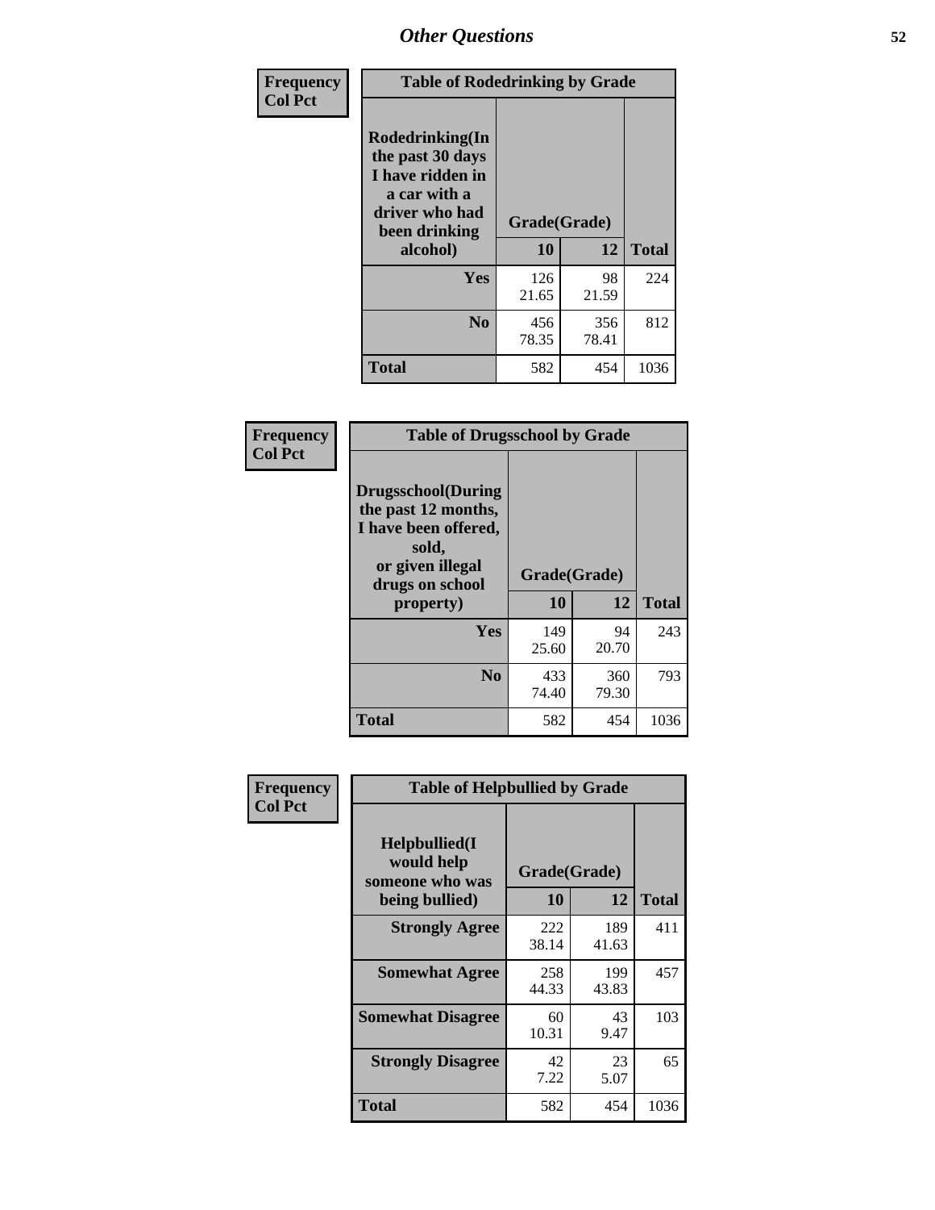# Other Questions

**Frequency**
**Col Pct**

| Table of Rodedrinking by Grade | | | |
|---|---|---|---|
| Rodedrinking(In the past 30 days I have ridden in a car with a driver who had been drinking alcohol) | Grade(Grade) | | |
| | 10 | 12 | Total |
| **Yes** | 126<br>21.65 | 98<br>21.59 | 224 |
| **No** | 456<br>78.35 | 356<br>78.41 | 812 |
| **Total** | 582 | 454 | 1036 |

**Frequency**
**Col Pct**

| Table of Drugsschool by Grade | | | |
|---|---|---|---|
| Drugsschool(During the past 12 months, I have been offered, sold, or given illegal drugs on school property) | Grade(Grade) | | |
| | 10 | 12 | Total |
| **Yes** | 149<br>25.60 | 94<br>20.70 | 243 |
| **No** | 433<br>74.40 | 360<br>79.30 | 793 |
| **Total** | 582 | 454 | 1036 |

**Frequency**
**Col Pct**

| Table of Helpbullied by Grade | | | |
|---|---|---|---|
| Helpbullied(I would help someone who was being bullied) | Grade(Grade) | | |
| | 10 | 12 | Total |
| **Strongly Agree** | 222<br>38.14 | 189<br>41.63 | 411 |
| **Somewhat Agree** | 258<br>44.33 | 199<br>43.83 | 457 |
| **Somewhat Disagree** | 60<br>10.31 | 43<br>9.47 | 103 |
| **Strongly Disagree** | 42<br>7.22 | 23<br>5.07 | 65 |
| **Total** | 582 | 454 | 1036 |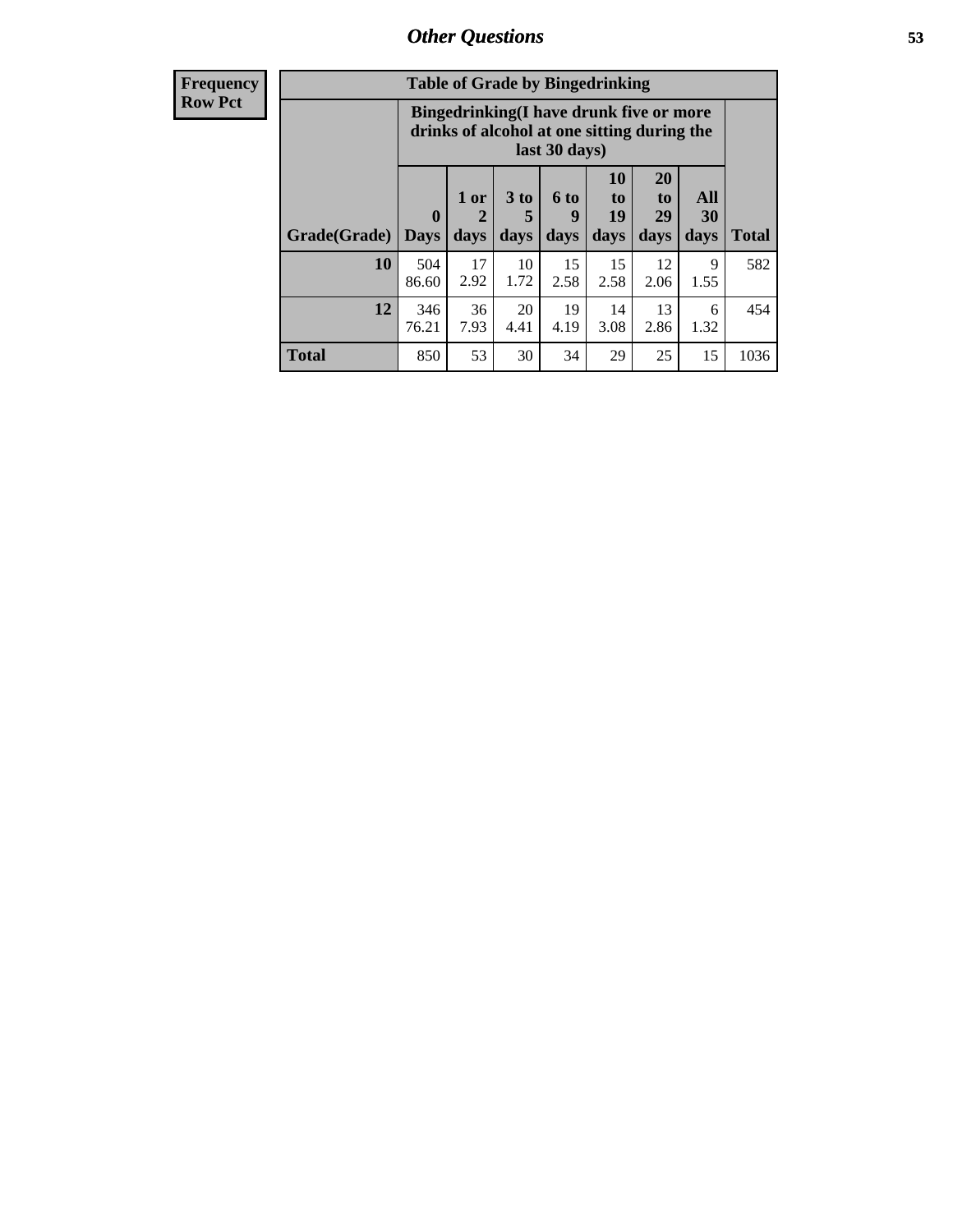## Other Questions

**Frequency**
**Row Pct**

| Table of Grade by Bingedrinking | | | | | | | | |
|---|---|---|---|---|---|---|---|---|
| | Bingedrinking(I have drunk five or more drinks of alcohol at one sitting during the last 30 days) | | | | | | | |
| Grade(Grade) | 0 Days | 1 or 2 days | 3 to 5 days | 6 to 9 days | 10 to 19 days | 20 to 29 days | All 30 days | Total |
| 10 | 504<br>86.60 | 17<br>2.92 | 10<br>1.72 | 15<br>2.58 | 15<br>2.58 | 12<br>2.06 | 9<br>1.55 | 582 |
| 12 | 346<br>76.21 | 36<br>7.93 | 20<br>4.41 | 19<br>4.19 | 14<br>3.08 | 13<br>2.86 | 6<br>1.32 | 454 |
| **Total** | 850 | 53 | 30 | 34 | 29 | 25 | 15 | 1036 |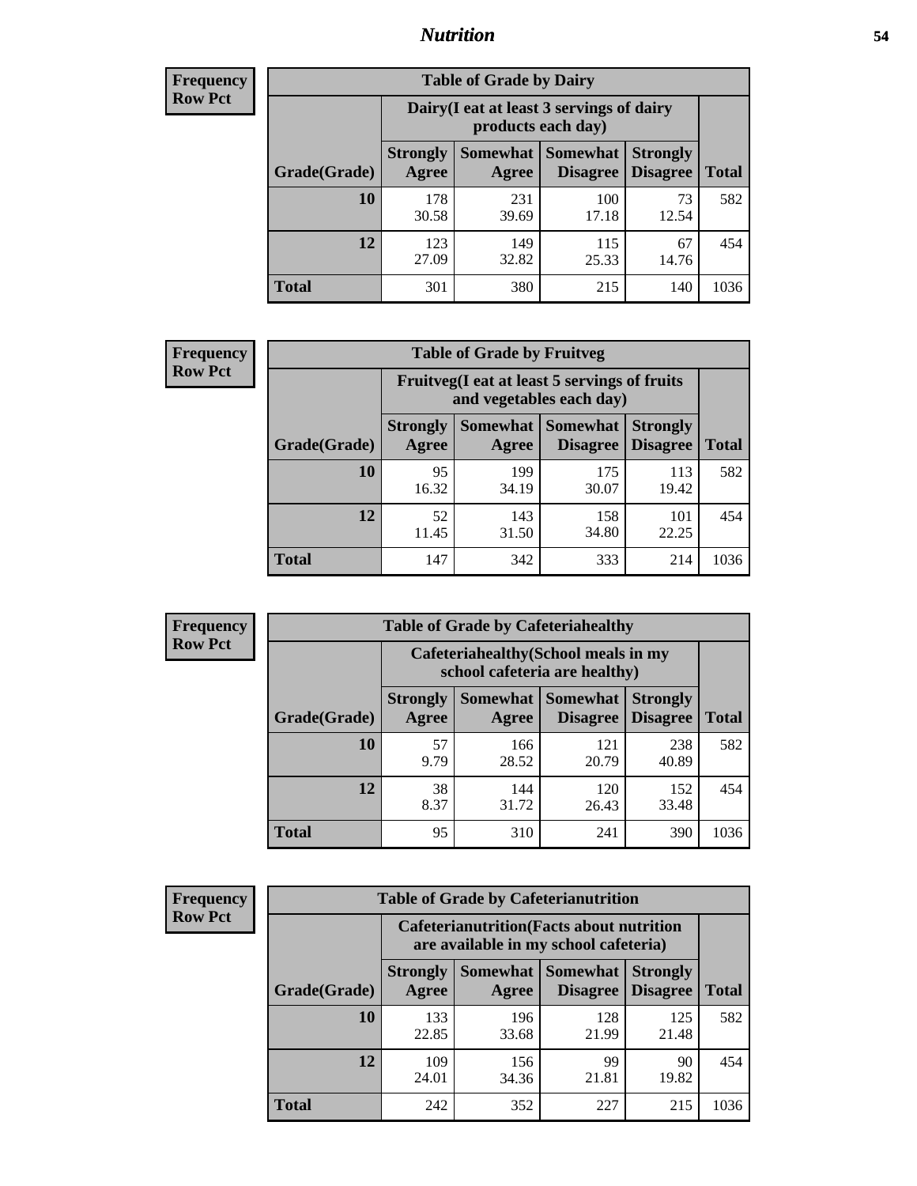# Nutrition

**Frequency**
**Row Pct**

| Table of Grade by Dairy | | | | | |
|---|---|---|---|---|---|
| | Dairy(I eat at least 3 servings of dairy products each day) | | | | |
| Grade(Grade) | Strongly Agree | Somewhat Agree | Somewhat Disagree | Strongly Disagree | Total |
| 10 | 178<br>30.58 | 231<br>39.69 | 100<br>17.18 | 73<br>12.54 | 582 |
| 12 | 123<br>27.09 | 149<br>32.82 | 115<br>25.33 | 67<br>14.76 | 454 |
| Total | 301 | 380 | 215 | 140 | 1036 |

**Frequency**
**Row Pct**

| Table of Grade by Fruitveg | | | | | |
|---|---|---|---|---|---|
| | Fruitveg(I eat at least 5 servings of fruits and vegetables each day) | | | | |
| Grade(Grade) | Strongly Agree | Somewhat Agree | Somewhat Disagree | Strongly Disagree | Total |
| 10 | 95<br>16.32 | 199<br>34.19 | 175<br>30.07 | 113<br>19.42 | 582 |
| 12 | 52<br>11.45 | 143<br>31.50 | 158<br>34.80 | 101<br>22.25 | 454 |
| Total | 147 | 342 | 333 | 214 | 1036 |

**Frequency**
**Row Pct**

| Table of Grade by Cafeteriahealthy | | | | | |
|---|---|---|---|---|---|
| | Cafeteriahealthy(School meals in my school cafeteria are healthy) | | | | |
| Grade(Grade) | Strongly Agree | Somewhat Agree | Somewhat Disagree | Strongly Disagree | Total |
| 10 | 57<br>9.79 | 166<br>28.52 | 121<br>20.79 | 238<br>40.89 | 582 |
| 12 | 38<br>8.37 | 144<br>31.72 | 120<br>26.43 | 152<br>33.48 | 454 |
| Total | 95 | 310 | 241 | 390 | 1036 |

**Frequency**
**Row Pct**

| Table of Grade by Cafeterianutrition | | | | | |
|---|---|---|---|---|---|
| | Cafeterianutrition(Facts about nutrition are available in my school cafeteria) | | | | |
| Grade(Grade) | Strongly Agree | Somewhat Agree | Somewhat Disagree | Strongly Disagree | Total |
| 10 | 133<br>22.85 | 196<br>33.68 | 128<br>21.99 | 125<br>21.48 | 582 |
| 12 | 109<br>24.01 | 156<br>34.36 | 99<br>21.81 | 90<br>19.82 | 454 |
| Total | 242 | 352 | 227 | 215 | 1036 |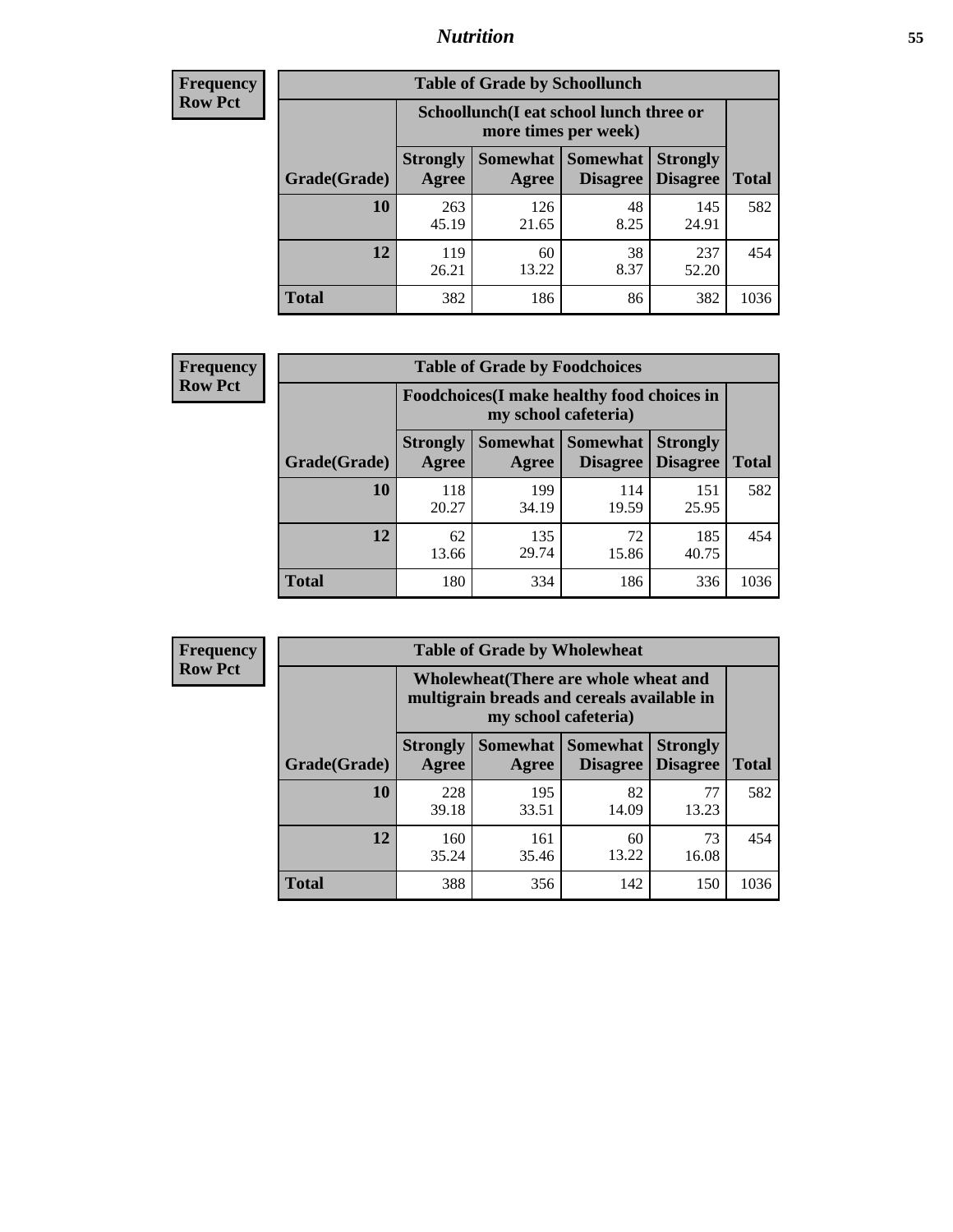| Frequency<br>Row Pct | Table of Grade by Schoollunch | | | | |
|---|---|---|---|---|---|
| | Schoollunch(I eat school lunch three or more times per week) | | | | |
| Grade(Grade) | Strongly Agree | Somewhat Agree | Somewhat Disagree | Strongly Disagree | Total |
| 10 | 263<br>45.19 | 126<br>21.65 | 48<br>8.25 | 145<br>24.91 | 582 |
| 12 | 119<br>26.21 | 60<br>13.22 | 38<br>8.37 | 237<br>52.20 | 454 |
| Total | 382 | 186 | 86 | 382 | 1036 |

| Frequency<br>Row Pct | Table of Grade by Foodchoices | | | | |
|---|---|---|---|---|---|
| | Foodchoices(I make healthy food choices in my school cafeteria) | | | | |
| Grade(Grade) | Strongly Agree | Somewhat Agree | Somewhat Disagree | Strongly Disagree | Total |
| 10 | 118<br>20.27 | 199<br>34.19 | 114<br>19.59 | 151<br>25.95 | 582 |
| 12 | 62<br>13.66 | 135<br>29.74 | 72<br>15.86 | 185<br>40.75 | 454 |
| Total | 180 | 334 | 186 | 336 | 1036 |

| Frequency<br>Row Pct | Table of Grade by Wholewheat | | | | |
|---|---|---|---|---|---|
| | Wholewheat(There are whole wheat and multigrain breads and cereals available in my school cafeteria) | | | | |
| Grade(Grade) | Strongly Agree | Somewhat Agree | Somewhat Disagree | Strongly Disagree | Total |
| 10 | 228<br>39.18 | 195<br>33.51 | 82<br>14.09 | 77<br>13.23 | 582 |
| 12 | 160<br>35.24 | 161<br>35.46 | 60<br>13.22 | 73<br>16.08 | 454 |
| Total | 388 | 356 | 142 | 150 | 1036 |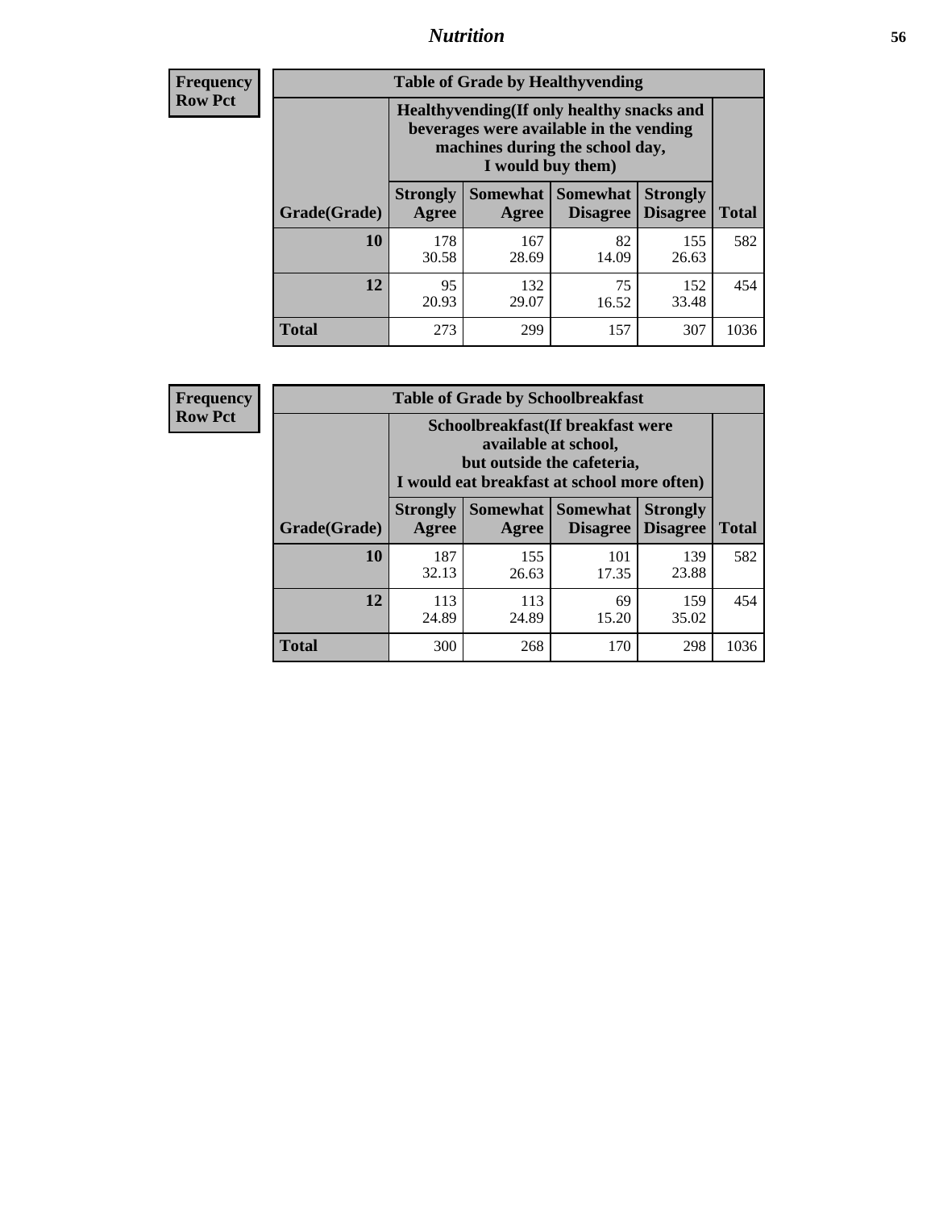## Nutrition

**Frequency**
**Row Pct**

| Table of Grade by Healthyvending | | | | | |
|---|---|---|---|---|---|
| | Healthyvending(If only healthy snacks and beverages were available in the vending machines during the school day, I would buy them) | | | | |
| Grade(Grade) | Strongly Agree | Somewhat Agree | Somewhat Disagree | Strongly Disagree | Total |
| **10** | 178<br>30.58 | 167<br>28.69 | 82<br>14.09 | 155<br>26.63 | 582 |
| **12** | 95<br>20.93 | 132<br>29.07 | 75<br>16.52 | 152<br>33.48 | 454 |
| **Total** | 273 | 299 | 157 | 307 | 1036 |

**Frequency**
**Row Pct**

| Table of Grade by Schoolbreakfast | | | | | |
|---|---|---|---|---|---|
| | Schoolbreakfast(If breakfast were available at school, but outside the cafeteria, I would eat breakfast at school more often) | | | | |
| Grade(Grade) | Strongly Agree | Somewhat Agree | Somewhat Disagree | Strongly Disagree | Total |
| **10** | 187<br>32.13 | 155<br>26.63 | 101<br>17.35 | 139<br>23.88 | 582 |
| **12** | 113<br>24.89 | 113<br>24.89 | 69<br>15.20 | 159<br>35.02 | 454 |
| **Total** | 300 | 268 | 170 | 298 | 1036 |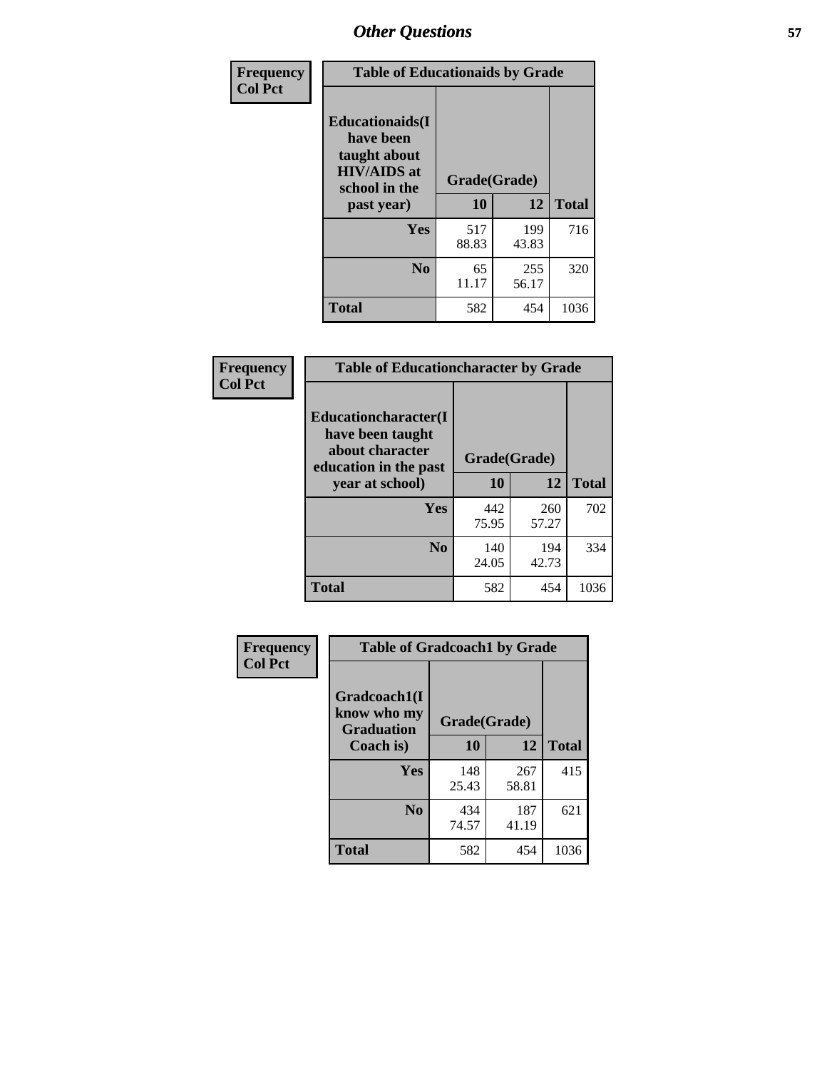## Other Questions

**Frequency**
**Col Pct**

| Table of Educationaids by Grade | | | |
|---|---|---|---|
| **Educationaids(I have been taught about HIV/AIDS at school in the past year)** | **Grade(Grade)** | | |
| | **10** | **12** | **Total** |
| **Yes** | 517<br>88.83 | 199<br>43.83 | 716 |
| **No** | 65<br>11.17 | 255<br>56.17 | 320 |
| **Total** | 582 | 454 | 1036 |

**Frequency**
**Col Pct**

| Table of Educationcharacter by Grade | | | |
|---|---|---|---|
| **Educationcharacter(I have been taught about character education in the past year at school)** | **Grade(Grade)** | | |
| | **10** | **12** | **Total** |
| **Yes** | 442<br>75.95 | 260<br>57.27 | 702 |
| **No** | 140<br>24.05 | 194<br>42.73 | 334 |
| **Total** | 582 | 454 | 1036 |

**Frequency**
**Col Pct**

| Table of Gradcoach1 by Grade | | | |
|---|---|---|---|
| **Gradcoach1(I know who my Graduation Coach is)** | **Grade(Grade)** | | |
| | **10** | **12** | **Total** |
| **Yes** | 148<br>25.43 | 267<br>58.81 | 415 |
| **No** | 434<br>74.57 | 187<br>41.19 | 621 |
| **Total** | 582 | 454 | 1036 |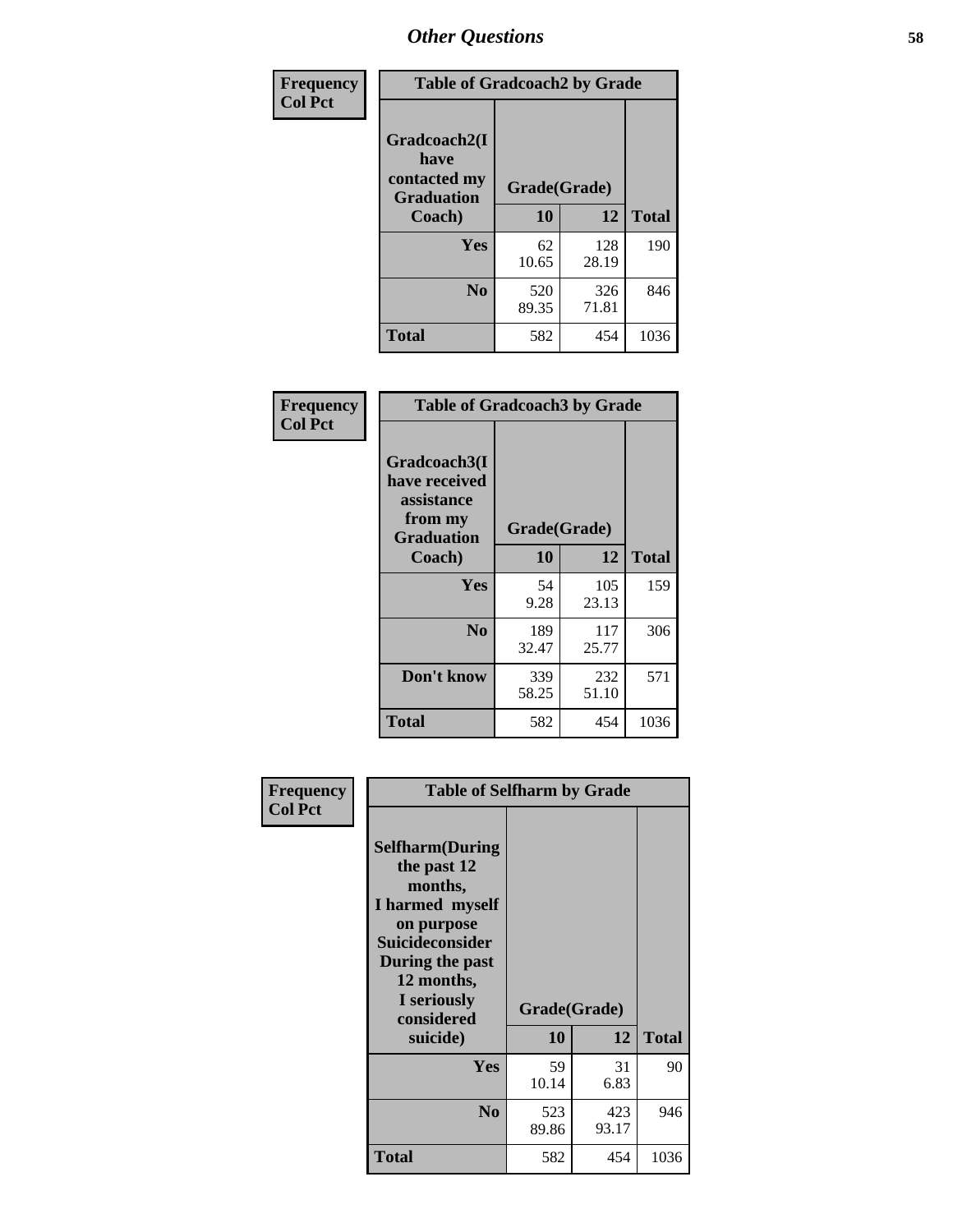## Other Questions

**Frequency / Col Pct**

| Table of Gradcoach2 by Grade | | | |
|---|---|---|---|
| Gradcoach2(I have contacted my Graduation Coach) | Grade(Grade) | | |
| | 10 | 12 | Total |
| Yes | 62<br>10.65 | 128<br>28.19 | 190 |
| No | 520<br>89.35 | 326<br>71.81 | 846 |
| Total | 582 | 454 | 1036 |

**Frequency / Col Pct**

| Table of Gradcoach3 by Grade | | | |
|---|---|---|---|
| Gradcoach3(I have received assistance from my Graduation Coach) | Grade(Grade) | | |
| | 10 | 12 | Total |
| Yes | 54<br>9.28 | 105<br>23.13 | 159 |
| No | 189<br>32.47 | 117<br>25.77 | 306 |
| Don't know | 339<br>58.25 | 232<br>51.10 | 571 |
| Total | 582 | 454 | 1036 |

**Frequency / Col Pct**

| Table of Selfharm by Grade | | | |
|---|---|---|---|
| Selfharm(During the past 12 months, I harmed myself on purpose Suicideconsider During the past 12 months, I seriously considered suicide) | Grade(Grade) | | |
| | 10 | 12 | Total |
| Yes | 59<br>10.14 | 31<br>6.83 | 90 |
| No | 523<br>89.86 | 423<br>93.17 | 946 |
| Total | 582 | 454 | 1036 |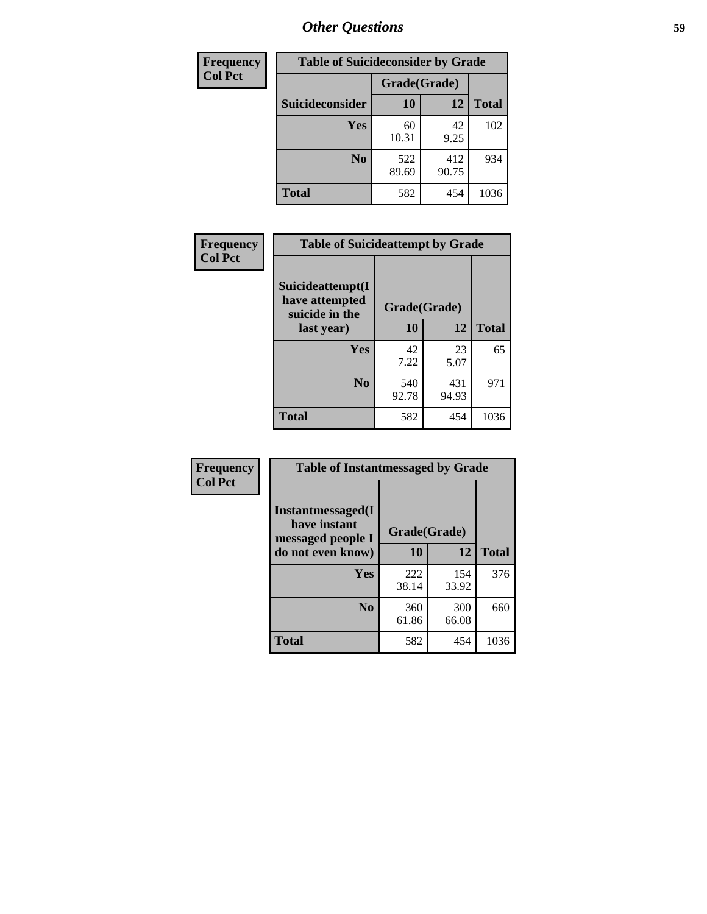# Other Questions

**Frequency**
**Col Pct**

| Table of Suicideconsider by Grade | | | |
|---|---|---|---|
| | Grade(Grade) | | |
| Suicideconsider | 10 | 12 | Total |
| Yes | 60<br>10.31 | 42<br>9.25 | 102 |
| No | 522<br>89.69 | 412<br>90.75 | 934 |
| Total | 582 | 454 | 1036 |

**Frequency**
**Col Pct**

| Table of Suicideattempt by Grade | | | |
|---|---|---|---|
| Suicideattempt(I have attempted suicide in the last year) | Grade(Grade) | | |
| | 10 | 12 | Total |
| Yes | 42<br>7.22 | 23<br>5.07 | 65 |
| No | 540<br>92.78 | 431<br>94.93 | 971 |
| Total | 582 | 454 | 1036 |

**Frequency**
**Col Pct**

| Table of Instantmessaged by Grade | | | |
|---|---|---|---|
| Instantmessaged(I have instant messaged people I do not even know) | Grade(Grade) | | |
| | 10 | 12 | Total |
| Yes | 222<br>38.14 | 154<br>33.92 | 376 |
| No | 360<br>61.86 | 300<br>66.08 | 660 |
| Total | 582 | 454 | 1036 |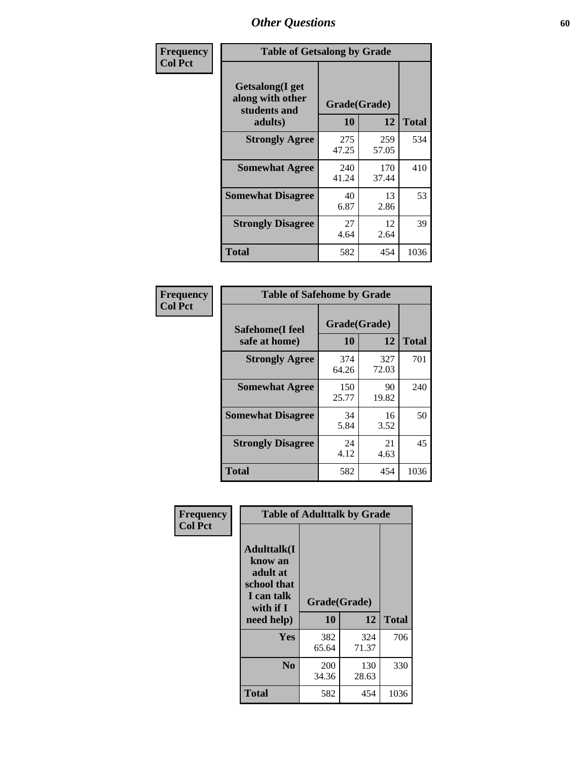## Other Questions

**Frequency**
**Col Pct**

| Table of Getsalong by Grade | | | |
|---|---|---|---|
| **Getsalong(I get along with other students and adults)** | **Grade(Grade)** | | |
| | **10** | **12** | **Total** |
| **Strongly Agree** | 275<br>47.25 | 259<br>57.05 | 534 |
| **Somewhat Agree** | 240<br>41.24 | 170<br>37.44 | 410 |
| **Somewhat Disagree** | 40<br>6.87 | 13<br>2.86 | 53 |
| **Strongly Disagree** | 27<br>4.64 | 12<br>2.64 | 39 |
| **Total** | 582 | 454 | 1036 |

**Frequency**
**Col Pct**

| Table of Safehome by Grade | | | |
|---|---|---|---|
| **Safehome(I feel safe at home)** | **Grade(Grade)** | | |
| | **10** | **12** | **Total** |
| **Strongly Agree** | 374<br>64.26 | 327<br>72.03 | 701 |
| **Somewhat Agree** | 150<br>25.77 | 90<br>19.82 | 240 |
| **Somewhat Disagree** | 34<br>5.84 | 16<br>3.52 | 50 |
| **Strongly Disagree** | 24<br>4.12 | 21<br>4.63 | 45 |
| **Total** | 582 | 454 | 1036 |

**Frequency**
**Col Pct**

| Table of Adulttalk by Grade | | | |
|---|---|---|---|
| **Adulttalk(I know an adult at school that I can talk with if I need help)** | **Grade(Grade)** | | |
| | **10** | **12** | **Total** |
| **Yes** | 382<br>65.64 | 324<br>71.37 | 706 |
| **No** | 200<br>34.36 | 130<br>28.63 | 330 |
| **Total** | 582 | 454 | 1036 |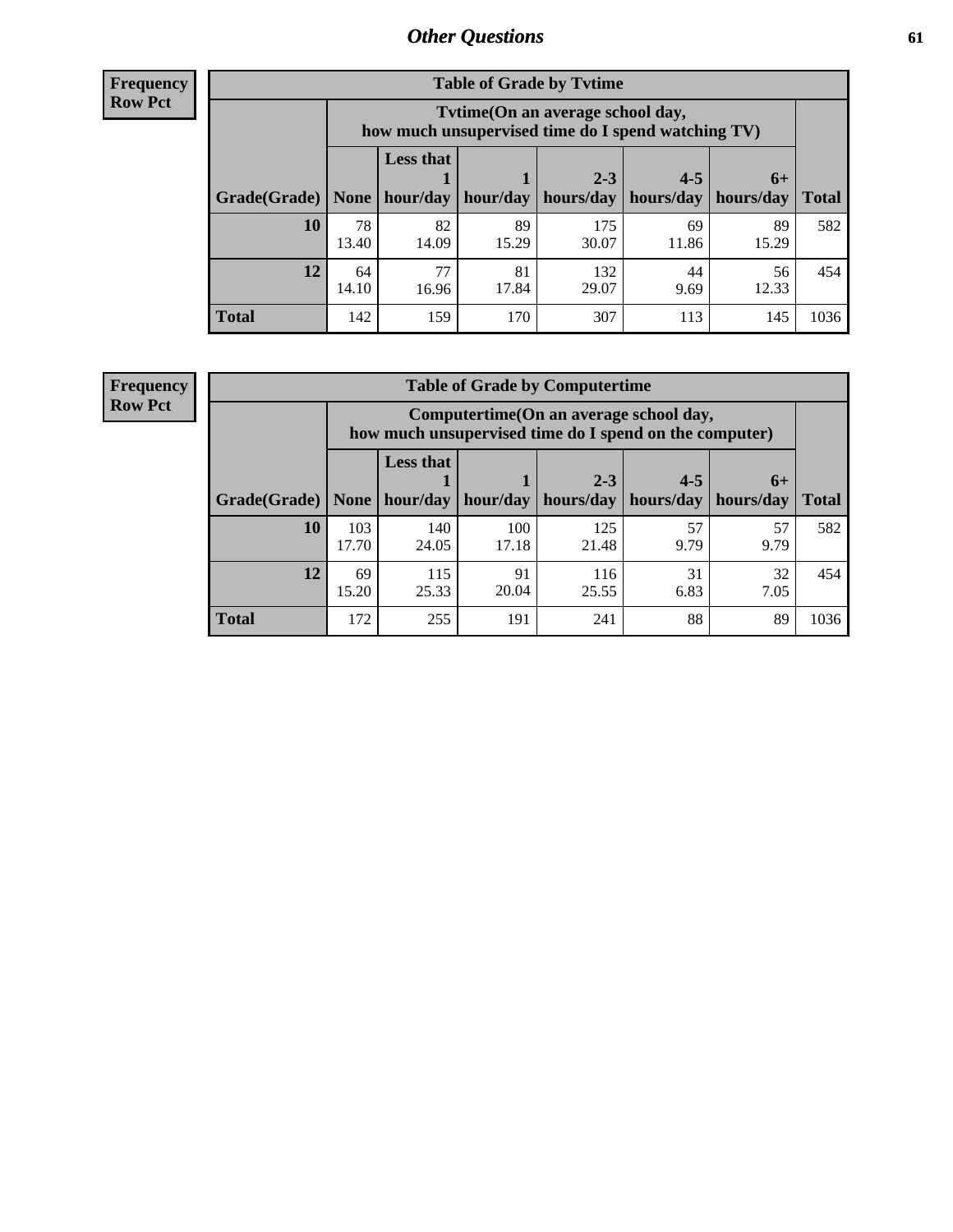## Other Questions

**Frequency**
**Row Pct**

**Table of Grade by Tvtime**

| Grade(Grade) | Tvtime(On an average school day, how much unsupervised time do I spend watching TV) | | | | | | Total |
|---|---|---|---|---|---|---|---|
| | None | Less that 1 hour/day | 1 hour/day | 2-3 hours/day | 4-5 hours/day | 6+ hours/day | |
| **10** | 78<br>13.40 | 82<br>14.09 | 89<br>15.29 | 175<br>30.07 | 69<br>11.86 | 89<br>15.29 | 582 |
| **12** | 64<br>14.10 | 77<br>16.96 | 81<br>17.84 | 132<br>29.07 | 44<br>9.69 | 56<br>12.33 | 454 |
| **Total** | 142 | 159 | 170 | 307 | 113 | 145 | 1036 |

**Frequency**
**Row Pct**

**Table of Grade by Computertime**

| Grade(Grade) | Computertime(On an average school day, how much unsupervised time do I spend on the computer) | | | | | | Total |
|---|---|---|---|---|---|---|---|
| | None | Less that 1 hour/day | 1 hour/day | 2-3 hours/day | 4-5 hours/day | 6+ hours/day | |
| **10** | 103<br>17.70 | 140<br>24.05 | 100<br>17.18 | 125<br>21.48 | 57<br>9.79 | 57<br>9.79 | 582 |
| **12** | 69<br>15.20 | 115<br>25.33 | 91<br>20.04 | 116<br>25.55 | 31<br>6.83 | 32<br>7.05 | 454 |
| **Total** | 172 | 255 | 191 | 241 | 88 | 89 | 1036 |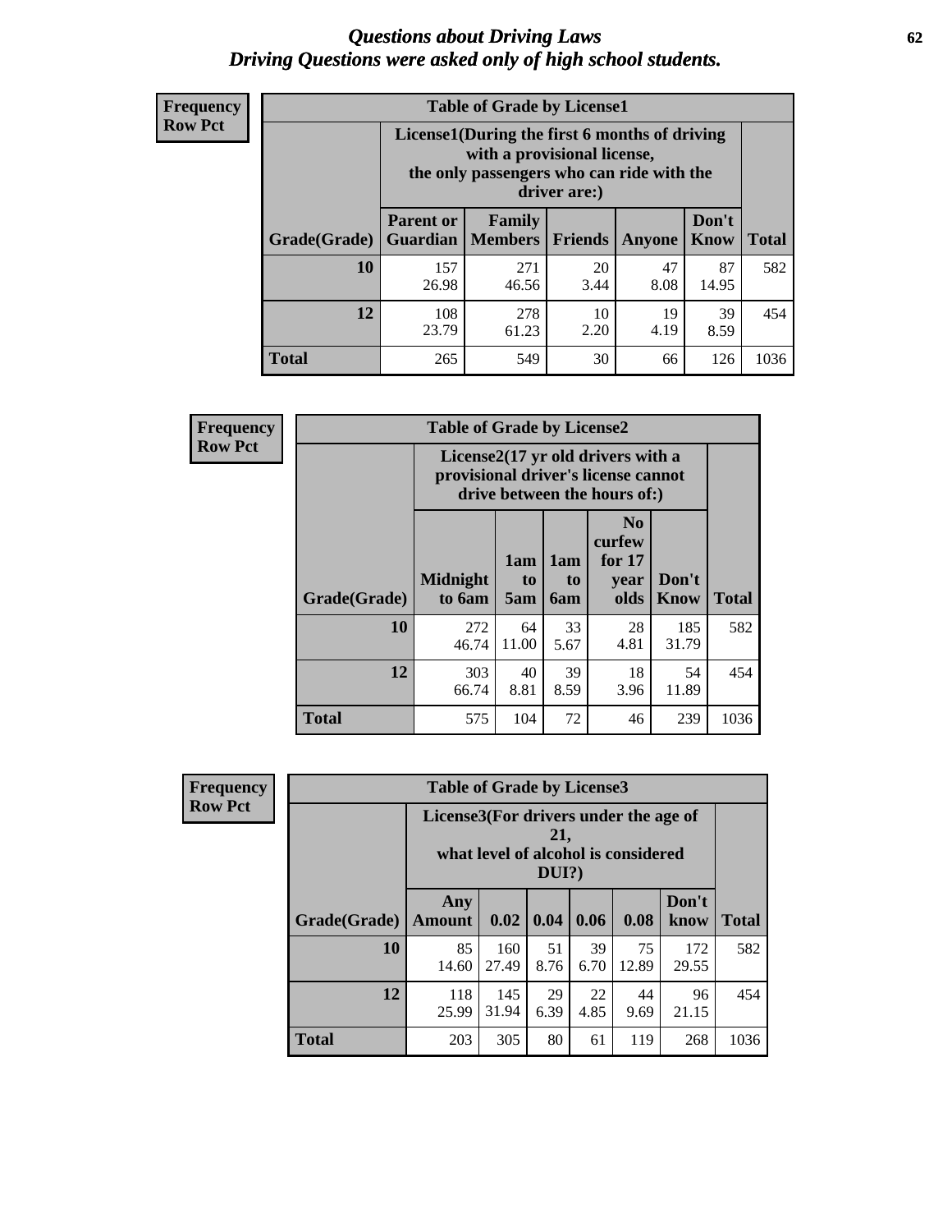# *Questions about Driving Laws*
## *Driving Questions were asked only of high school students.*

**Frequency**
**Row Pct**

**Table of Grade by License1**

| Grade(Grade) | License1(During the first 6 months of driving with a provisional license, the only passengers who can ride with the driver are:) | | | | | Total |
|---|---|---|---|---|---|---|
| | Parent or Guardian | Family Members | Friends | Anyone | Don't Know | |
| 10 | 157<br>26.98 | 271<br>46.56 | 20<br>3.44 | 47<br>8.08 | 87<br>14.95 | 582 |
| 12 | 108<br>23.79 | 278<br>61.23 | 10<br>2.20 | 19<br>4.19 | 39<br>8.59 | 454 |
| Total | 265 | 549 | 30 | 66 | 126 | 1036 |

**Frequency**
**Row Pct**

**Table of Grade by License2**

| Grade(Grade) | License2(17 yr old drivers with a provisional driver's license cannot drive between the hours of:) | | | | | Total |
|---|---|---|---|---|---|---|
| | Midnight to 6am | 1am to 5am | 1am to 6am | No curfew for 17 year olds | Don't Know | |
| 10 | 272<br>46.74 | 64<br>11.00 | 33<br>5.67 | 28<br>4.81 | 185<br>31.79 | 582 |
| 12 | 303<br>66.74 | 40<br>8.81 | 39<br>8.59 | 18<br>3.96 | 54<br>11.89 | 454 |
| Total | 575 | 104 | 72 | 46 | 239 | 1036 |

**Frequency**
**Row Pct**

**Table of Grade by License3**

| Grade(Grade) | License3(For drivers under the age of 21, what level of alcohol is considered DUI?) | | | | | | Total |
|---|---|---|---|---|---|---|---|
| | Any Amount | 0.02 | 0.04 | 0.06 | 0.08 | Don't know | |
| 10 | 85<br>14.60 | 160<br>27.49 | 51<br>8.76 | 39<br>6.70 | 75<br>12.89 | 172<br>29.55 | 582 |
| 12 | 118<br>25.99 | 145<br>31.94 | 29<br>6.39 | 22<br>4.85 | 44<br>9.69 | 96<br>21.15 | 454 |
| Total | 203 | 305 | 80 | 61 | 119 | 268 | 1036 |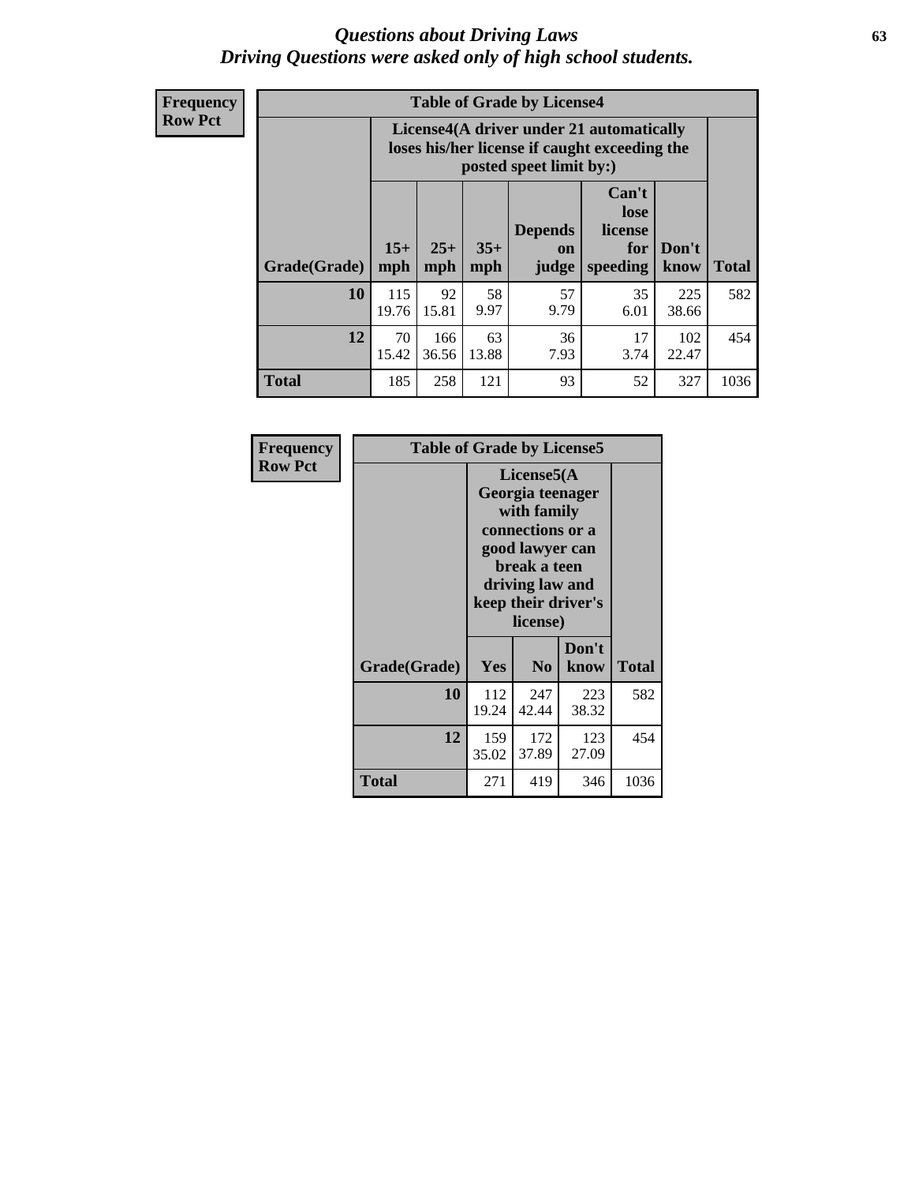# *Questions about Driving Laws*
## *Driving Questions were asked only of high school students.*

**Frequency**
**Row Pct**

| Table of Grade by License4 | | | | | | | |
|---|---|---|---|---|---|---|---|
| | License4(A driver under 21 automatically loses his/her license if caught exceeding the posted speet limit by:) | | | | | | |
| Grade(Grade) | 15+ mph | 25+ mph | 35+ mph | Depends on judge | Can't lose license for speeding | Don't know | Total |
| **10** | 115<br>19.76 | 92<br>15.81 | 58<br>9.97 | 57<br>9.79 | 35<br>6.01 | 225<br>38.66 | 582 |
| **12** | 70<br>15.42 | 166<br>36.56 | 63<br>13.88 | 36<br>7.93 | 17<br>3.74 | 102<br>22.47 | 454 |
| **Total** | 185 | 258 | 121 | 93 | 52 | 327 | 1036 |

**Frequency**
**Row Pct**

| Table of Grade by License5 | | | | |
|---|---|---|---|---|
| | License5(A Georgia teenager with family connections or a good lawyer can break a teen driving law and keep their driver's license) | | | |
| Grade(Grade) | Yes | No | Don't know | Total |
| **10** | 112<br>19.24 | 247<br>42.44 | 223<br>38.32 | 582 |
| **12** | 159<br>35.02 | 172<br>37.89 | 123<br>27.09 | 454 |
| **Total** | 271 | 419 | 346 | 1036 |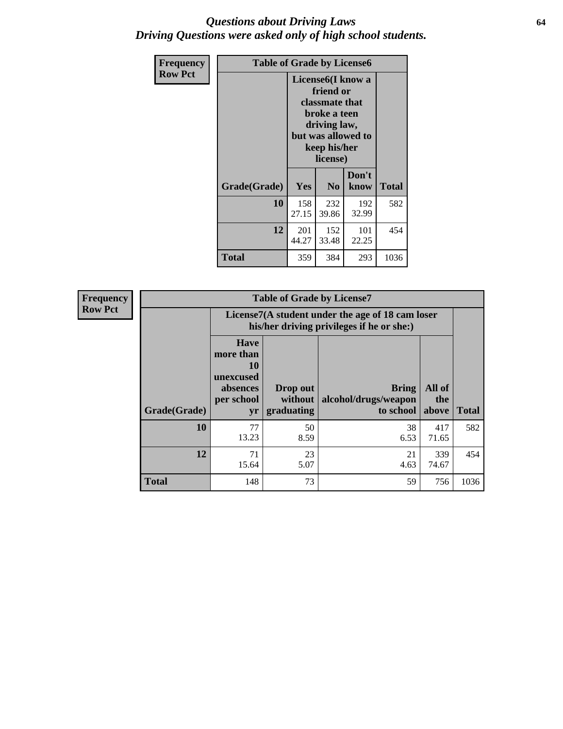# *Questions about Driving Laws*
# *Driving Questions were asked only of high school students.*

| Frequency<br>Row Pct | Table of Grade by License6 | | | |
|---|---|---|---|---|
| | License6(I know a friend or classmate that broke a teen driving law, but was allowed to keep his/her license) | | | |
| Grade(Grade) | Yes | No | Don't know | Total |
| 10 | 158<br>27.15 | 232<br>39.86 | 192<br>32.99 | 582 |
| 12 | 201<br>44.27 | 152<br>33.48 | 101<br>22.25 | 454 |
| Total | 359 | 384 | 293 | 1036 |

| Frequency<br>Row Pct | Table of Grade by License7 | | | | |
|---|---|---|---|---|---|
| | License7(A student under the age of 18 cam loser his/her driving privileges if he or she:) | | | | |
| Grade(Grade) | Have more than 10 unexcused absences per school yr | Drop out without graduating | Bring alcohol/drugs/weapon to school | All of the above | Total |
| 10 | 77<br>13.23 | 50<br>8.59 | 38<br>6.53 | 417<br>71.65 | 582 |
| 12 | 71<br>15.64 | 23<br>5.07 | 21<br>4.63 | 339<br>74.67 | 454 |
| Total | 148 | 73 | 59 | 756 | 1036 |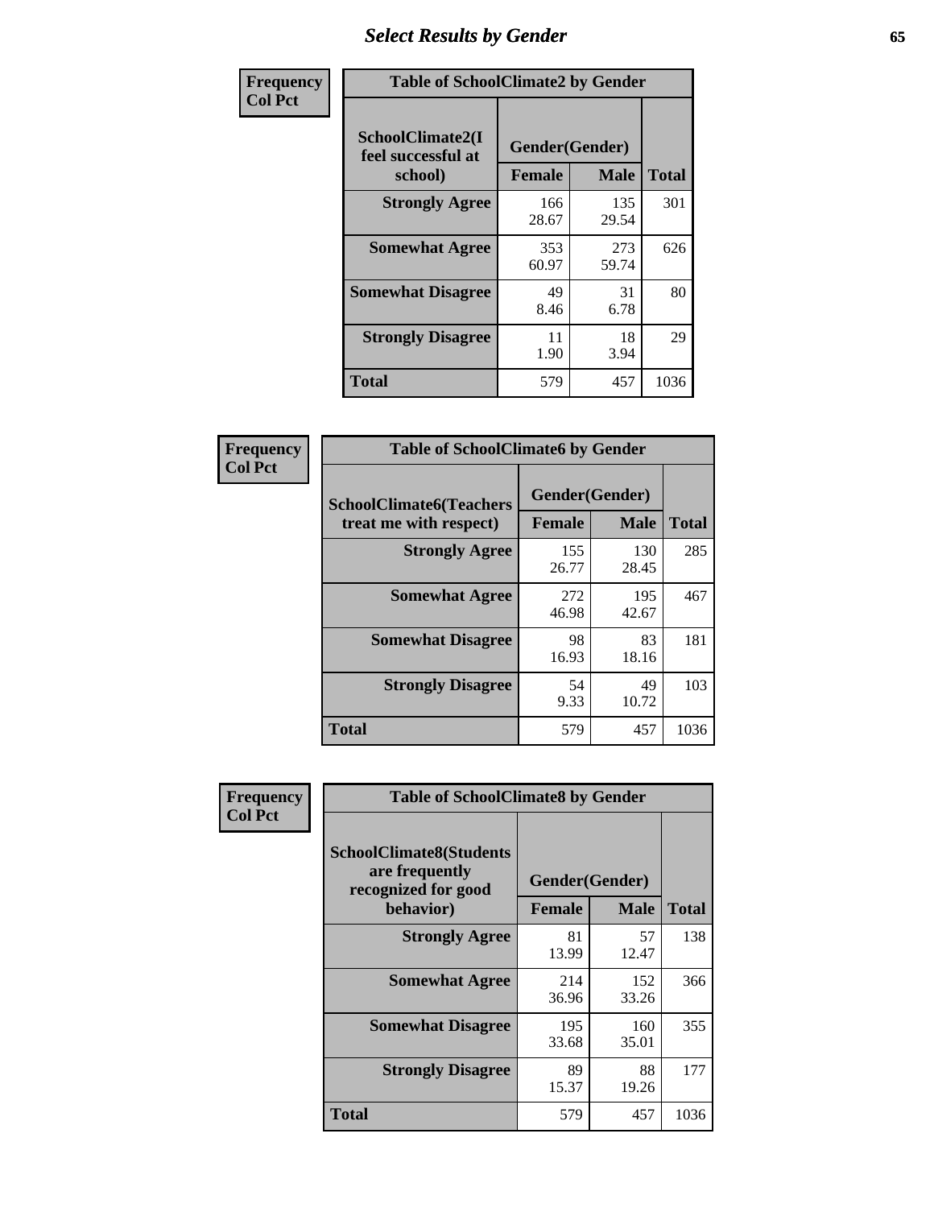## Select Results by Gender

**Frequency / Col Pct**

| Table of SchoolClimate2 by Gender | | | |
|---|---|---|---|
| SchoolClimate2(I feel successful at school) | Gender(Gender) | | |
| | Female | Male | Total |
| Strongly Agree | 166<br>28.67 | 135<br>29.54 | 301 |
| Somewhat Agree | 353<br>60.97 | 273<br>59.74 | 626 |
| Somewhat Disagree | 49<br>8.46 | 31<br>6.78 | 80 |
| Strongly Disagree | 11<br>1.90 | 18<br>3.94 | 29 |
| Total | 579 | 457 | 1036 |

**Frequency / Col Pct**

| Table of SchoolClimate6 by Gender | | | |
|---|---|---|---|
| SchoolClimate6(Teachers treat me with respect) | Gender(Gender) | | |
| | Female | Male | Total |
| Strongly Agree | 155<br>26.77 | 130<br>28.45 | 285 |
| Somewhat Agree | 272<br>46.98 | 195<br>42.67 | 467 |
| Somewhat Disagree | 98<br>16.93 | 83<br>18.16 | 181 |
| Strongly Disagree | 54<br>9.33 | 49<br>10.72 | 103 |
| Total | 579 | 457 | 1036 |

**Frequency / Col Pct**

| Table of SchoolClimate8 by Gender | | | |
|---|---|---|---|
| SchoolClimate8(Students are frequently recognized for good behavior) | Gender(Gender) | | |
| | Female | Male | Total |
| Strongly Agree | 81<br>13.99 | 57<br>12.47 | 138 |
| Somewhat Agree | 214<br>36.96 | 152<br>33.26 | 366 |
| Somewhat Disagree | 195<br>33.68 | 160<br>35.01 | 355 |
| Strongly Disagree | 89<br>15.37 | 88<br>19.26 | 177 |
| Total | 579 | 457 | 1036 |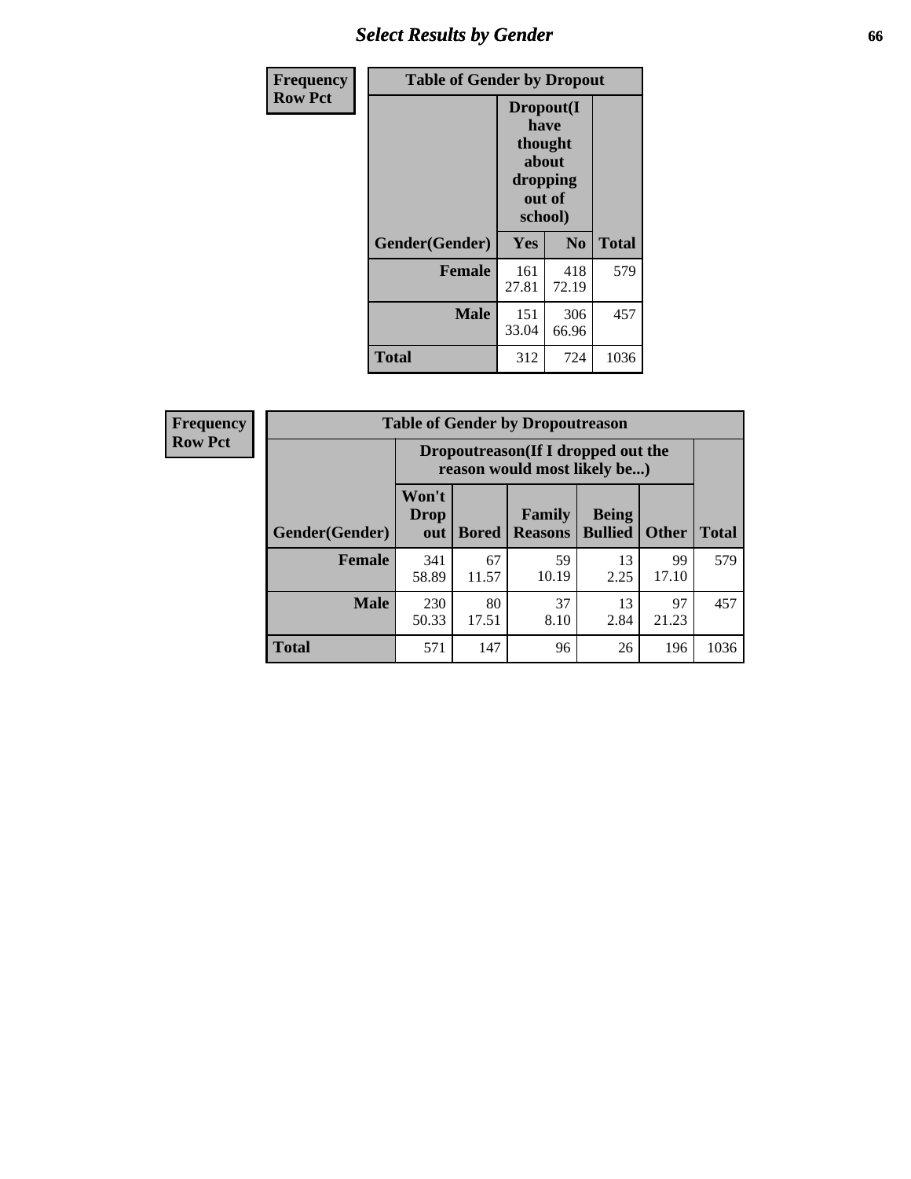| Frequency Row Pct | | | |
|---|---|---|---|
| **Table of Gender by Dropout** | | | |
| | **Dropout(I have thought about dropping out of school)** | | |
| **Gender(Gender)** | **Yes** | **No** | **Total** |
| **Female** | 161<br>27.81 | 418<br>72.19 | 579 |
| **Male** | 151<br>33.04 | 306<br>66.96 | 457 |
| **Total** | 312 | 724 | 1036 |

| Frequency Row Pct | | | | | | |
|---|---|---|---|---|---|---|
| **Table of Gender by Dropoutreason** | | | | | | |
| | **Dropoutreason(If I dropped out the reason would most likely be...)** | | | | | |
| **Gender(Gender)** | **Won't Drop out** | **Bored** | **Family Reasons** | **Being Bullied** | **Other** | **Total** |
| **Female** | 341<br>58.89 | 67<br>11.57 | 59<br>10.19 | 13<br>2.25 | 99<br>17.10 | 579 |
| **Male** | 230<br>50.33 | 80<br>17.51 | 37<br>8.10 | 13<br>2.84 | 97<br>21.23 | 457 |
| **Total** | 571 | 147 | 96 | 26 | 196 | 1036 |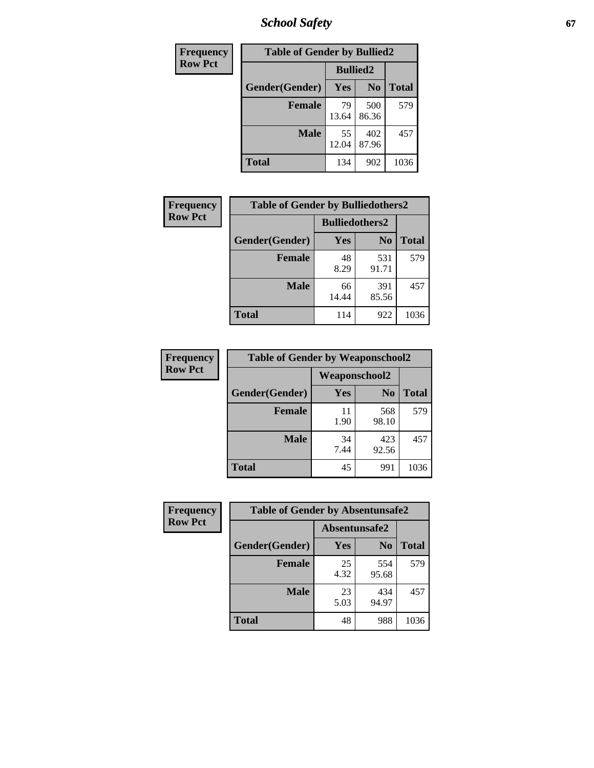| Frequency Row Pct |
|---|

**Table of Gender by Bullied2**

| Gender(Gender) | Bullied2 Yes | Bullied2 No | Total |
|---|---|---|---|
| Female | 79<br>13.64 | 500<br>86.36 | 579 |
| Male | 55<br>12.04 | 402<br>87.96 | 457 |
| Total | 134 | 902 | 1036 |

| Frequency Row Pct |
|---|

**Table of Gender by Bulliedothers2**

| Gender(Gender) | Bulliedothers2 Yes | Bulliedothers2 No | Total |
|---|---|---|---|
| Female | 48<br>8.29 | 531<br>91.71 | 579 |
| Male | 66<br>14.44 | 391<br>85.56 | 457 |
| Total | 114 | 922 | 1036 |

| Frequency Row Pct |
|---|

**Table of Gender by Weaponschool2**

| Gender(Gender) | Weaponschool2 Yes | Weaponschool2 No | Total |
|---|---|---|---|
| Female | 11<br>1.90 | 568<br>98.10 | 579 |
| Male | 34<br>7.44 | 423<br>92.56 | 457 |
| Total | 45 | 991 | 1036 |

| Frequency Row Pct |
|---|

**Table of Gender by Absentunsafe2**

| Gender(Gender) | Absentunsafe2 Yes | Absentunsafe2 No | Total |
|---|---|---|---|
| Female | 25<br>4.32 | 554<br>95.68 | 579 |
| Male | 23<br>5.03 | 434<br>94.97 | 457 |
| Total | 48 | 988 | 1036 |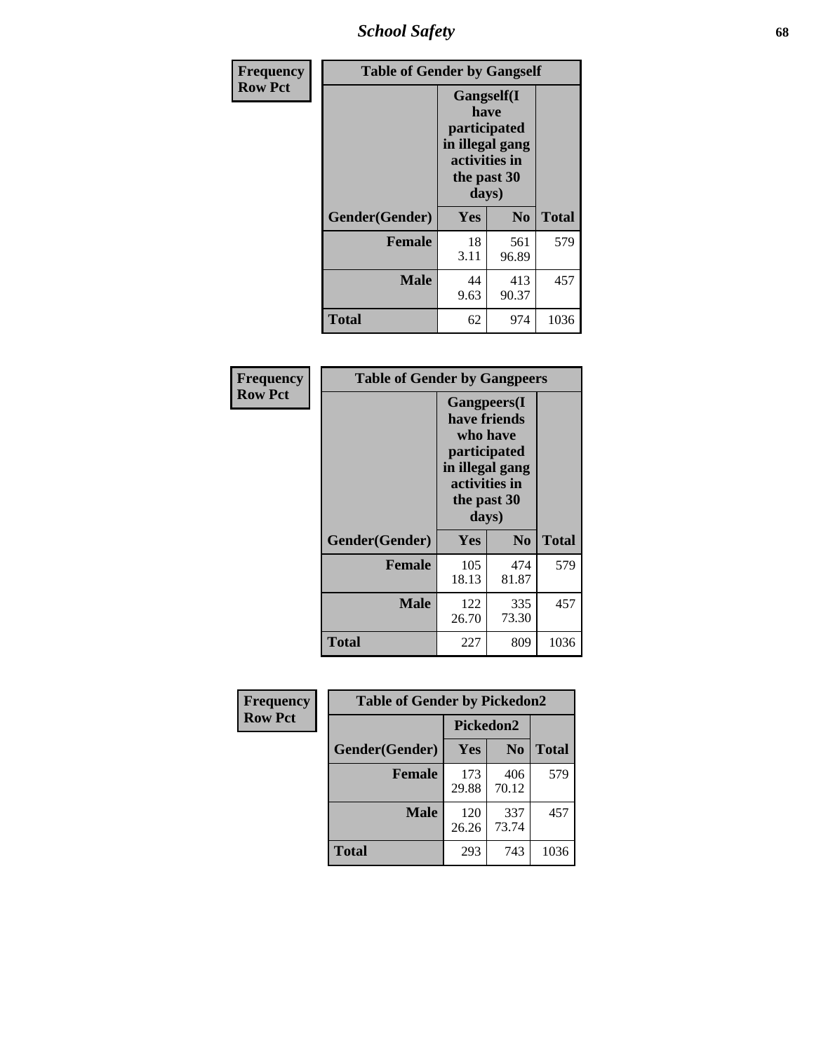## Table of Gender by Gangself

Frequency / Row Pct

| Gender(Gender) | Gangself(I have participated in illegal gang activities in the past 30 days) Yes | No | Total |
|---|---|---|---|
| Female | 18<br>3.11 | 561<br>96.89 | 579 |
| Male | 44<br>9.63 | 413<br>90.37 | 457 |
| Total | 62 | 974 | 1036 |

## Table of Gender by Gangpeers

Frequency / Row Pct

| Gender(Gender) | Gangpeers(I have friends who have participated in illegal gang activities in the past 30 days) Yes | No | Total |
|---|---|---|---|
| Female | 105<br>18.13 | 474<br>81.87 | 579 |
| Male | 122<br>26.70 | 335<br>73.30 | 457 |
| Total | 227 | 809 | 1036 |

## Table of Gender by Pickedon2

Frequency / Row Pct

| Gender(Gender) | Pickedon2 Yes | No | Total |
|---|---|---|---|
| Female | 173<br>29.88 | 406<br>70.12 | 579 |
| Male | 120<br>26.26 | 337<br>73.74 | 457 |
| Total | 293 | 743 | 1036 |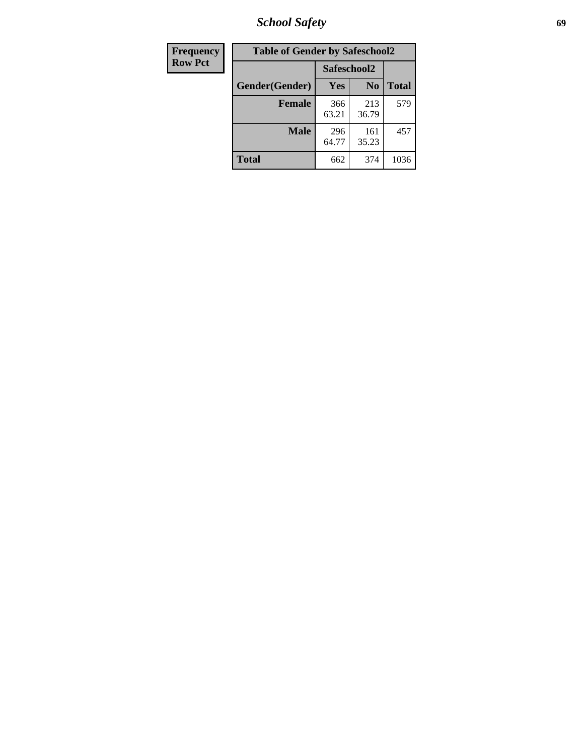| Frequency Row Pct |
|---|

| Table of Gender by Safeschool2 | | | |
|---|---|---|---|
| | Safeschool2 | | |
| Gender(Gender) | Yes | No | Total |
| Female | 366<br>63.21 | 213<br>36.79 | 579 |
| Male | 296<br>64.77 | 161<br>35.23 | 457 |
| Total | 662 | 374 | 1036 |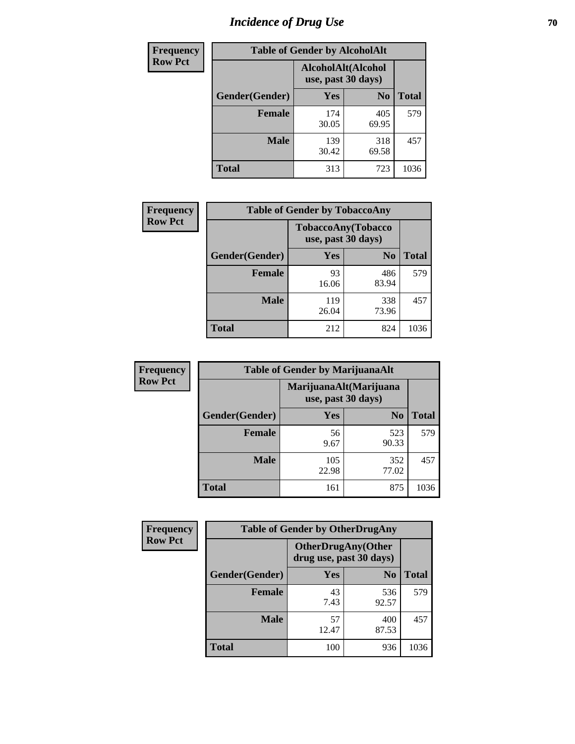# Incidence of Drug Use

**Frequency**
**Row Pct**

| Table of Gender by AlcoholAlt | | | |
|---|---|---|---|
| | AlcoholAlt(Alcohol use, past 30 days) | | |
| Gender(Gender) | Yes | No | Total |
| Female | 174<br>30.05 | 405<br>69.95 | 579 |
| Male | 139<br>30.42 | 318<br>69.58 | 457 |
| Total | 313 | 723 | 1036 |

**Frequency**
**Row Pct**

| Table of Gender by TobaccoAny | | | |
|---|---|---|---|
| | TobaccoAny(Tobacco use, past 30 days) | | |
| Gender(Gender) | Yes | No | Total |
| Female | 93<br>16.06 | 486<br>83.94 | 579 |
| Male | 119<br>26.04 | 338<br>73.96 | 457 |
| Total | 212 | 824 | 1036 |

**Frequency**
**Row Pct**

| Table of Gender by MarijuanaAlt | | | |
|---|---|---|---|
| | MarijuanaAlt(Marijuana use, past 30 days) | | |
| Gender(Gender) | Yes | No | Total |
| Female | 56<br>9.67 | 523<br>90.33 | 579 |
| Male | 105<br>22.98 | 352<br>77.02 | 457 |
| Total | 161 | 875 | 1036 |

**Frequency**
**Row Pct**

| Table of Gender by OtherDrugAny | | | |
|---|---|---|---|
| | OtherDrugAny(Other drug use, past 30 days) | | |
| Gender(Gender) | Yes | No | Total |
| Female | 43<br>7.43 | 536<br>92.57 | 579 |
| Male | 57<br>12.47 | 400<br>87.53 | 457 |
| Total | 100 | 936 | 1036 |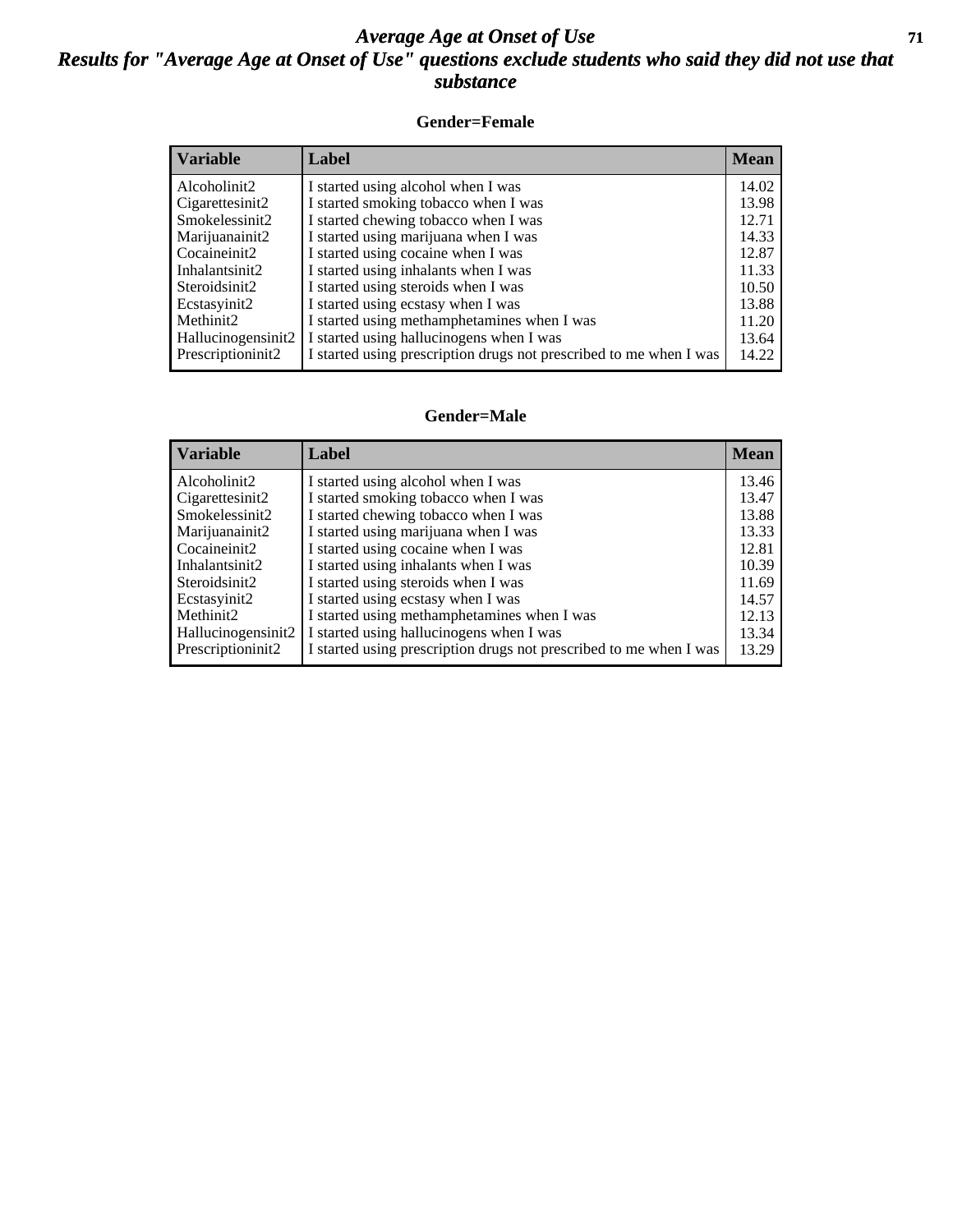# *Average Age at Onset of Use*
## *Results for "Average Age at Onset of Use" questions exclude students who said they did not use that substance*

### Gender=Female

| Variable | Label | Mean |
|---|---|---|
| Alcoholinit2 | I started using alcohol when I was | 14.02 |
| Cigarettesinit2 | I started smoking tobacco when I was | 13.98 |
| Smokelessinit2 | I started chewing tobacco when I was | 12.71 |
| Marijuanainit2 | I started using marijuana when I was | 14.33 |
| Cocaineinit2 | I started using cocaine when I was | 12.87 |
| Inhalantsinit2 | I started using inhalants when I was | 11.33 |
| Steroidsinit2 | I started using steroids when I was | 10.50 |
| Ecstasyinit2 | I started using ecstasy when I was | 13.88 |
| Methinit2 | I started using methamphetamines when I was | 11.20 |
| Hallucinogensinit2 | I started using hallucinogens when I was | 13.64 |
| Prescriptioninit2 | I started using prescription drugs not prescribed to me when I was | 14.22 |

### Gender=Male

| Variable | Label | Mean |
|---|---|---|
| Alcoholinit2 | I started using alcohol when I was | 13.46 |
| Cigarettesinit2 | I started smoking tobacco when I was | 13.47 |
| Smokelessinit2 | I started chewing tobacco when I was | 13.88 |
| Marijuanainit2 | I started using marijuana when I was | 13.33 |
| Cocaineinit2 | I started using cocaine when I was | 12.81 |
| Inhalantsinit2 | I started using inhalants when I was | 10.39 |
| Steroidsinit2 | I started using steroids when I was | 11.69 |
| Ecstasyinit2 | I started using ecstasy when I was | 14.57 |
| Methinit2 | I started using methamphetamines when I was | 12.13 |
| Hallucinogensinit2 | I started using hallucinogens when I was | 13.34 |
| Prescriptioninit2 | I started using prescription drugs not prescribed to me when I was | 13.29 |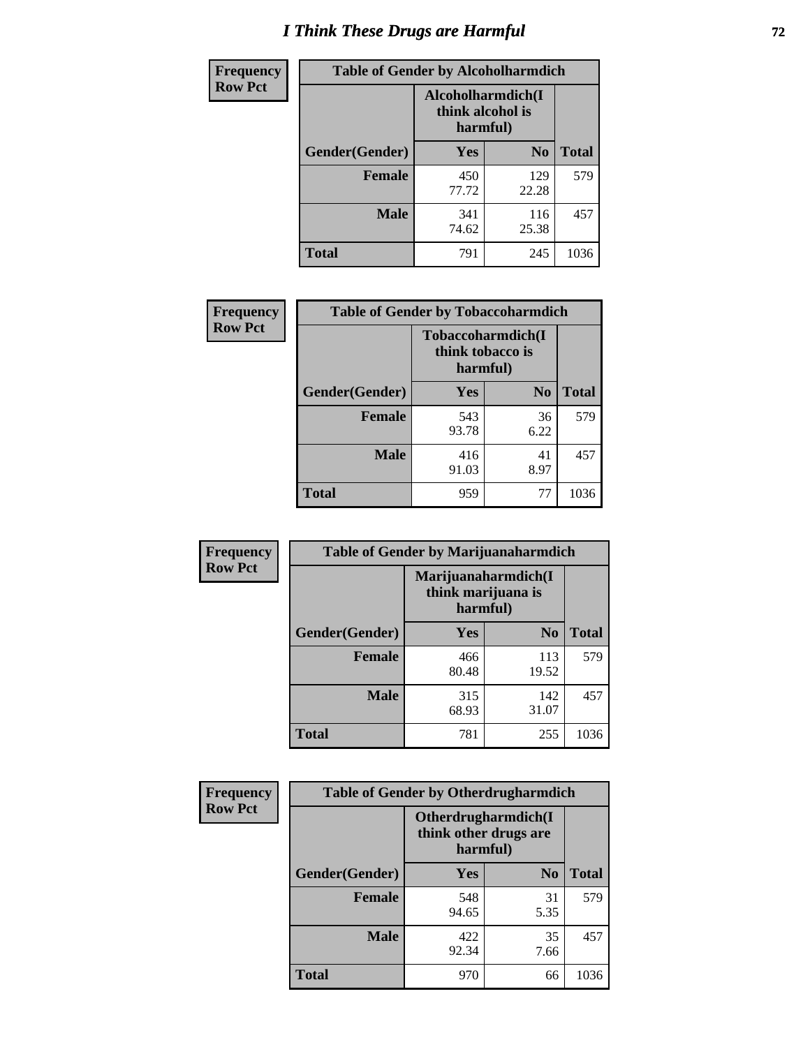# I Think These Drugs are Harmful

**Frequency**
**Row Pct**

| Table of Gender by Alcoholharmdich | | | |
|---|---|---|---|
| | Alcoholharmdich(I think alcohol is harmful) | | |
| Gender(Gender) | Yes | No | Total |
| **Female** | 450<br>77.72 | 129<br>22.28 | 579 |
| **Male** | 341<br>74.62 | 116<br>25.38 | 457 |
| **Total** | 791 | 245 | 1036 |

**Frequency**
**Row Pct**

| Table of Gender by Tobaccoharmdich | | | |
|---|---|---|---|
| | Tobaccoharmdich(I think tobacco is harmful) | | |
| Gender(Gender) | Yes | No | Total |
| **Female** | 543<br>93.78 | 36<br>6.22 | 579 |
| **Male** | 416<br>91.03 | 41<br>8.97 | 457 |
| **Total** | 959 | 77 | 1036 |

**Frequency**
**Row Pct**

| Table of Gender by Marijuanaharmdich | | | |
|---|---|---|---|
| | Marijuanaharmdich(I think marijuana is harmful) | | |
| Gender(Gender) | Yes | No | Total |
| **Female** | 466<br>80.48 | 113<br>19.52 | 579 |
| **Male** | 315<br>68.93 | 142<br>31.07 | 457 |
| **Total** | 781 | 255 | 1036 |

**Frequency**
**Row Pct**

| Table of Gender by Otherdrugharmdich | | | |
|---|---|---|---|
| | Otherdrugharmdich(I think other drugs are harmful) | | |
| Gender(Gender) | Yes | No | Total |
| **Female** | 548<br>94.65 | 31<br>5.35 | 579 |
| **Male** | 422<br>92.34 | 35<br>7.66 | 457 |
| **Total** | 970 | 66 | 1036 |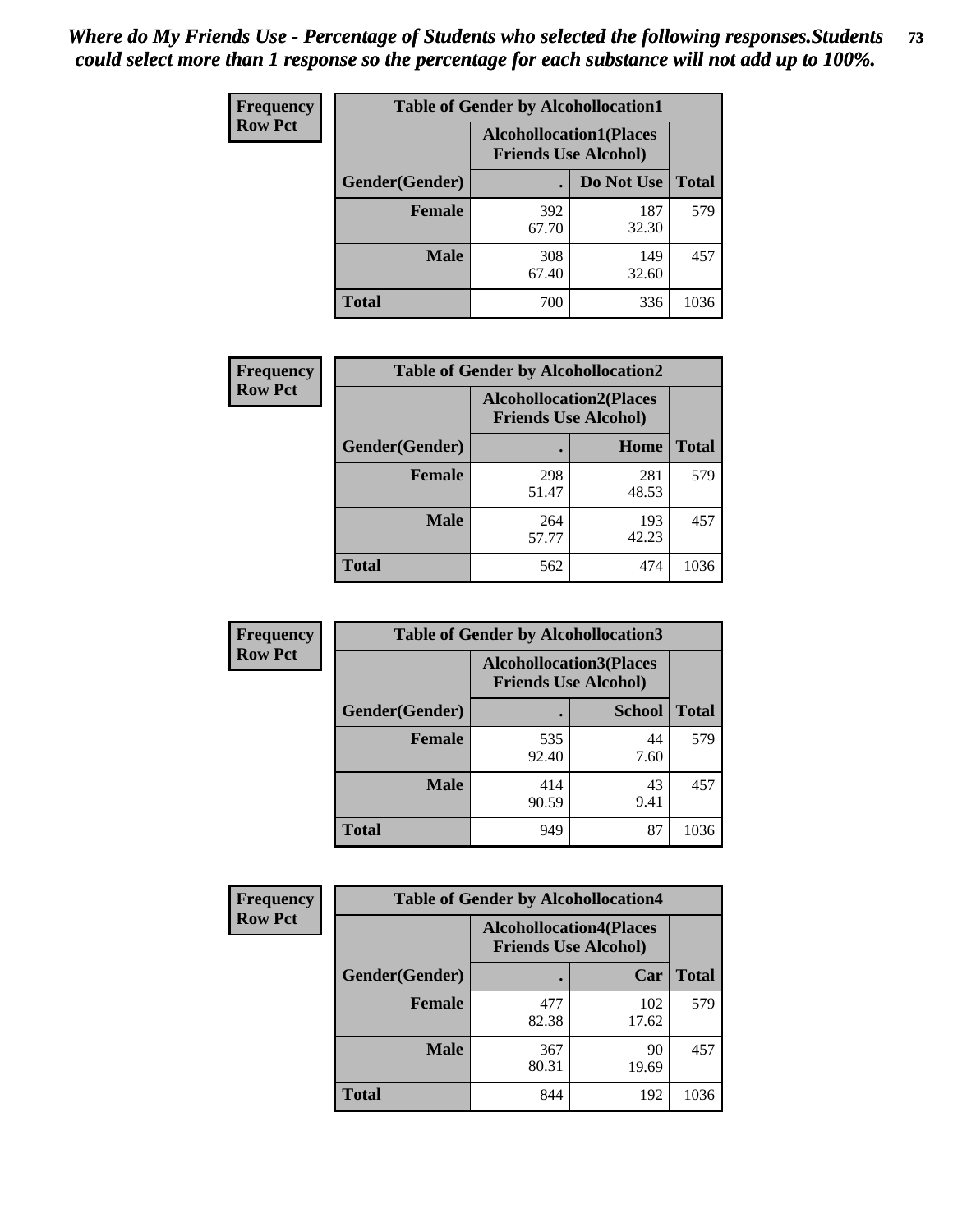***Where do My Friends Use - Percentage of Students who selected the following responses.Students could select more than 1 response so the percentage for each substance will not add up to 100%.***

**Frequency Row Pct**

| Table of Gender by Alcohollocation1 | | | |
|---|---|---|---|
| | Alcohollocation1(Places Friends Use Alcohol) | | |
| Gender(Gender) | . | Do Not Use | Total |
| Female | 392<br>67.70 | 187<br>32.30 | 579 |
| Male | 308<br>67.40 | 149<br>32.60 | 457 |
| Total | 700 | 336 | 1036 |

**Frequency Row Pct**

| Table of Gender by Alcohollocation2 | | | |
|---|---|---|---|
| | Alcohollocation2(Places Friends Use Alcohol) | | |
| Gender(Gender) | . | Home | Total |
| Female | 298<br>51.47 | 281<br>48.53 | 579 |
| Male | 264<br>57.77 | 193<br>42.23 | 457 |
| Total | 562 | 474 | 1036 |

**Frequency Row Pct**

| Table of Gender by Alcohollocation3 | | | |
|---|---|---|---|
| | Alcohollocation3(Places Friends Use Alcohol) | | |
| Gender(Gender) | . | School | Total |
| Female | 535<br>92.40 | 44<br>7.60 | 579 |
| Male | 414<br>90.59 | 43<br>9.41 | 457 |
| Total | 949 | 87 | 1036 |

**Frequency Row Pct**

| Table of Gender by Alcohollocation4 | | | |
|---|---|---|---|
| | Alcohollocation4(Places Friends Use Alcohol) | | |
| Gender(Gender) | . | Car | Total |
| Female | 477<br>82.38 | 102<br>17.62 | 579 |
| Male | 367<br>80.31 | 90<br>19.69 | 457 |
| Total | 844 | 192 | 1036 |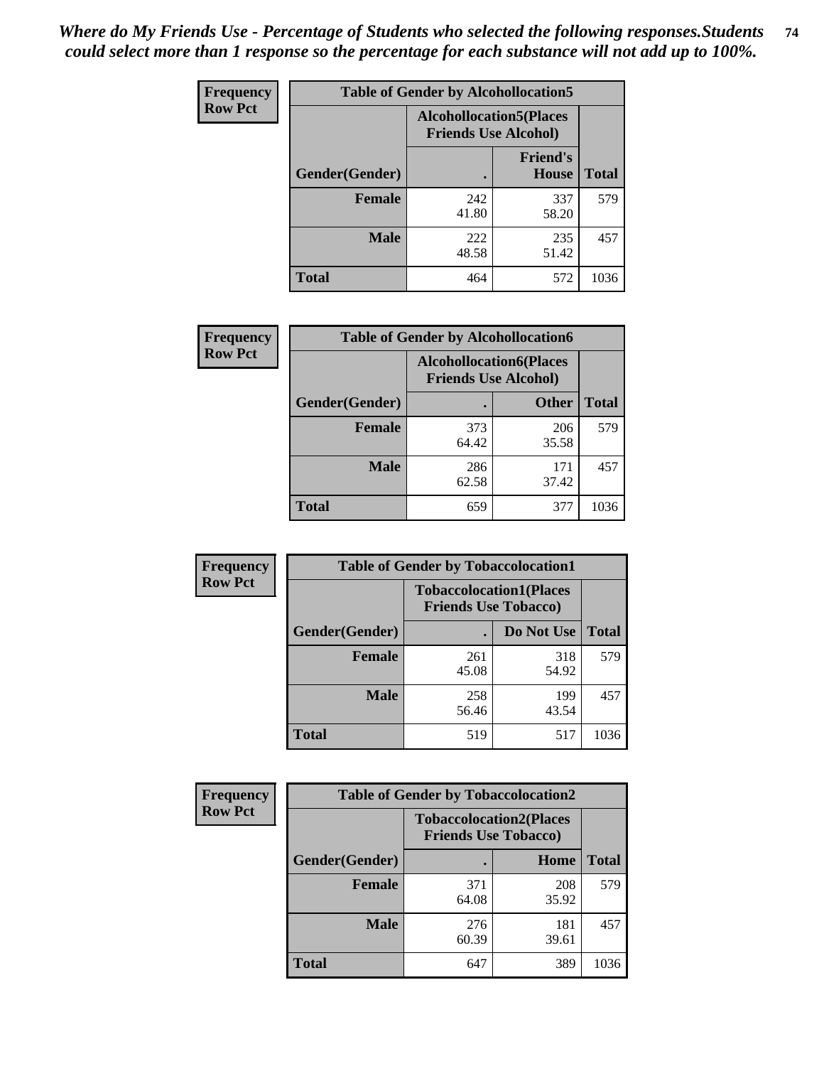*Where do My Friends Use - Percentage of Students who selected the following responses.Students could select more than 1 response so the percentage for each substance will not add up to 100%.*

**Frequency / Row Pct**

| Table of Gender by Alcohollocation5 | | | |
|---|---|---|---|
| | Alcohollocation5(Places Friends Use Alcohol) | | |
| Gender(Gender) | . | Friend's House | Total |
| **Female** | 242<br>41.80 | 337<br>58.20 | 579 |
| **Male** | 222<br>48.58 | 235<br>51.42 | 457 |
| **Total** | 464 | 572 | 1036 |

**Frequency / Row Pct**

| Table of Gender by Alcohollocation6 | | | |
|---|---|---|---|
| | Alcohollocation6(Places Friends Use Alcohol) | | |
| Gender(Gender) | . | Other | Total |
| **Female** | 373<br>64.42 | 206<br>35.58 | 579 |
| **Male** | 286<br>62.58 | 171<br>37.42 | 457 |
| **Total** | 659 | 377 | 1036 |

**Frequency / Row Pct**

| Table of Gender by Tobaccolocation1 | | | |
|---|---|---|---|
| | Tobaccolocation1(Places Friends Use Tobacco) | | |
| Gender(Gender) | . | Do Not Use | Total |
| **Female** | 261<br>45.08 | 318<br>54.92 | 579 |
| **Male** | 258<br>56.46 | 199<br>43.54 | 457 |
| **Total** | 519 | 517 | 1036 |

**Frequency / Row Pct**

| Table of Gender by Tobaccolocation2 | | | |
|---|---|---|---|
| | Tobaccolocation2(Places Friends Use Tobacco) | | |
| Gender(Gender) | . | Home | Total |
| **Female** | 371<br>64.08 | 208<br>35.92 | 579 |
| **Male** | 276<br>60.39 | 181<br>39.61 | 457 |
| **Total** | 647 | 389 | 1036 |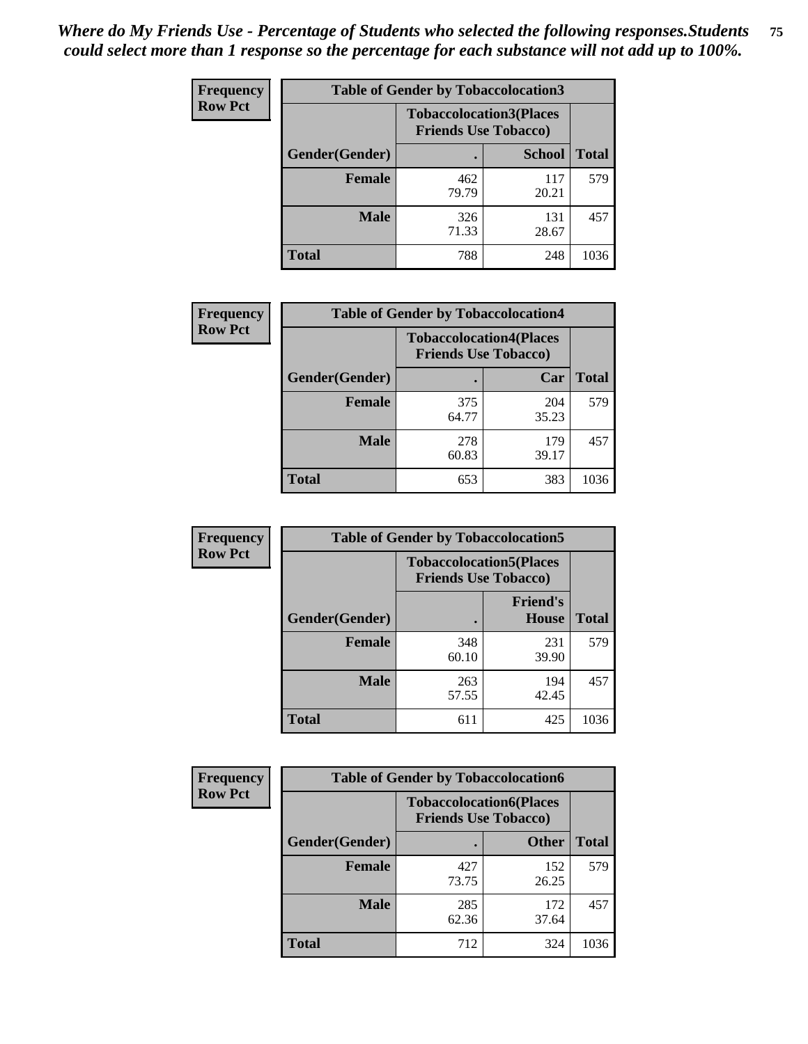*Where do My Friends Use - Percentage of Students who selected the following responses.Students could select more than 1 response so the percentage for each substance will not add up to 100%.*

**Frequency / Row Pct**

| Table of Gender by Tobaccolocation3 | | | |
|---|---|---|---|
| | Tobaccolocation3(Places Friends Use Tobacco) | | |
| Gender(Gender) | . | School | Total |
| Female | 462<br>79.79 | 117<br>20.21 | 579 |
| Male | 326<br>71.33 | 131<br>28.67 | 457 |
| Total | 788 | 248 | 1036 |

**Frequency / Row Pct**

| Table of Gender by Tobaccolocation4 | | | |
|---|---|---|---|
| | Tobaccolocation4(Places Friends Use Tobacco) | | |
| Gender(Gender) | . | Car | Total |
| Female | 375<br>64.77 | 204<br>35.23 | 579 |
| Male | 278<br>60.83 | 179<br>39.17 | 457 |
| Total | 653 | 383 | 1036 |

**Frequency / Row Pct**

| Table of Gender by Tobaccolocation5 | | | |
|---|---|---|---|
| | Tobaccolocation5(Places Friends Use Tobacco) | | |
| Gender(Gender) | . | Friend's House | Total |
| Female | 348<br>60.10 | 231<br>39.90 | 579 |
| Male | 263<br>57.55 | 194<br>42.45 | 457 |
| Total | 611 | 425 | 1036 |

**Frequency / Row Pct**

| Table of Gender by Tobaccolocation6 | | | |
|---|---|---|---|
| | Tobaccolocation6(Places Friends Use Tobacco) | | |
| Gender(Gender) | . | Other | Total |
| Female | 427<br>73.75 | 152<br>26.25 | 579 |
| Male | 285<br>62.36 | 172<br>37.64 | 457 |
| Total | 712 | 324 | 1036 |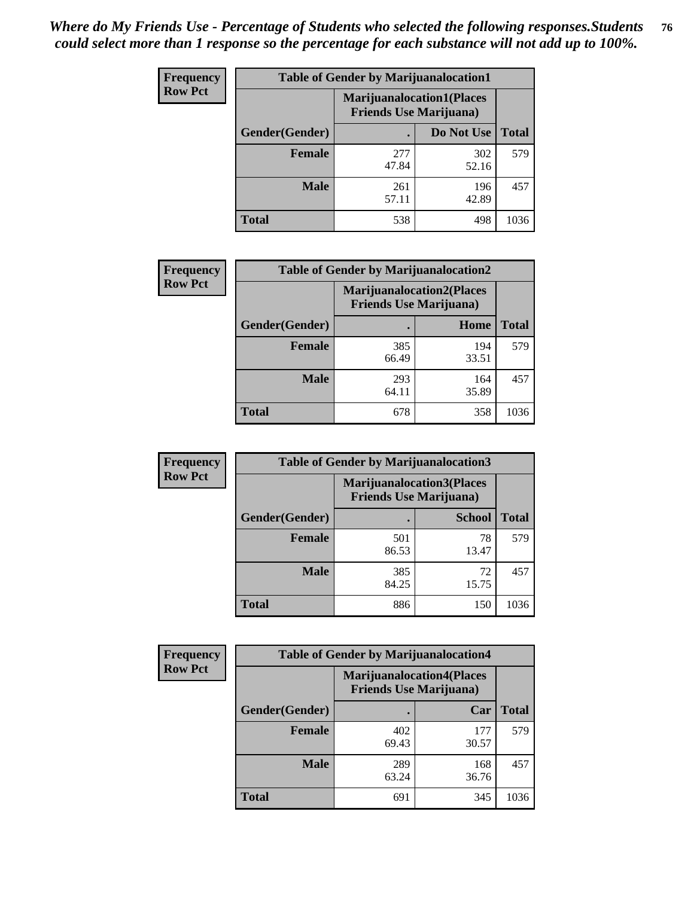*Where do My Friends Use - Percentage of Students who selected the following responses.Students could select more than 1 response so the percentage for each substance will not add up to 100%.*

**Frequency**
**Row Pct**

| Table of Gender by Marijuanalocation1 | | | |
|---|---|---|---|
| | Marijuanalocation1(Places Friends Use Marijuana) | | |
| Gender(Gender) | . | Do Not Use | Total |
| Female | 277<br>47.84 | 302<br>52.16 | 579 |
| Male | 261<br>57.11 | 196<br>42.89 | 457 |
| Total | 538 | 498 | 1036 |

**Frequency**
**Row Pct**

| Table of Gender by Marijuanalocation2 | | | |
|---|---|---|---|
| | Marijuanalocation2(Places Friends Use Marijuana) | | |
| Gender(Gender) | . | Home | Total |
| Female | 385<br>66.49 | 194<br>33.51 | 579 |
| Male | 293<br>64.11 | 164<br>35.89 | 457 |
| Total | 678 | 358 | 1036 |

**Frequency**
**Row Pct**

| Table of Gender by Marijuanalocation3 | | | |
|---|---|---|---|
| | Marijuanalocation3(Places Friends Use Marijuana) | | |
| Gender(Gender) | . | School | Total |
| Female | 501<br>86.53 | 78<br>13.47 | 579 |
| Male | 385<br>84.25 | 72<br>15.75 | 457 |
| Total | 886 | 150 | 1036 |

**Frequency**
**Row Pct**

| Table of Gender by Marijuanalocation4 | | | |
|---|---|---|---|
| | Marijuanalocation4(Places Friends Use Marijuana) | | |
| Gender(Gender) | . | Car | Total |
| Female | 402<br>69.43 | 177<br>30.57 | 579 |
| Male | 289<br>63.24 | 168<br>36.76 | 457 |
| Total | 691 | 345 | 1036 |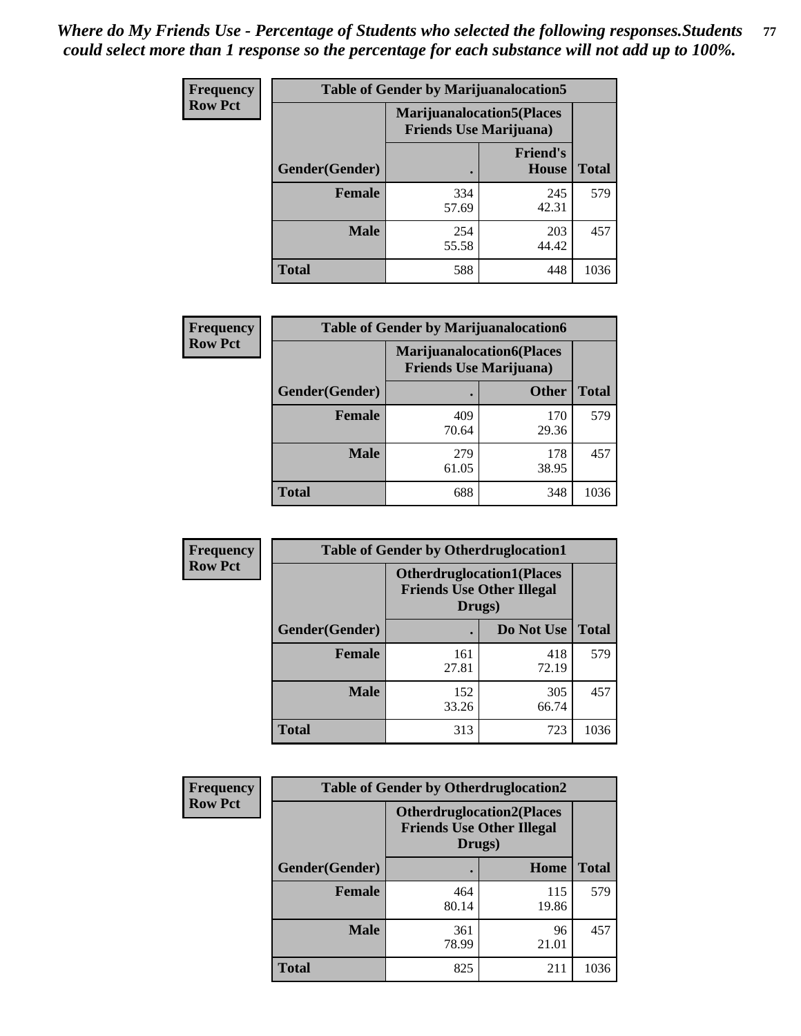*Where do My Friends Use - Percentage of Students who selected the following responses.Students could select more than 1 response so the percentage for each substance will not add up to 100%.*

**Frequency**
**Row Pct**

| Table of Gender by Marijuanalocation5 | | | |
|---|---|---|---|
| | Marijuanalocation5(Places Friends Use Marijuana) | | |
| Gender(Gender) | . | Friend's House | Total |
| **Female** | 334<br>57.69 | 245<br>42.31 | 579 |
| **Male** | 254<br>55.58 | 203<br>44.42 | 457 |
| **Total** | 588 | 448 | 1036 |

**Frequency**
**Row Pct**

| Table of Gender by Marijuanalocation6 | | | |
|---|---|---|---|
| | Marijuanalocation6(Places Friends Use Marijuana) | | |
| Gender(Gender) | . | Other | Total |
| **Female** | 409<br>70.64 | 170<br>29.36 | 579 |
| **Male** | 279<br>61.05 | 178<br>38.95 | 457 |
| **Total** | 688 | 348 | 1036 |

**Frequency**
**Row Pct**

| Table of Gender by Otherdruglocation1 | | | |
|---|---|---|---|
| | Otherdruglocation1(Places Friends Use Other Illegal Drugs) | | |
| Gender(Gender) | . | Do Not Use | Total |
| **Female** | 161<br>27.81 | 418<br>72.19 | 579 |
| **Male** | 152<br>33.26 | 305<br>66.74 | 457 |
| **Total** | 313 | 723 | 1036 |

**Frequency**
**Row Pct**

| Table of Gender by Otherdruglocation2 | | | |
|---|---|---|---|
| | Otherdruglocation2(Places Friends Use Other Illegal Drugs) | | |
| Gender(Gender) | . | Home | Total |
| **Female** | 464<br>80.14 | 115<br>19.86 | 579 |
| **Male** | 361<br>78.99 | 96<br>21.01 | 457 |
| **Total** | 825 | 211 | 1036 |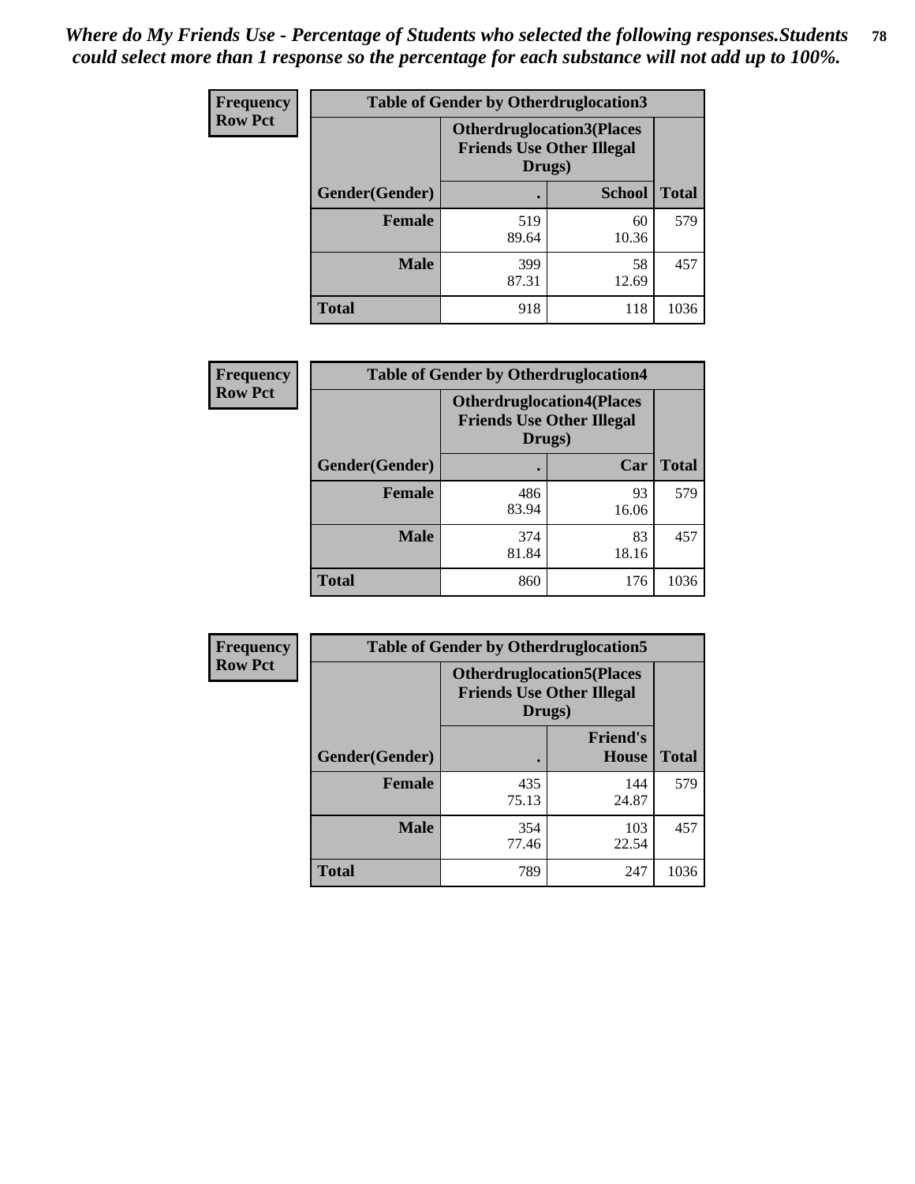*Where do My Friends Use - Percentage of Students who selected the following responses.Students could select more than 1 response so the percentage for each substance will not add up to 100%.*

**Frequency Row Pct**

| Table of Gender by Otherdruglocation3 | | | |
|---|---|---|---|
| | Otherdruglocation3(Places Friends Use Other Illegal Drugs) | | |
| Gender(Gender) | . | School | Total |
| Female | 519<br>89.64 | 60<br>10.36 | 579 |
| Male | 399<br>87.31 | 58<br>12.69 | 457 |
| Total | 918 | 118 | 1036 |

**Frequency Row Pct**

| Table of Gender by Otherdruglocation4 | | | |
|---|---|---|---|
| | Otherdruglocation4(Places Friends Use Other Illegal Drugs) | | |
| Gender(Gender) | . | Car | Total |
| Female | 486<br>83.94 | 93<br>16.06 | 579 |
| Male | 374<br>81.84 | 83<br>18.16 | 457 |
| Total | 860 | 176 | 1036 |

**Frequency Row Pct**

| Table of Gender by Otherdruglocation5 | | | |
|---|---|---|---|
| | Otherdruglocation5(Places Friends Use Other Illegal Drugs) | | |
| Gender(Gender) | . | Friend's House | Total |
| Female | 435<br>75.13 | 144<br>24.87 | 579 |
| Male | 354<br>77.46 | 103<br>22.54 | 457 |
| Total | 789 | 247 | 1036 |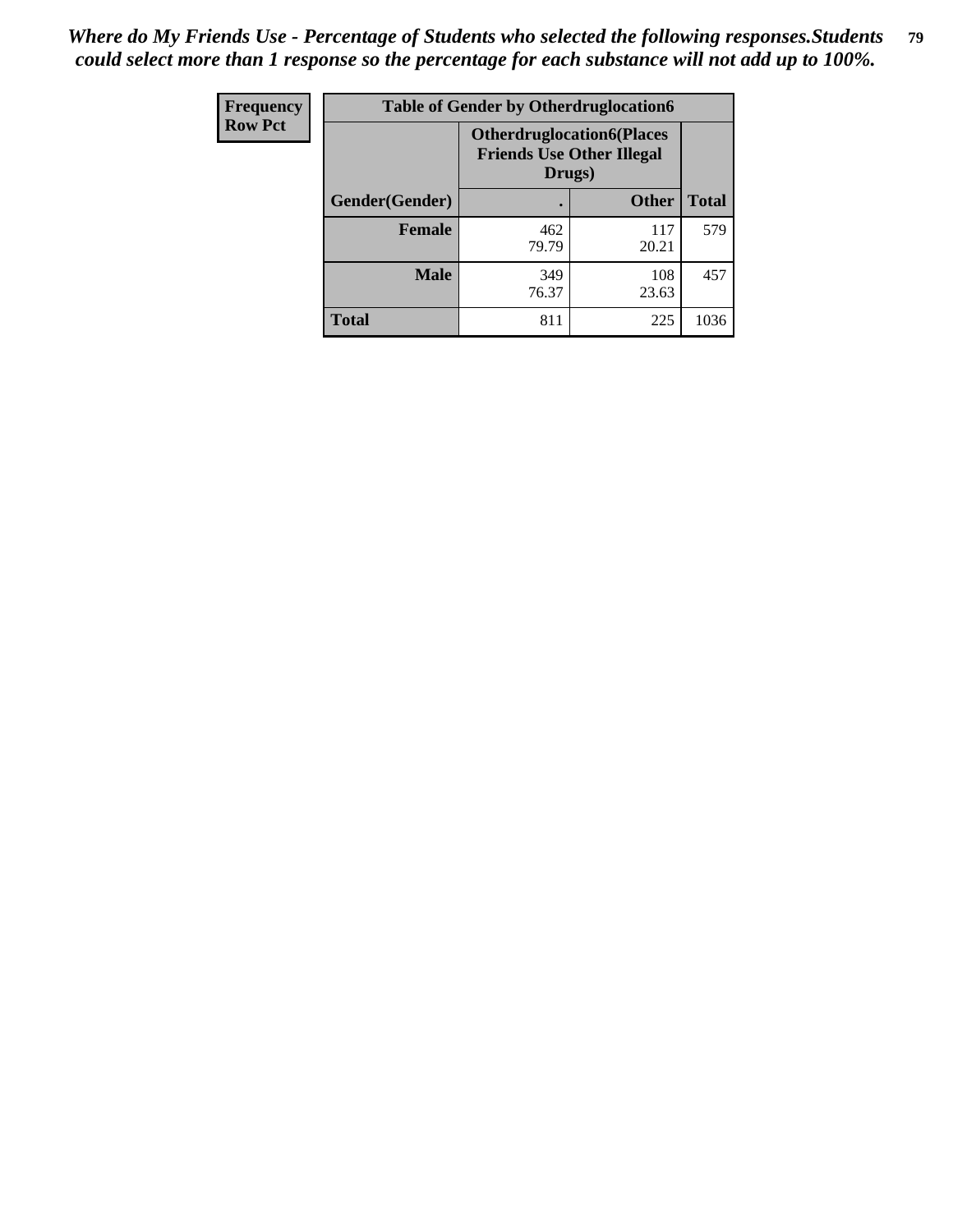*Where do My Friends Use - Percentage of Students who selected the following responses.Students could select more than 1 response so the percentage for each substance will not add up to 100%.*

| Frequency<br>Row Pct | Table of Gender by Otherdruglocation6 | | |
|---|---|---|---|
| | **Otherdruglocation6(Places Friends Use Other Illegal Drugs)** | | |
| **Gender(Gender)** | **.** | **Other** | **Total** |
| **Female** | 462<br>79.79 | 117<br>20.21 | 579 |
| **Male** | 349<br>76.37 | 108<br>23.63 | 457 |
| **Total** | 811 | 225 | 1036 |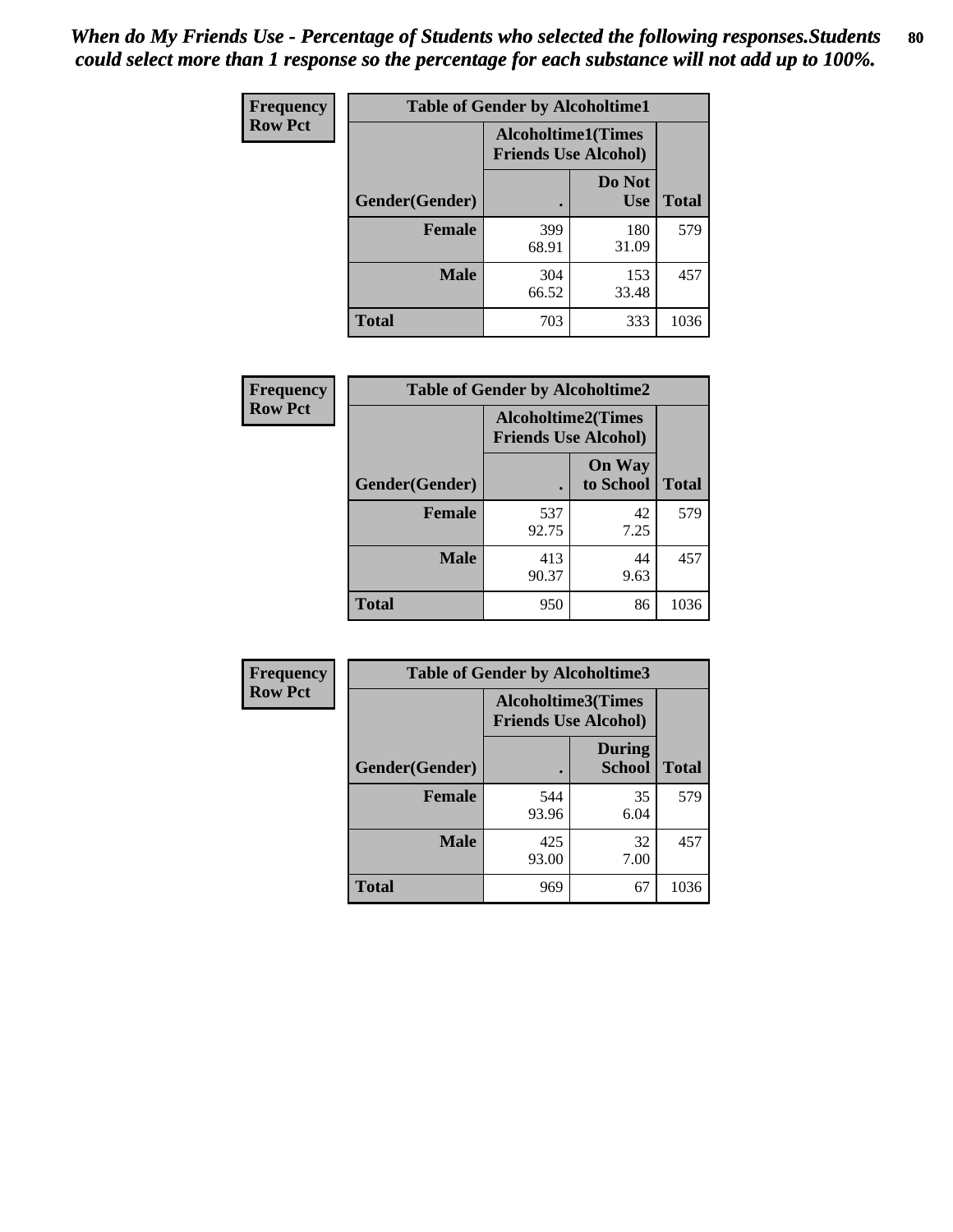*When do My Friends Use - Percentage of Students who selected the following responses.Students could select more than 1 response so the percentage for each substance will not add up to 100%.*

**Frequency Row Pct**

| Table of Gender by Alcoholtime1 | | | |
|---|---|---|---|
| | Alcoholtime1(Times Friends Use Alcohol) | | |
| Gender(Gender) | . | Do Not Use | Total |
| **Female** | 399<br>68.91 | 180<br>31.09 | 579 |
| **Male** | 304<br>66.52 | 153<br>33.48 | 457 |
| **Total** | 703 | 333 | 1036 |

**Frequency Row Pct**

| Table of Gender by Alcoholtime2 | | | |
|---|---|---|---|
| | Alcoholtime2(Times Friends Use Alcohol) | | |
| Gender(Gender) | . | On Way to School | Total |
| **Female** | 537<br>92.75 | 42<br>7.25 | 579 |
| **Male** | 413<br>90.37 | 44<br>9.63 | 457 |
| **Total** | 950 | 86 | 1036 |

**Frequency Row Pct**

| Table of Gender by Alcoholtime3 | | | |
|---|---|---|---|
| | Alcoholtime3(Times Friends Use Alcohol) | | |
| Gender(Gender) | . | During School | Total |
| **Female** | 544<br>93.96 | 35<br>6.04 | 579 |
| **Male** | 425<br>93.00 | 32<br>7.00 | 457 |
| **Total** | 969 | 67 | 1036 |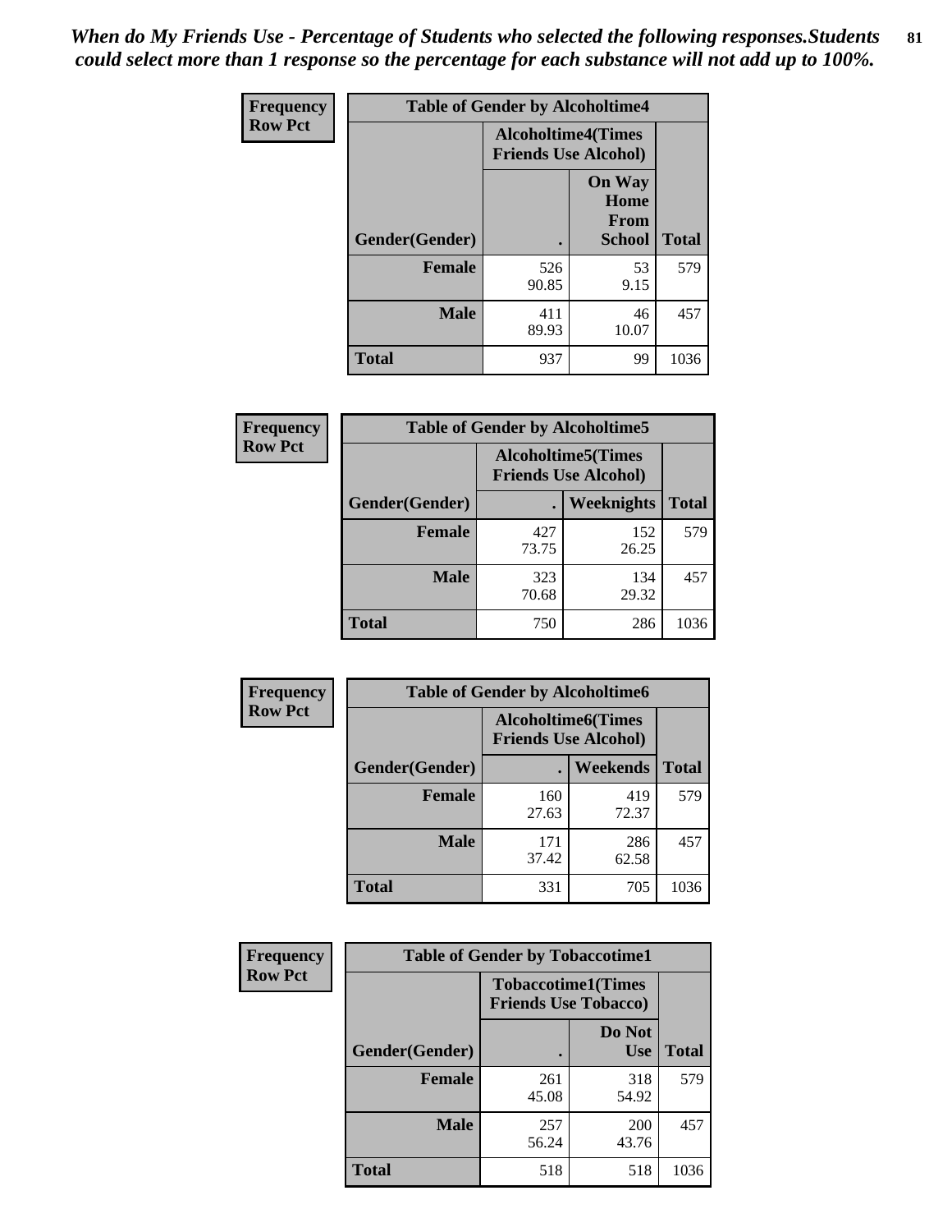*When do My Friends Use - Percentage of Students who selected the following responses.Students could select more than 1 response so the percentage for each substance will not add up to 100%.*

**Frequency**
**Row Pct**

| Table of Gender by Alcoholtime4 | | | |
|---|---|---|---|
| | Alcoholtime4(Times Friends Use Alcohol) | | |
| Gender(Gender) | . | On Way Home From School | Total |
| **Female** | 526<br>90.85 | 53<br>9.15 | 579 |
| **Male** | 411<br>89.93 | 46<br>10.07 | 457 |
| **Total** | 937 | 99 | 1036 |

**Frequency**
**Row Pct**

| Table of Gender by Alcoholtime5 | | | |
|---|---|---|---|
| | Alcoholtime5(Times Friends Use Alcohol) | | |
| Gender(Gender) | . | Weeknights | Total |
| **Female** | 427<br>73.75 | 152<br>26.25 | 579 |
| **Male** | 323<br>70.68 | 134<br>29.32 | 457 |
| **Total** | 750 | 286 | 1036 |

**Frequency**
**Row Pct**

| Table of Gender by Alcoholtime6 | | | |
|---|---|---|---|
| | Alcoholtime6(Times Friends Use Alcohol) | | |
| Gender(Gender) | . | Weekends | Total |
| **Female** | 160<br>27.63 | 419<br>72.37 | 579 |
| **Male** | 171<br>37.42 | 286<br>62.58 | 457 |
| **Total** | 331 | 705 | 1036 |

**Frequency**
**Row Pct**

| Table of Gender by Tobaccotime1 | | | |
|---|---|---|---|
| | Tobaccotime1(Times Friends Use Tobacco) | | |
| Gender(Gender) | . | Do Not Use | Total |
| **Female** | 261<br>45.08 | 318<br>54.92 | 579 |
| **Male** | 257<br>56.24 | 200<br>43.76 | 457 |
| **Total** | 518 | 518 | 1036 |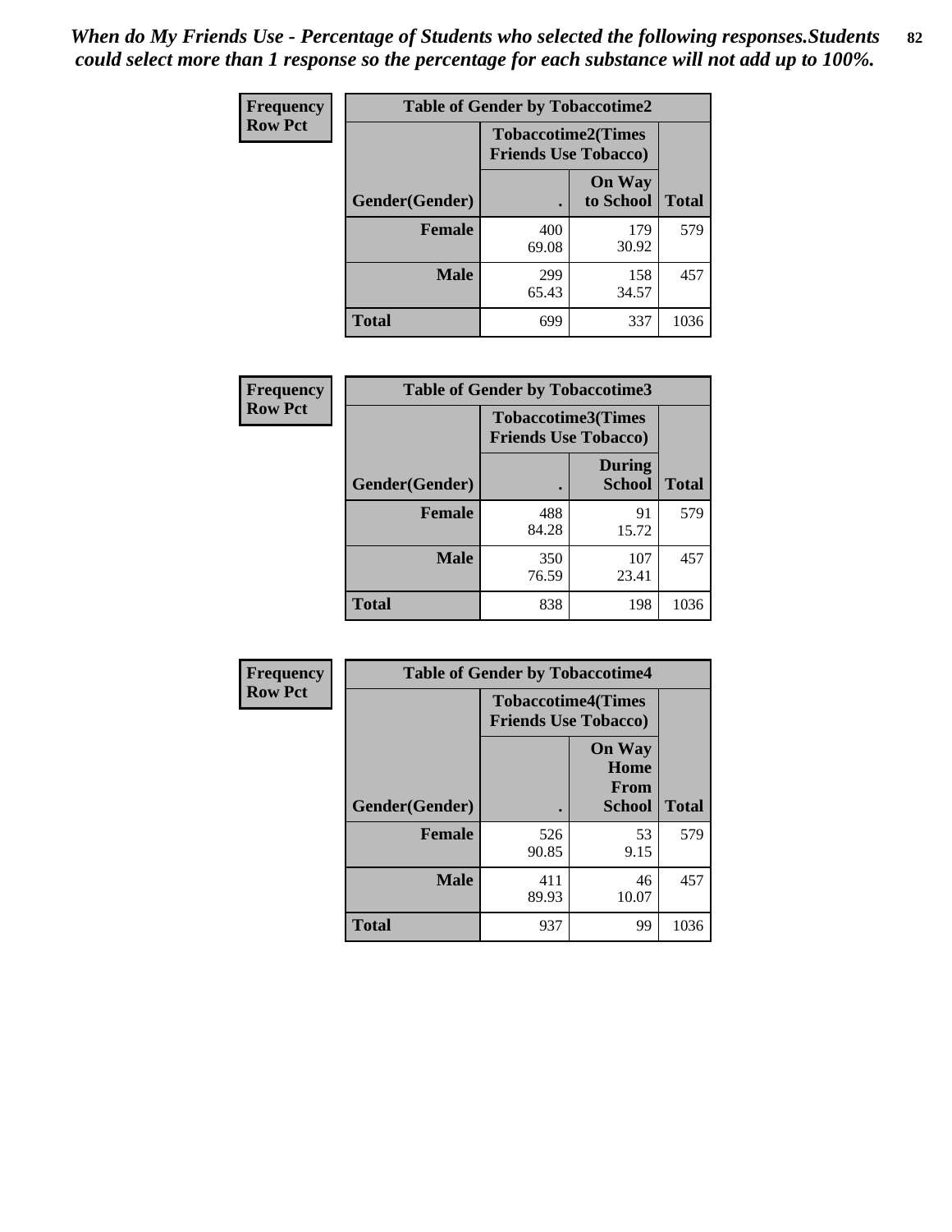*When do My Friends Use - Percentage of Students who selected the following responses.Students could select more than 1 response so the percentage for each substance will not add up to 100%.*

**Frequency**
**Row Pct**

| Table of Gender by Tobaccotime2 | | | |
|---|---|---|---|
| | Tobaccotime2(Times Friends Use Tobacco) | | |
| Gender(Gender) | . | On Way to School | Total |
| **Female** | 400<br>69.08 | 179<br>30.92 | 579 |
| **Male** | 299<br>65.43 | 158<br>34.57 | 457 |
| **Total** | 699 | 337 | 1036 |

**Frequency**
**Row Pct**

| Table of Gender by Tobaccotime3 | | | |
|---|---|---|---|
| | Tobaccotime3(Times Friends Use Tobacco) | | |
| Gender(Gender) | . | During School | Total |
| **Female** | 488<br>84.28 | 91<br>15.72 | 579 |
| **Male** | 350<br>76.59 | 107<br>23.41 | 457 |
| **Total** | 838 | 198 | 1036 |

**Frequency**
**Row Pct**

| Table of Gender by Tobaccotime4 | | | |
|---|---|---|---|
| | Tobaccotime4(Times Friends Use Tobacco) | | |
| Gender(Gender) | . | On Way Home From School | Total |
| **Female** | 526<br>90.85 | 53<br>9.15 | 579 |
| **Male** | 411<br>89.93 | 46<br>10.07 | 457 |
| **Total** | 937 | 99 | 1036 |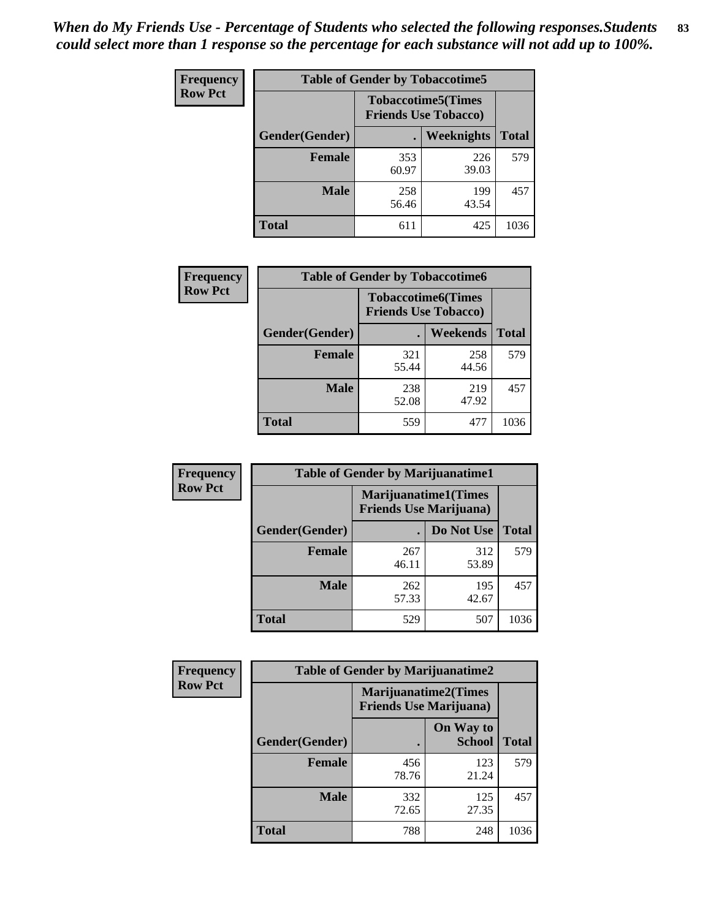*When do My Friends Use - Percentage of Students who selected the following responses.Students could select more than 1 response so the percentage for each substance will not add up to 100%.*

**Frequency**
**Row Pct**

| Table of Gender by Tobaccotime5 | | | |
|---|---|---|---|
| | Tobaccotime5(Times Friends Use Tobacco) | | |
| Gender(Gender) | . | Weeknights | Total |
| **Female** | 353<br>60.97 | 226<br>39.03 | 579 |
| **Male** | 258<br>56.46 | 199<br>43.54 | 457 |
| **Total** | 611 | 425 | 1036 |

**Frequency**
**Row Pct**

| Table of Gender by Tobaccotime6 | | | |
|---|---|---|---|
| | Tobaccotime6(Times Friends Use Tobacco) | | |
| Gender(Gender) | . | Weekends | Total |
| **Female** | 321<br>55.44 | 258<br>44.56 | 579 |
| **Male** | 238<br>52.08 | 219<br>47.92 | 457 |
| **Total** | 559 | 477 | 1036 |

**Frequency**
**Row Pct**

| Table of Gender by Marijuanatime1 | | | |
|---|---|---|---|
| | Marijuanatime1(Times Friends Use Marijuana) | | |
| Gender(Gender) | . | Do Not Use | Total |
| **Female** | 267<br>46.11 | 312<br>53.89 | 579 |
| **Male** | 262<br>57.33 | 195<br>42.67 | 457 |
| **Total** | 529 | 507 | 1036 |

**Frequency**
**Row Pct**

| Table of Gender by Marijuanatime2 | | | |
|---|---|---|---|
| | Marijuanatime2(Times Friends Use Marijuana) | | |
| Gender(Gender) | . | On Way to School | Total |
| **Female** | 456<br>78.76 | 123<br>21.24 | 579 |
| **Male** | 332<br>72.65 | 125<br>27.35 | 457 |
| **Total** | 788 | 248 | 1036 |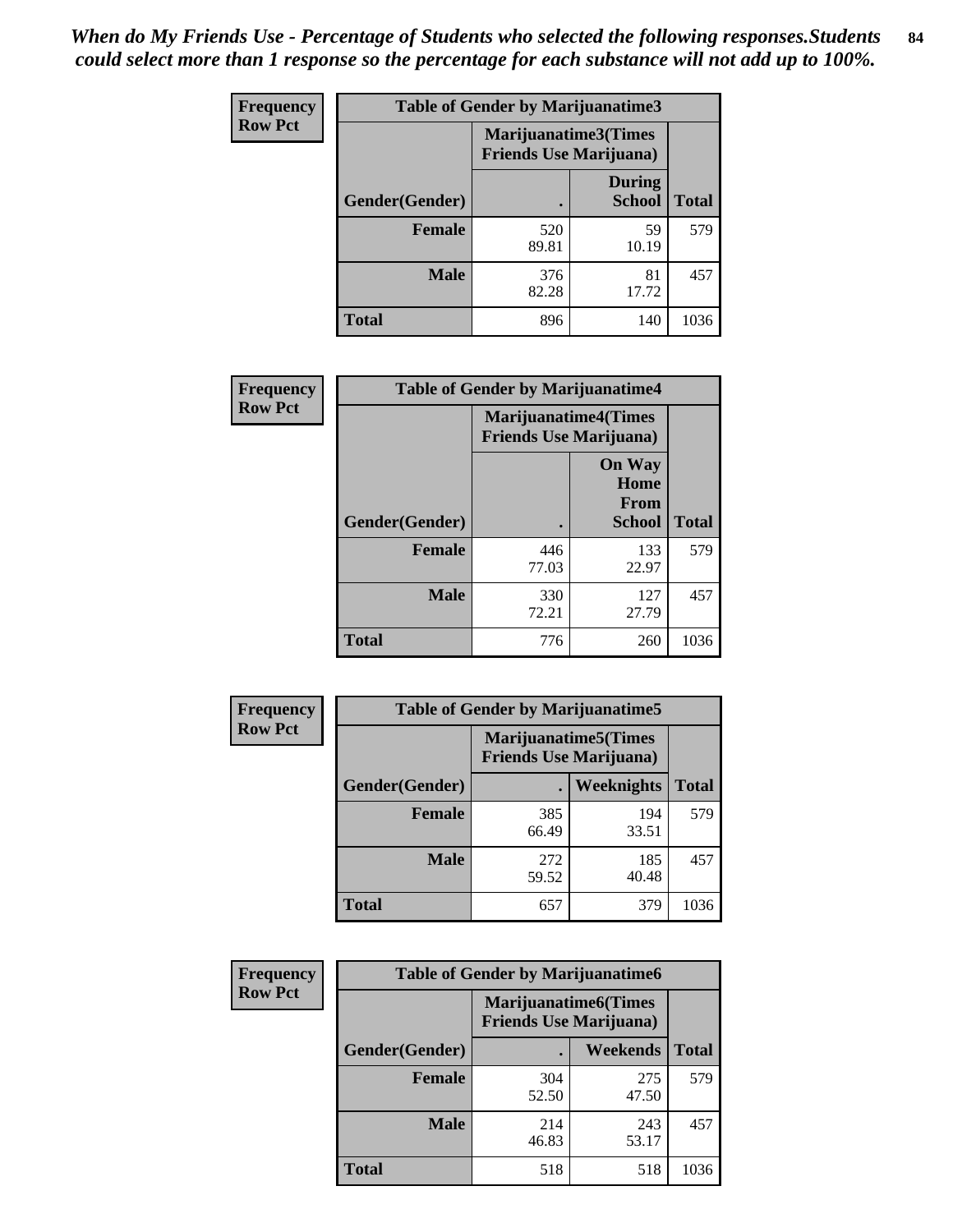*When do My Friends Use - Percentage of Students who selected the following responses.Students could select more than 1 response so the percentage for each substance will not add up to 100%.*

**Frequency Row Pct**

| Table of Gender by Marijuanatime3 | | | |
|---|---|---|---|
| | Marijuanatime3(Times Friends Use Marijuana) | | |
| Gender(Gender) | . | During School | Total |
| **Female** | 520<br>89.81 | 59<br>10.19 | 579 |
| **Male** | 376<br>82.28 | 81<br>17.72 | 457 |
| **Total** | 896 | 140 | 1036 |

**Frequency Row Pct**

| Table of Gender by Marijuanatime4 | | | |
|---|---|---|---|
| | Marijuanatime4(Times Friends Use Marijuana) | | |
| Gender(Gender) | . | On Way Home From School | Total |
| **Female** | 446<br>77.03 | 133<br>22.97 | 579 |
| **Male** | 330<br>72.21 | 127<br>27.79 | 457 |
| **Total** | 776 | 260 | 1036 |

**Frequency Row Pct**

| Table of Gender by Marijuanatime5 | | | |
|---|---|---|---|
| | Marijuanatime5(Times Friends Use Marijuana) | | |
| Gender(Gender) | . | Weeknights | Total |
| **Female** | 385<br>66.49 | 194<br>33.51 | 579 |
| **Male** | 272<br>59.52 | 185<br>40.48 | 457 |
| **Total** | 657 | 379 | 1036 |

**Frequency Row Pct**

| Table of Gender by Marijuanatime6 | | | |
|---|---|---|---|
| | Marijuanatime6(Times Friends Use Marijuana) | | |
| Gender(Gender) | . | Weekends | Total |
| **Female** | 304<br>52.50 | 275<br>47.50 | 579 |
| **Male** | 214<br>46.83 | 243<br>53.17 | 457 |
| **Total** | 518 | 518 | 1036 |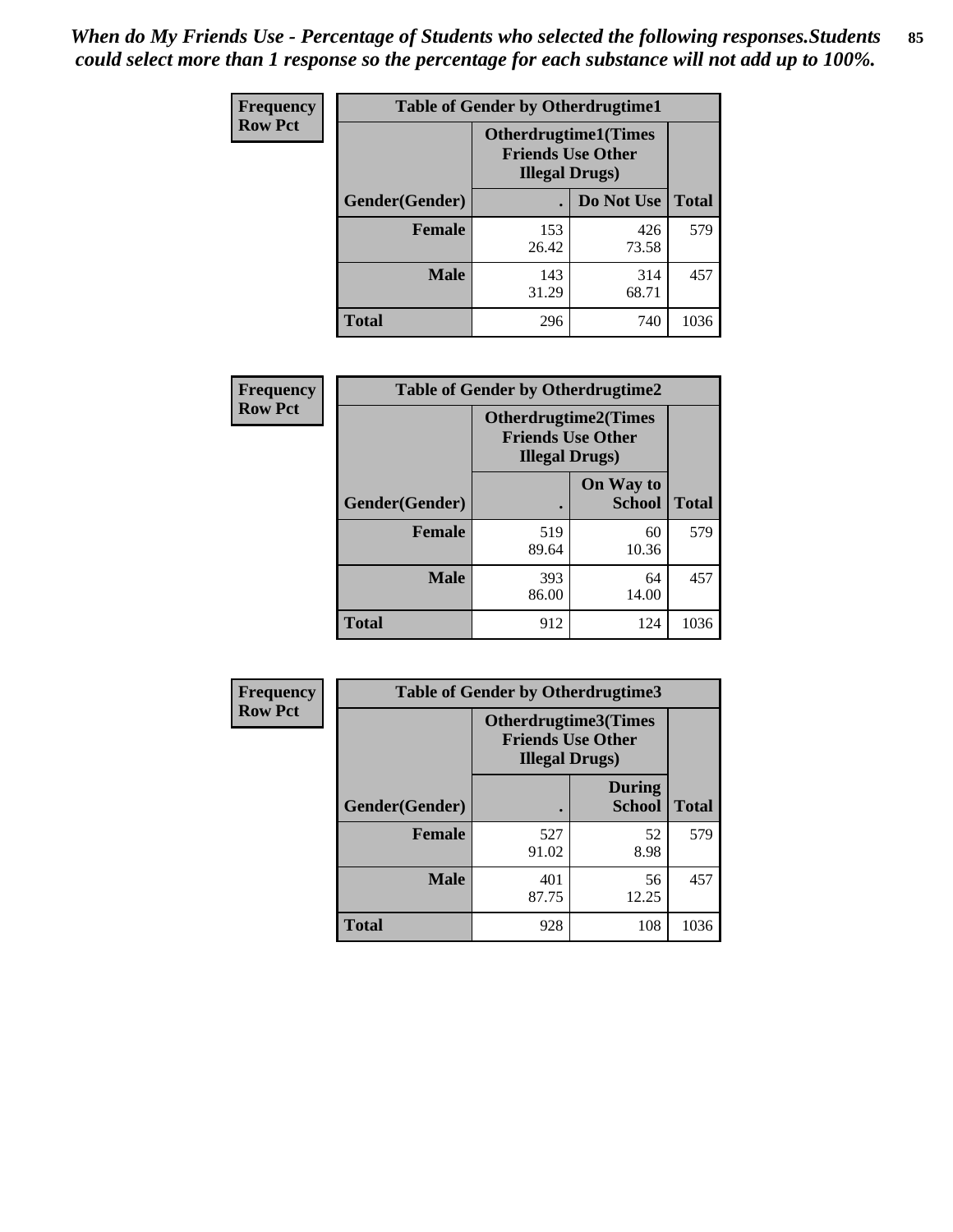*When do My Friends Use - Percentage of Students who selected the following responses.Students could select more than 1 response so the percentage for each substance will not add up to 100%.*

**Frequency**
**Row Pct**

| Table of Gender by Otherdrugtime1 | | | |
|---|---|---|---|
| | Otherdrugtime1(Times Friends Use Other Illegal Drugs) | | |
| Gender(Gender) | . | Do Not Use | Total |
| Female | 153<br>26.42 | 426<br>73.58 | 579 |
| Male | 143<br>31.29 | 314<br>68.71 | 457 |
| Total | 296 | 740 | 1036 |

**Frequency**
**Row Pct**

| Table of Gender by Otherdrugtime2 | | | |
|---|---|---|---|
| | Otherdrugtime2(Times Friends Use Other Illegal Drugs) | | |
| Gender(Gender) | . | On Way to School | Total |
| Female | 519<br>89.64 | 60<br>10.36 | 579 |
| Male | 393<br>86.00 | 64<br>14.00 | 457 |
| Total | 912 | 124 | 1036 |

**Frequency**
**Row Pct**

| Table of Gender by Otherdrugtime3 | | | |
|---|---|---|---|
| | Otherdrugtime3(Times Friends Use Other Illegal Drugs) | | |
| Gender(Gender) | . | During School | Total |
| Female | 527<br>91.02 | 52<br>8.98 | 579 |
| Male | 401<br>87.75 | 56<br>12.25 | 457 |
| Total | 928 | 108 | 1036 |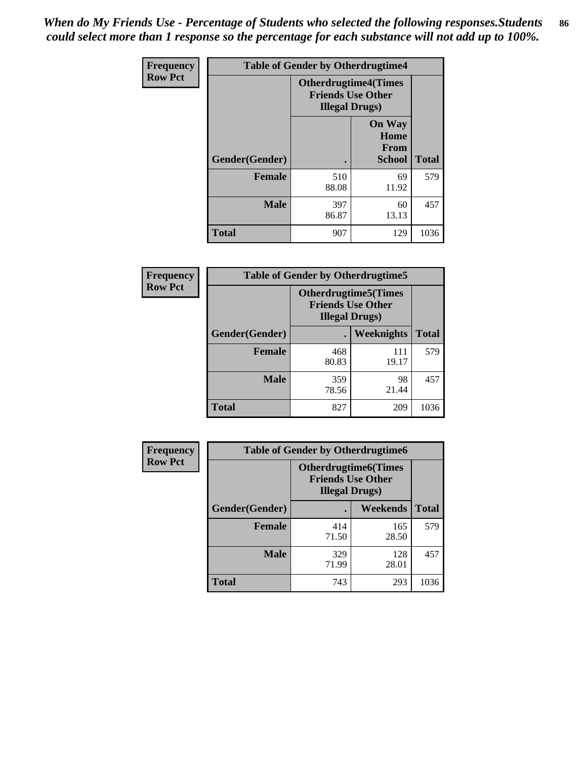*When do My Friends Use - Percentage of Students who selected the following responses.Students could select more than 1 response so the percentage for each substance will not add up to 100%.*

**Frequency**
**Row Pct**

| Table of Gender by Otherdrugtime4 | | | |
|---|---|---|---|
| | Otherdrugtime4(Times Friends Use Other Illegal Drugs) | | |
| Gender(Gender) | . | On Way Home From School | Total |
| Female | 510<br>88.08 | 69<br>11.92 | 579 |
| Male | 397<br>86.87 | 60<br>13.13 | 457 |
| Total | 907 | 129 | 1036 |

**Frequency**
**Row Pct**

| Table of Gender by Otherdrugtime5 | | | |
|---|---|---|---|
| | Otherdrugtime5(Times Friends Use Other Illegal Drugs) | | |
| Gender(Gender) | . | Weeknights | Total |
| Female | 468<br>80.83 | 111<br>19.17 | 579 |
| Male | 359<br>78.56 | 98<br>21.44 | 457 |
| Total | 827 | 209 | 1036 |

**Frequency**
**Row Pct**

| Table of Gender by Otherdrugtime6 | | | |
|---|---|---|---|
| | Otherdrugtime6(Times Friends Use Other Illegal Drugs) | | |
| Gender(Gender) | . | Weekends | Total |
| Female | 414<br>71.50 | 165<br>28.50 | 579 |
| Male | 329<br>71.99 | 128<br>28.01 | 457 |
| Total | 743 | 293 | 1036 |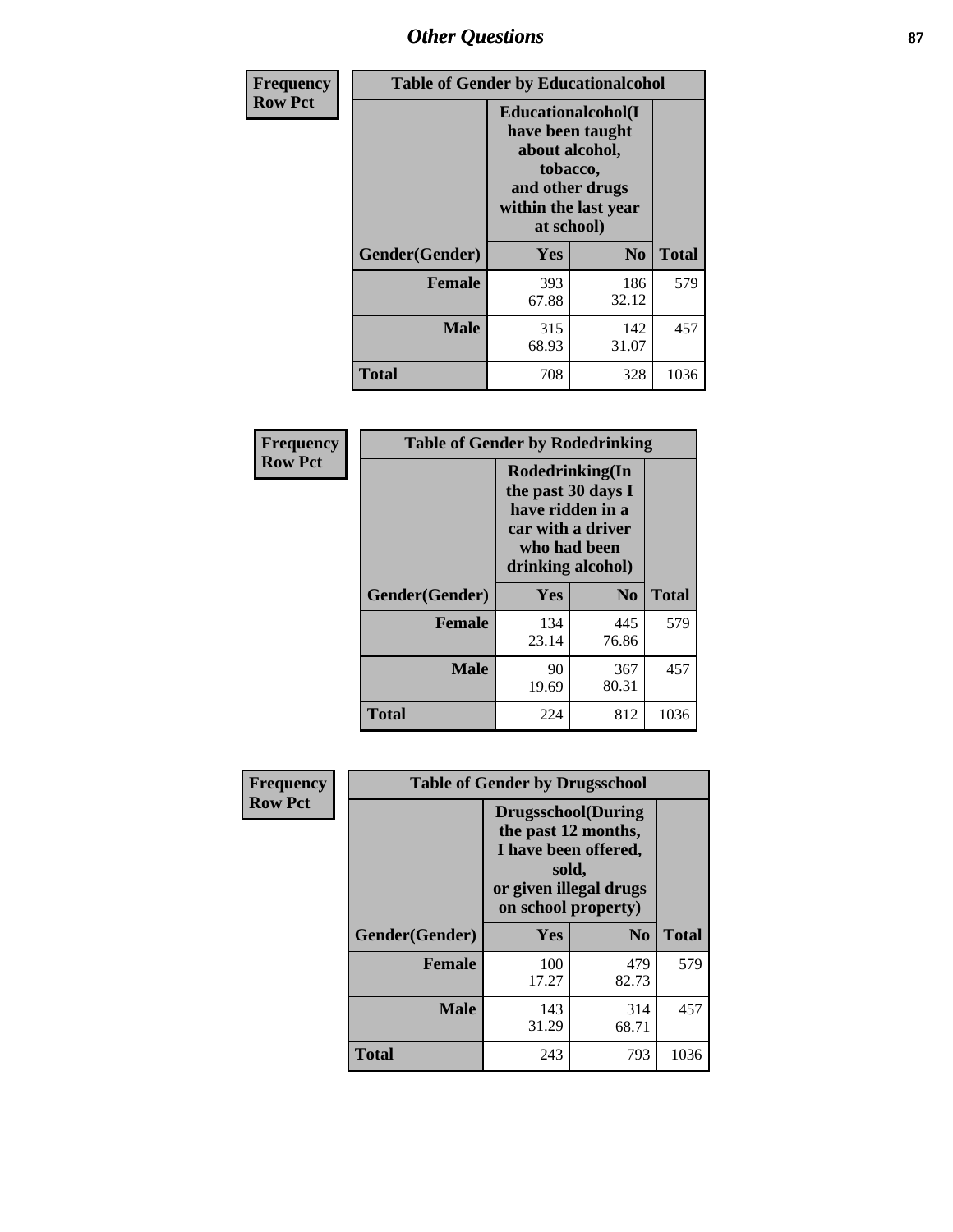## Other Questions

**Frequency**
**Row Pct**

| Table of Gender by Educationalcohol | | | |
|---|---|---|---|
| | Educationalcohol(I have been taught about alcohol, tobacco, and other drugs within the last year at school) | | |
| Gender(Gender) | Yes | No | Total |
| Female | 393<br>67.88 | 186<br>32.12 | 579 |
| Male | 315<br>68.93 | 142<br>31.07 | 457 |
| Total | 708 | 328 | 1036 |

**Frequency**
**Row Pct**

| Table of Gender by Rodedrinking | | | |
|---|---|---|---|
| | Rodedrinking(In the past 30 days I have ridden in a car with a driver who had been drinking alcohol) | | |
| Gender(Gender) | Yes | No | Total |
| Female | 134<br>23.14 | 445<br>76.86 | 579 |
| Male | 90<br>19.69 | 367<br>80.31 | 457 |
| Total | 224 | 812 | 1036 |

**Frequency**
**Row Pct**

| Table of Gender by Drugsschool | | | |
|---|---|---|---|
| | Drugsschool(During the past 12 months, I have been offered, sold, or given illegal drugs on school property) | | |
| Gender(Gender) | Yes | No | Total |
| Female | 100<br>17.27 | 479<br>82.73 | 579 |
| Male | 143<br>31.29 | 314<br>68.71 | 457 |
| Total | 243 | 793 | 1036 |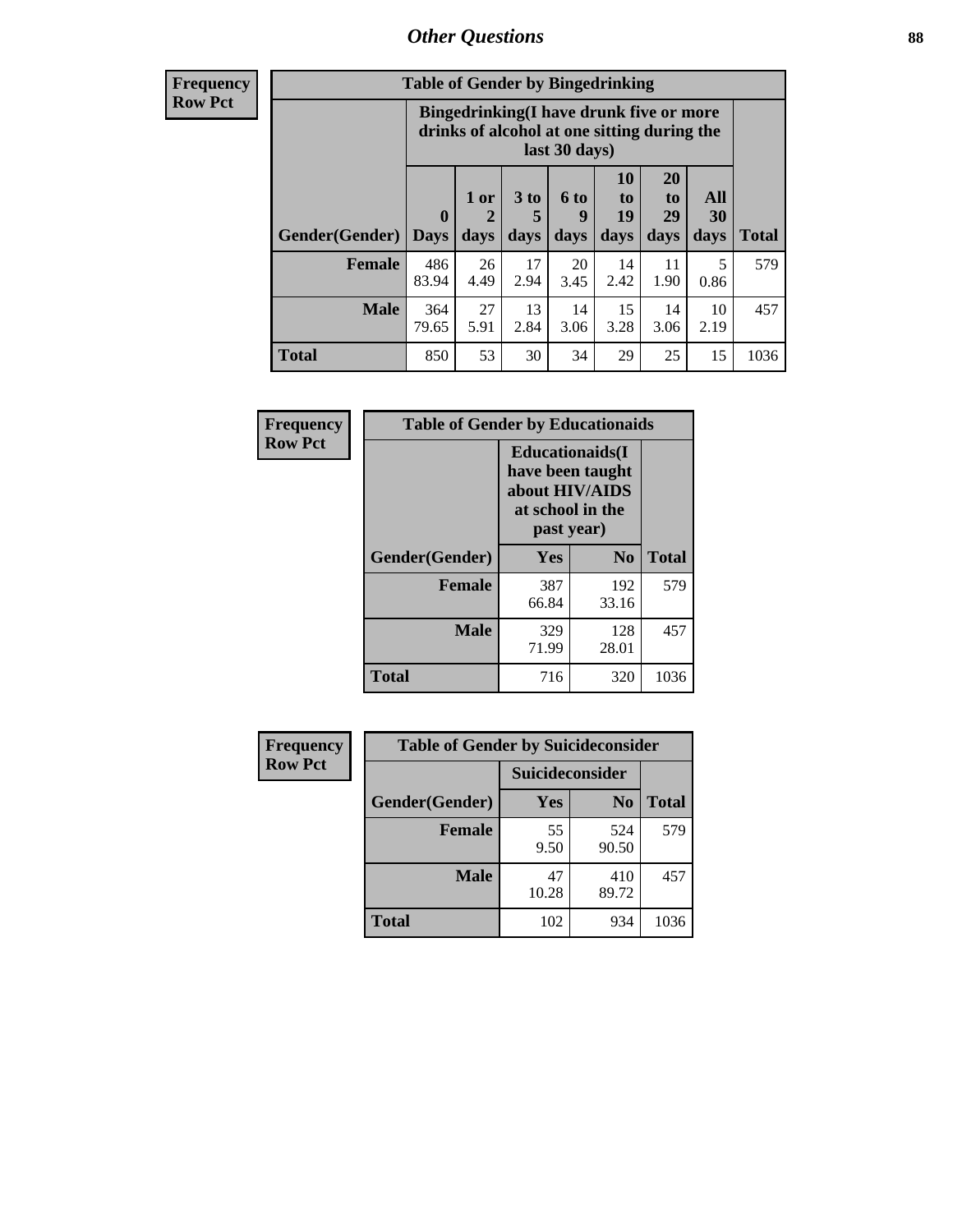# Other Questions

**Frequency**
**Row Pct**

**Table of Gender by Bingedrinking**

| Gender(Gender) | Bingedrinking(I have drunk five or more drinks of alcohol at one sitting during the last 30 days) | | | | | | | Total |
|---|---|---|---|---|---|---|---|---|
| | 0 Days | 1 or 2 days | 3 to 5 days | 6 to 9 days | 10 to 19 days | 20 to 29 days | All 30 days | |
| **Female** | 486<br>83.94 | 26<br>4.49 | 17<br>2.94 | 20<br>3.45 | 14<br>2.42 | 11<br>1.90 | 5<br>0.86 | 579 |
| **Male** | 364<br>79.65 | 27<br>5.91 | 13<br>2.84 | 14<br>3.06 | 15<br>3.28 | 14<br>3.06 | 10<br>2.19 | 457 |
| **Total** | 850 | 53 | 30 | 34 | 29 | 25 | 15 | 1036 |

**Frequency**
**Row Pct**

**Table of Gender by Educationaids**

| Gender(Gender) | Educationaids(I have been taught about HIV/AIDS at school in the past year) | | Total |
|---|---|---|---|
| | Yes | No | |
| **Female** | 387<br>66.84 | 192<br>33.16 | 579 |
| **Male** | 329<br>71.99 | 128<br>28.01 | 457 |
| **Total** | 716 | 320 | 1036 |

**Frequency**
**Row Pct**

**Table of Gender by Suicideconsider**

| Gender(Gender) | Suicideconsider | | Total |
|---|---|---|---|
| | Yes | No | |
| **Female** | 55<br>9.50 | 524<br>90.50 | 579 |
| **Male** | 47<br>10.28 | 410<br>89.72 | 457 |
| **Total** | 102 | 934 | 1036 |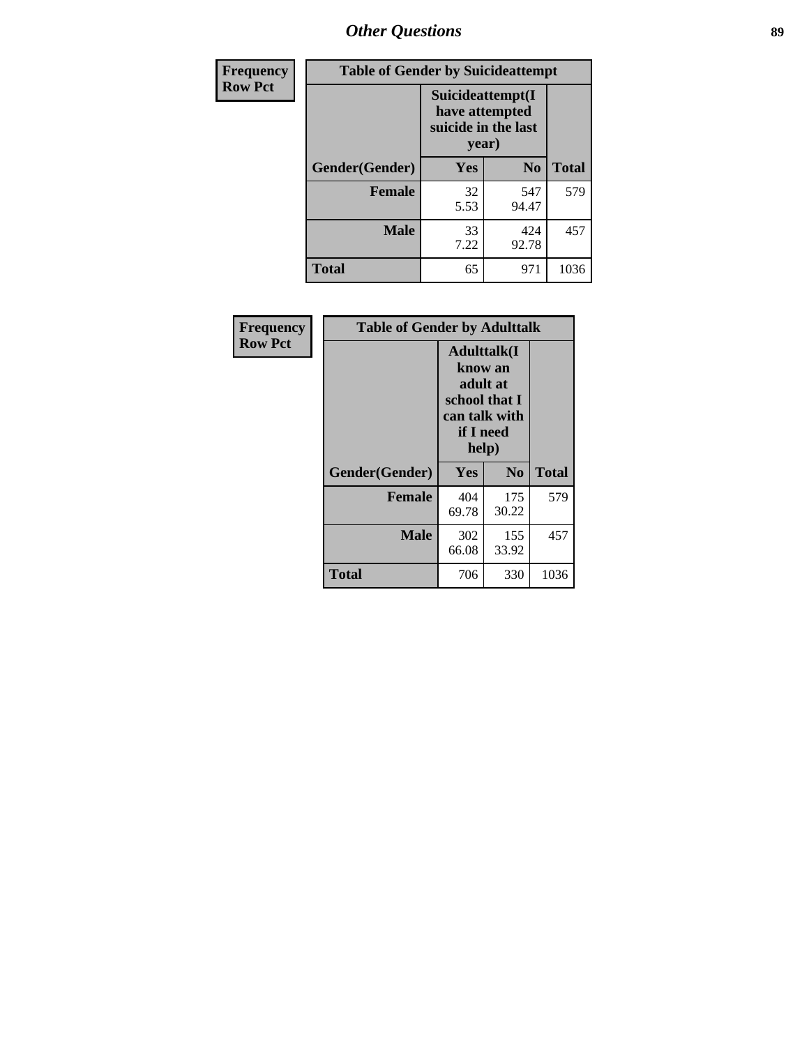## Other Questions

| Frequency Row Pct | Table of Gender by Suicideattempt | | |
|---|---|---|---|
| | Suicideattempt(I have attempted suicide in the last year) | | |
| Gender(Gender) | Yes | No | Total |
| Female | 32<br>5.53 | 547<br>94.47 | 579 |
| Male | 33<br>7.22 | 424<br>92.78 | 457 |
| Total | 65 | 971 | 1036 |

| Frequency Row Pct | Table of Gender by Adulttalk | | |
|---|---|---|---|
| | Adulttalk(I know an adult at school that I can talk with if I need help) | | |
| Gender(Gender) | Yes | No | Total |
| Female | 404<br>69.78 | 175<br>30.22 | 579 |
| Male | 302<br>66.08 | 155<br>33.92 | 457 |
| Total | 706 | 330 | 1036 |